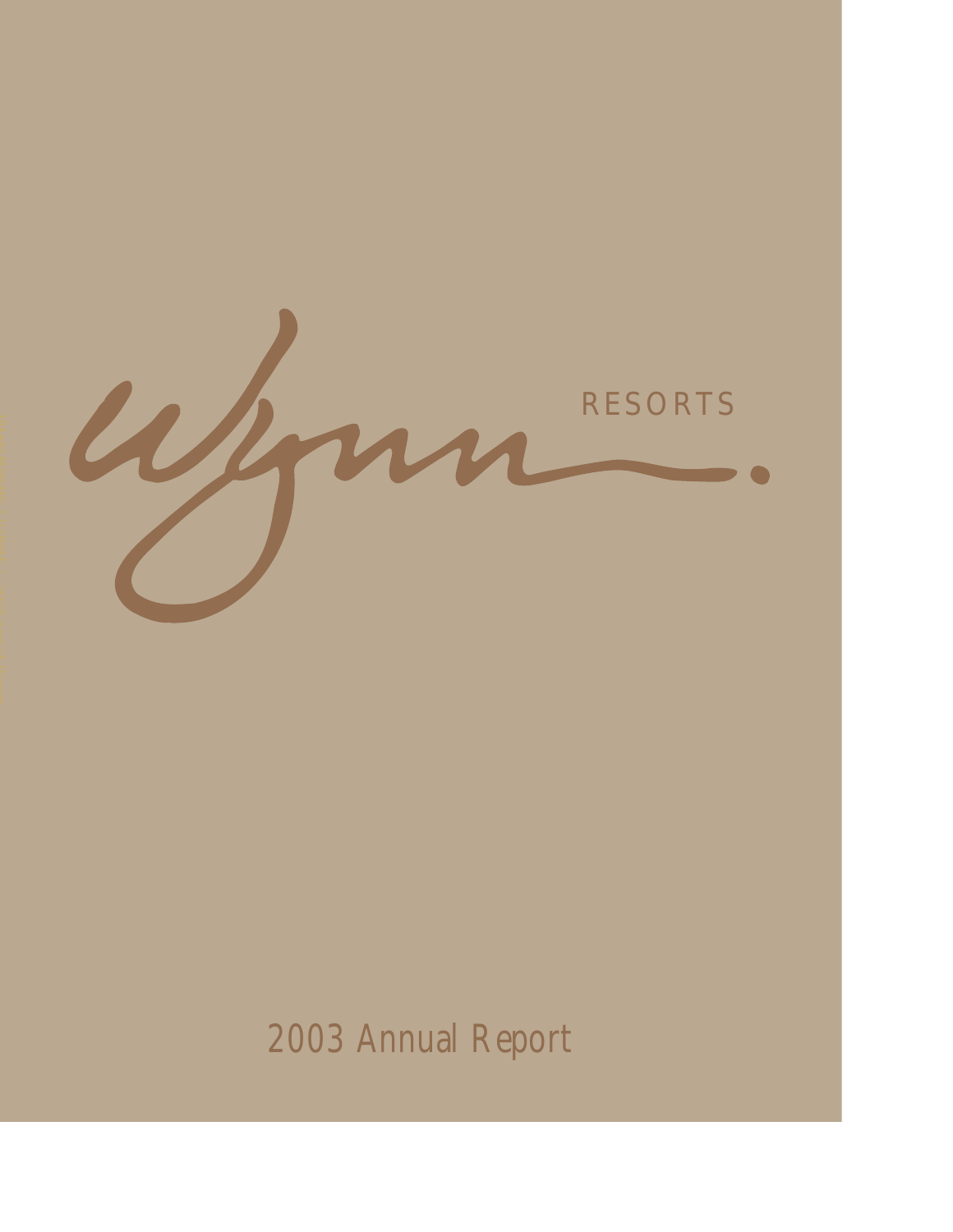# Wynn RESORTS.

## 2003 Annual Report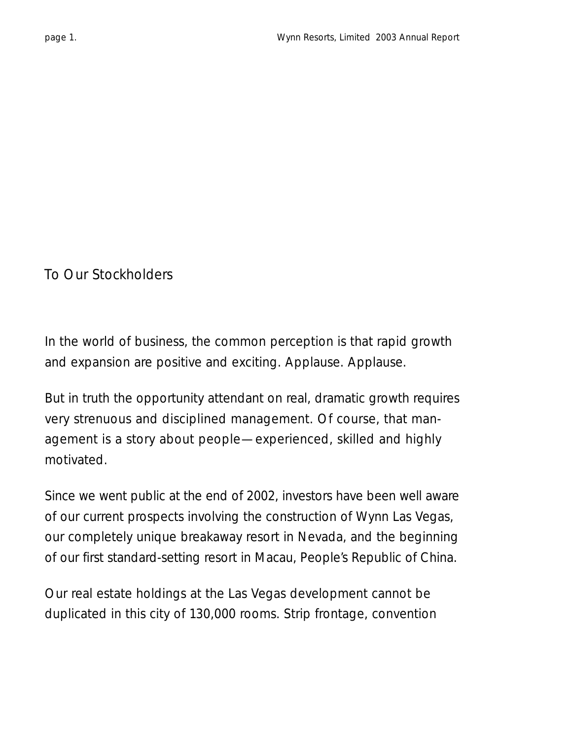## To Our Stockholders

In the world of business, the common perception is that rapid growth and expansion are positive and exciting. Applause. Applause.

But in truth the opportunity attendant on real, dramatic growth requires very strenuous and disciplined management. Of course, that management is a story about people—experienced, skilled and highly motivated.

Since we went public at the end of 2002, investors have been well aware of our current prospects involving the construction of Wynn Las Vegas, our completely unique breakaway resort in Nevada, and the beginning of our first standard-setting resort in Macau, People's Republic of China.

Our real estate holdings at the Las Vegas development cannot be duplicated in this city of 130,000 rooms. Strip frontage, convention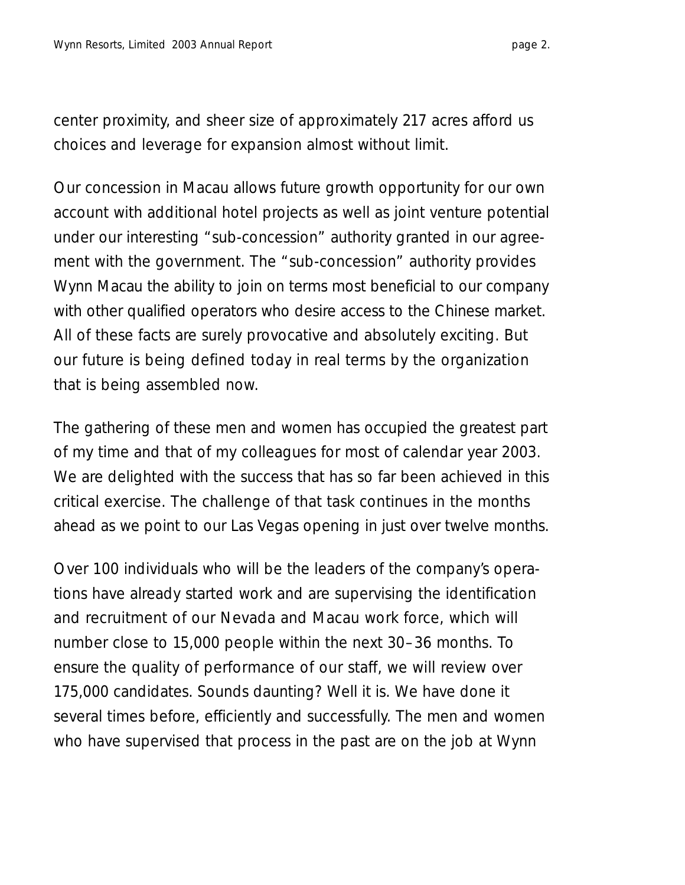center proximity, and sheer size of approximately 217 acres afford us choices and leverage for expansion almost without limit.

Our concession in Macau allows future growth opportunity for our own account with additional hotel projects as well as joint venture potential under our interesting "sub-concession" authority granted in our agreement with the government. The "sub-concession" authority provides Wynn Macau the ability to join on terms most beneficial to our company with other qualified operators who desire access to the Chinese market. All of these facts are surely provocative and absolutely exciting. But our future is being defined today in real terms by the organization that is being assembled now.

The gathering of these men and women has occupied the greatest part of my time and that of my colleagues for most of calendar year 2003. We are delighted with the success that has so far been achieved in this critical exercise. The challenge of that task continues in the months ahead as we point to our Las Vegas opening in just over twelve months.

Over 100 individuals who will be the leaders of the company's operations have already started work and are supervising the identification and recruitment of our Nevada and Macau work force, which will number close to 15,000 people within the next 30–36 months. To ensure the quality of performance of our staff, we will review over 175,000 candidates. Sounds daunting? Well it is. We have done it several times before, efficiently and successfully. The men and women who have supervised that process in the past are on the job at Wynn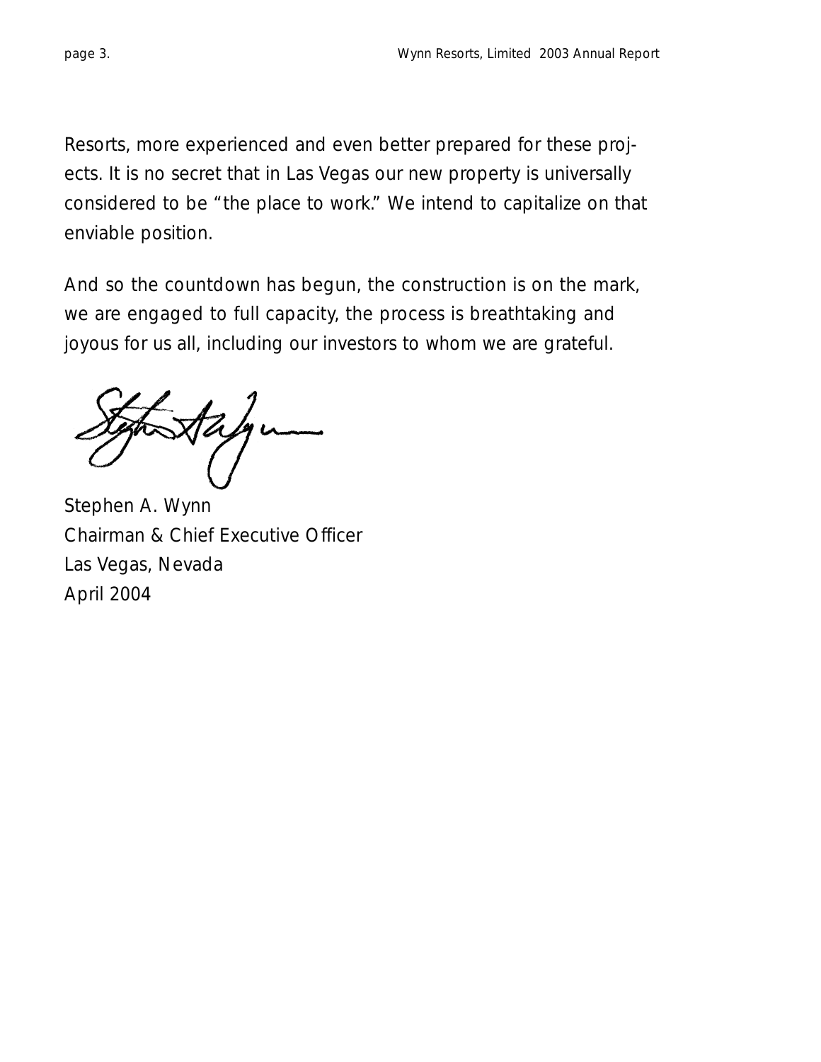Resorts, more experienced and even better prepared for these projects. It is no secret that in Las Vegas our new property is universally considered to be "the place to work." We intend to capitalize on that enviable position.

And so the countdown has begun, the construction is on the mark, we are engaged to full capacity, the process is breathtaking and joyous for us all, including our investors to whom we are grateful.

Stephen A. Wynn
Chairman & Chief Executive Officer
Las Vegas, Nevada
April 2004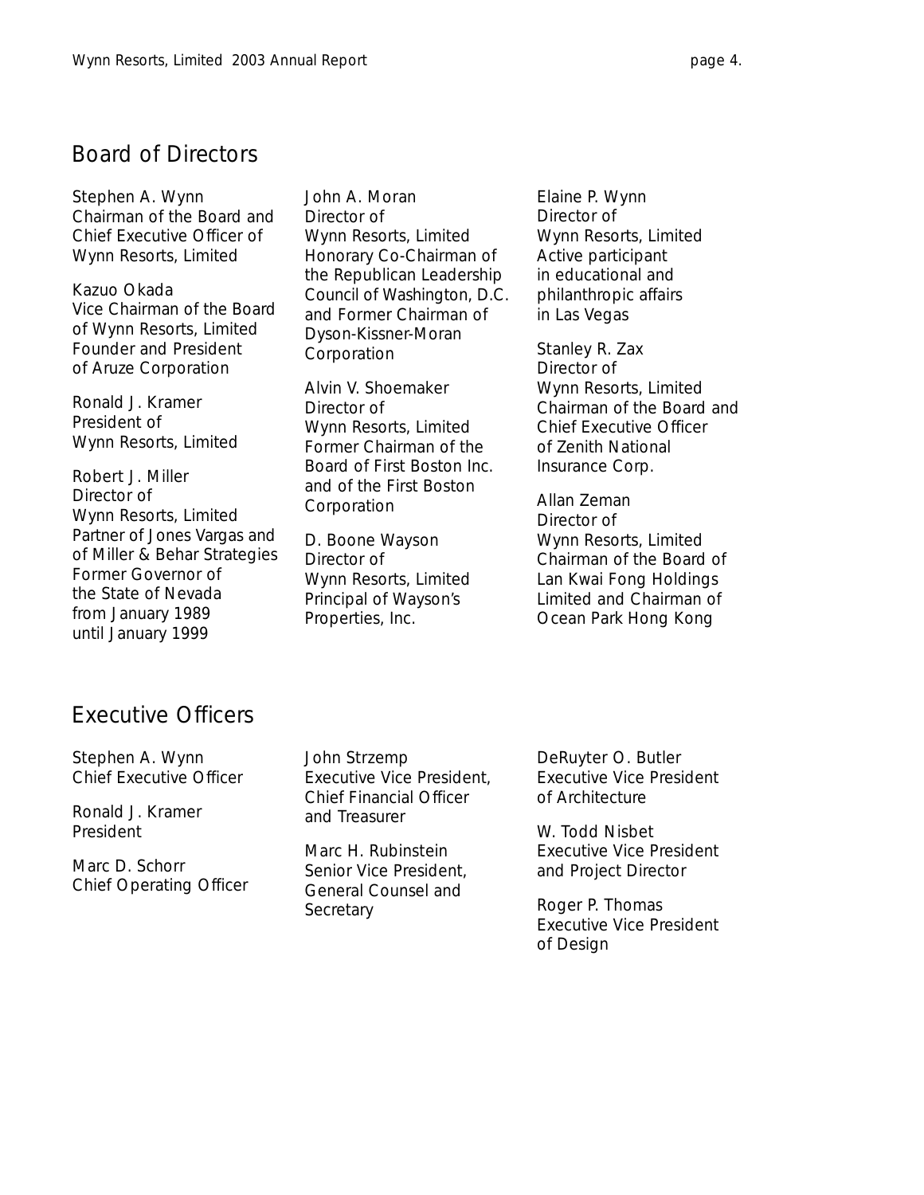## Board of Directors

Stephen A. Wynn
Chairman of the Board and Chief Executive Officer of Wynn Resorts, Limited

Kazuo Okada
Vice Chairman of the Board of Wynn Resorts, Limited
Founder and President of Aruze Corporation

Ronald J. Kramer
President of Wynn Resorts, Limited

Robert J. Miller
Director of Wynn Resorts, Limited
Partner of Jones Vargas and of Miller & Behar Strategies
Former Governor of the State of Nevada from January 1989 until January 1999

John A. Moran
Director of Wynn Resorts, Limited
Honorary Co-Chairman of the Republican Leadership Council of Washington, D.C. and Former Chairman of Dyson-Kissner-Moran Corporation

Alvin V. Shoemaker
Director of Wynn Resorts, Limited
Former Chairman of the Board of First Boston Inc. and of the First Boston Corporation

D. Boone Wayson
Director of Wynn Resorts, Limited
Principal of Wayson's Properties, Inc.

Elaine P. Wynn
Director of Wynn Resorts, Limited
Active participant in educational and philanthropic affairs in Las Vegas

Stanley R. Zax
Director of Wynn Resorts, Limited
Chairman of the Board and Chief Executive Officer of Zenith National Insurance Corp.

Allan Zeman
Director of Wynn Resorts, Limited
Chairman of the Board of Lan Kwai Fong Holdings Limited and Chairman of Ocean Park Hong Kong

## Executive Officers

Stephen A. Wynn
Chief Executive Officer

Ronald J. Kramer
President

Marc D. Schorr
Chief Operating Officer

John Strzemp
Executive Vice President, Chief Financial Officer and Treasurer

Marc H. Rubinstein
Senior Vice President, General Counsel and Secretary

DeRuyter O. Butler
Executive Vice President of Architecture

W. Todd Nisbet
Executive Vice President and Project Director

Roger P. Thomas
Executive Vice President of Design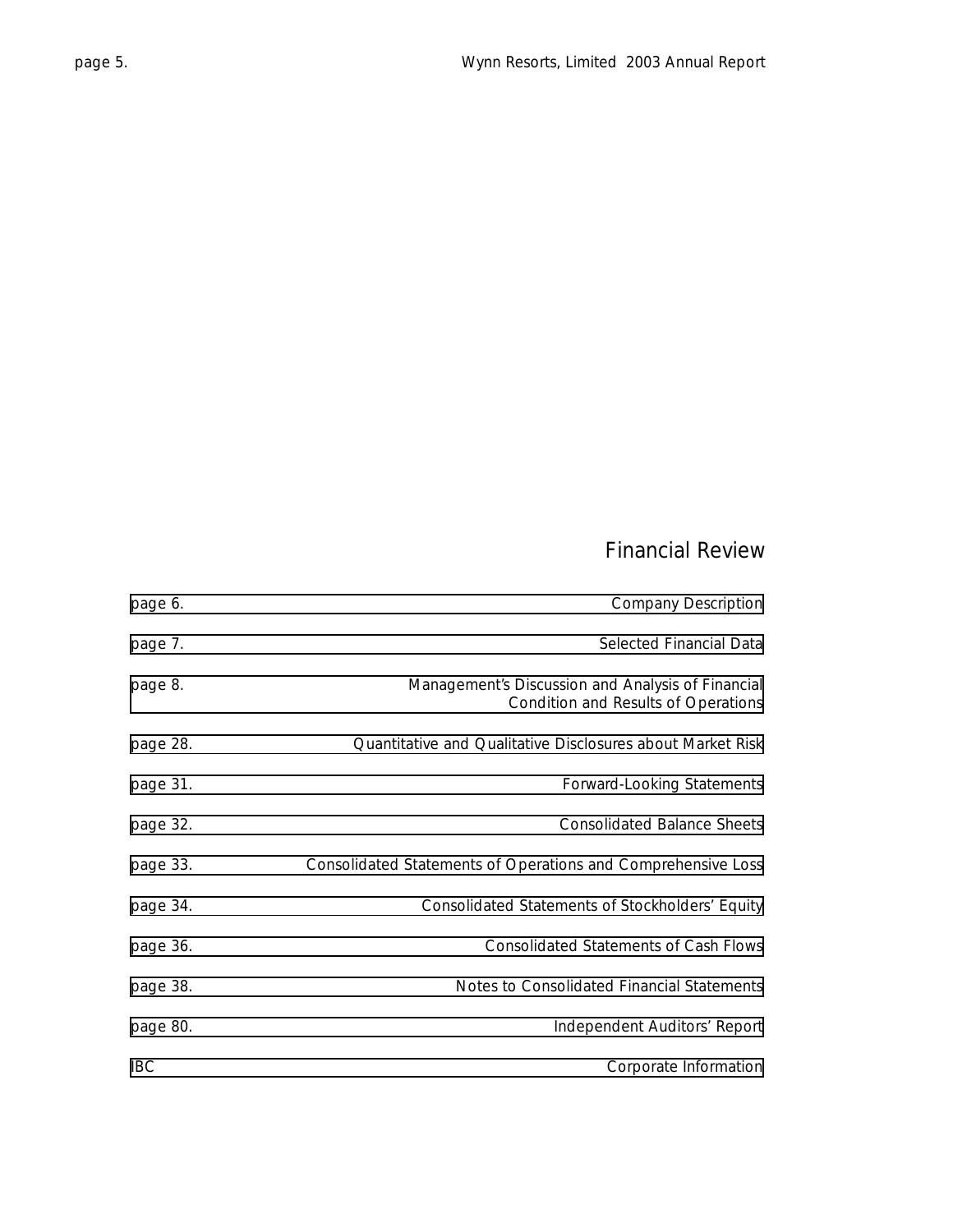# Financial Review

| | |
|---|---|
| page 6. | Company Description |
| page 7. | Selected Financial Data |
| page 8. | Management's Discussion and Analysis of Financial Condition and Results of Operations |
| page 28. | Quantitative and Qualitative Disclosures about Market Risk |
| page 31. | Forward-Looking Statements |
| page 32. | Consolidated Balance Sheets |
| page 33. | Consolidated Statements of Operations and Comprehensive Loss |
| page 34. | Consolidated Statements of Stockholders' Equity |
| page 36. | Consolidated Statements of Cash Flows |
| page 38. | Notes to Consolidated Financial Statements |
| page 80. | Independent Auditors' Report |
| IBC | Corporate Information |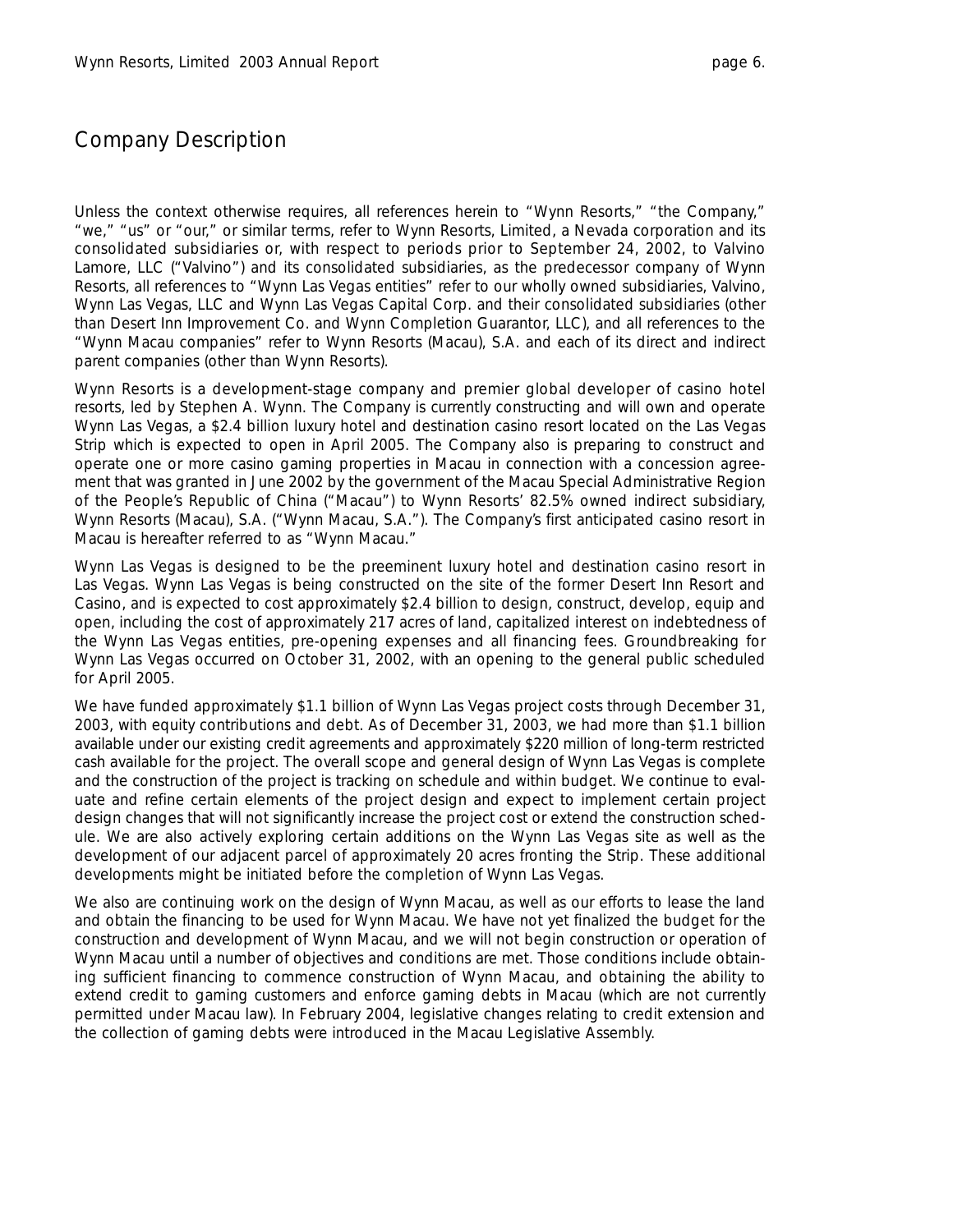# Company Description

Unless the context otherwise requires, all references herein to "Wynn Resorts," "the Company," "we," "us" or "our," or similar terms, refer to Wynn Resorts, Limited, a Nevada corporation and its consolidated subsidiaries or, with respect to periods prior to September 24, 2002, to Valvino Lamore, LLC ("Valvino") and its consolidated subsidiaries, as the predecessor company of Wynn Resorts, all references to "Wynn Las Vegas entities" refer to our wholly owned subsidiaries, Valvino, Wynn Las Vegas, LLC and Wynn Las Vegas Capital Corp. and their consolidated subsidiaries (other than Desert Inn Improvement Co. and Wynn Completion Guarantor, LLC), and all references to the "Wynn Macau companies" refer to Wynn Resorts (Macau), S.A. and each of its direct and indirect parent companies (other than Wynn Resorts).

Wynn Resorts is a development-stage company and premier global developer of casino hotel resorts, led by Stephen A. Wynn. The Company is currently constructing and will own and operate Wynn Las Vegas, a $2.4 billion luxury hotel and destination casino resort located on the Las Vegas Strip which is expected to open in April 2005. The Company also is preparing to construct and operate one or more casino gaming properties in Macau in connection with a concession agreement that was granted in June 2002 by the government of the Macau Special Administrative Region of the People's Republic of China ("Macau") to Wynn Resorts' 82.5% owned indirect subsidiary, Wynn Resorts (Macau), S.A. ("Wynn Macau, S.A."). The Company's first anticipated casino resort in Macau is hereafter referred to as "Wynn Macau."

Wynn Las Vegas is designed to be the preeminent luxury hotel and destination casino resort in Las Vegas. Wynn Las Vegas is being constructed on the site of the former Desert Inn Resort and Casino, and is expected to cost approximately $2.4 billion to design, construct, develop, equip and open, including the cost of approximately 217 acres of land, capitalized interest on indebtedness of the Wynn Las Vegas entities, pre-opening expenses and all financing fees. Groundbreaking for Wynn Las Vegas occurred on October 31, 2002, with an opening to the general public scheduled for April 2005.

We have funded approximately $1.1 billion of Wynn Las Vegas project costs through December 31, 2003, with equity contributions and debt. As of December 31, 2003, we had more than $1.1 billion available under our existing credit agreements and approximately $220 million of long-term restricted cash available for the project. The overall scope and general design of Wynn Las Vegas is complete and the construction of the project is tracking on schedule and within budget. We continue to evaluate and refine certain elements of the project design and expect to implement certain project design changes that will not significantly increase the project cost or extend the construction schedule. We are also actively exploring certain additions on the Wynn Las Vegas site as well as the development of our adjacent parcel of approximately 20 acres fronting the Strip. These additional developments might be initiated before the completion of Wynn Las Vegas.

We also are continuing work on the design of Wynn Macau, as well as our efforts to lease the land and obtain the financing to be used for Wynn Macau. We have not yet finalized the budget for the construction and development of Wynn Macau, and we will not begin construction or operation of Wynn Macau until a number of objectives and conditions are met. Those conditions include obtaining sufficient financing to commence construction of Wynn Macau, and obtaining the ability to extend credit to gaming customers and enforce gaming debts in Macau (which are not currently permitted under Macau law). In February 2004, legislative changes relating to credit extension and the collection of gaming debts were introduced in the Macau Legislative Assembly.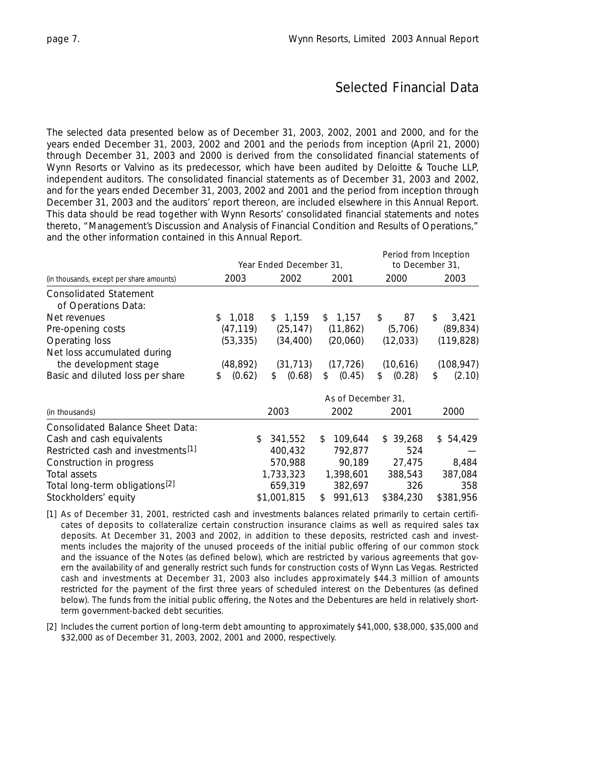# Selected Financial Data

The selected data presented below as of December 31, 2003, 2002, 2001 and 2000, and for the years ended December 31, 2003, 2002 and 2001 and the periods from inception (April 21, 2000) through December 31, 2003 and 2000 is derived from the consolidated financial statements of Wynn Resorts or Valvino as its predecessor, which have been audited by Deloitte & Touche LLP, independent auditors. The consolidated financial statements as of December 31, 2003 and 2002, and for the years ended December 31, 2003, 2002 and 2001 and the period from inception through December 31, 2003 and the auditors' report thereon, are included elsewhere in this Annual Report. This data should be read together with Wynn Resorts' consolidated financial statements and notes thereto, "Management's Discussion and Analysis of Financial Condition and Results of Operations," and the other information contained in this Annual Report.

| | Year Ended December 31, | | | Period from Inception to December 31, | |
|---|---|---|---|---|---|
| (in thousands, except per share amounts) | 2003 | 2002 | 2001 | 2000 | 2003 |
| **Consolidated Statement of Operations Data:** | | | | | |
| Net revenues | $ 1,018 | $ 1,159 | $ 1,157 | $ 87 | $ 3,421 |
| Pre-opening costs | (47,119) | (25,147) | (11,862) | (5,706) | (89,834) |
| Operating loss | (53,335) | (34,400) | (20,060) | (12,033) | (119,828) |
| Net loss accumulated during the development stage | (48,892) | (31,713) | (17,726) | (10,616) | (108,947) |
| Basic and diluted loss per share | $ (0.62) | $ (0.68) | $ (0.45) | $ (0.28) | $ (2.10) |

| | As of December 31, | | | |
|---|---|---|---|---|
| (in thousands) | 2003 | 2002 | 2001 | 2000 |
| **Consolidated Balance Sheet Data:** | | | | |
| Cash and cash equivalents | $ 341,552 | $ 109,644 | $ 39,268 | $ 54,429 |
| Restricted cash and investments[1] | 400,432 | 792,877 | 524 | — |
| Construction in progress | 570,988 | 90,189 | 27,475 | 8,484 |
| Total assets | 1,733,323 | 1,398,601 | 388,543 | 387,084 |
| Total long-term obligations[2] | 659,319 | 382,697 | 326 | 358 |
| Stockholders' equity | $1,001,815 | $ 991,613 | $384,230 | $381,956 |

[1] As of December 31, 2001, restricted cash and investments balances related primarily to certain certificates of deposits to collateralize certain construction insurance claims as well as required sales tax deposits. At December 31, 2003 and 2002, in addition to these deposits, restricted cash and investments includes the majority of the unused proceeds of the initial public offering of our common stock and the issuance of the Notes (as defined below), which are restricted by various agreements that govern the availability of and generally restrict such funds for construction costs of Wynn Las Vegas. Restricted cash and investments at December 31, 2003 also includes approximately $44.3 million of amounts restricted for the payment of the first three years of scheduled interest on the Debentures (as defined below). The funds from the initial public offering, the Notes and the Debentures are held in relatively short-term government-backed debt securities.

[2] Includes the current portion of long-term debt amounting to approximately $41,000, $38,000, $35,000 and $32,000 as of December 31, 2003, 2002, 2001 and 2000, respectively.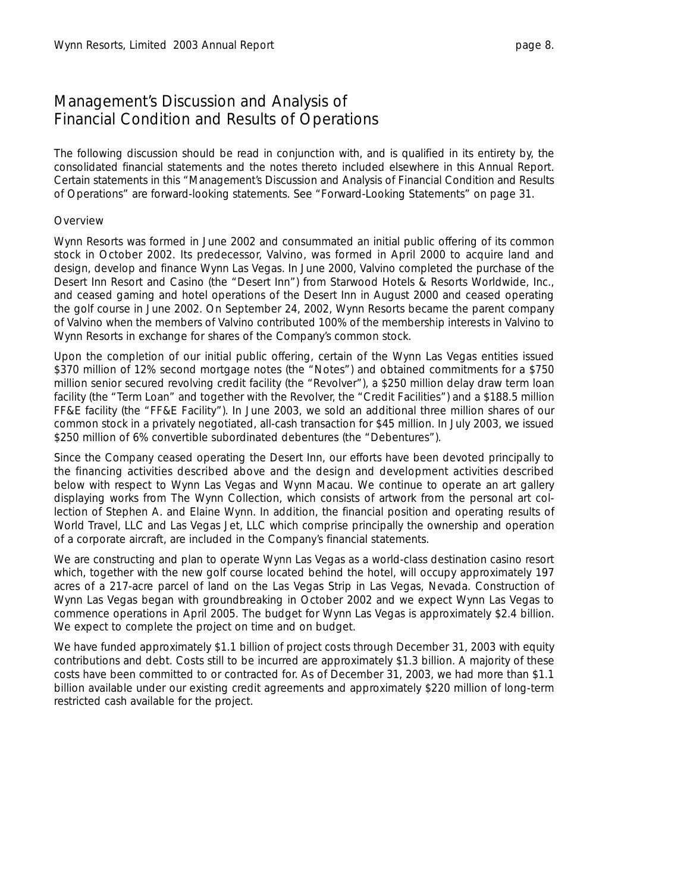# Management's Discussion and Analysis of Financial Condition and Results of Operations

The following discussion should be read in conjunction with, and is qualified in its entirety by, the consolidated financial statements and the notes thereto included elsewhere in this Annual Report. Certain statements in this "Management's Discussion and Analysis of Financial Condition and Results of Operations" are forward-looking statements. See "Forward-Looking Statements" on page 31.

## Overview

Wynn Resorts was formed in June 2002 and consummated an initial public offering of its common stock in October 2002. Its predecessor, Valvino, was formed in April 2000 to acquire land and design, develop and finance Wynn Las Vegas. In June 2000, Valvino completed the purchase of the Desert Inn Resort and Casino (the "Desert Inn") from Starwood Hotels & Resorts Worldwide, Inc., and ceased gaming and hotel operations of the Desert Inn in August 2000 and ceased operating the golf course in June 2002. On September 24, 2002, Wynn Resorts became the parent company of Valvino when the members of Valvino contributed 100% of the membership interests in Valvino to Wynn Resorts in exchange for shares of the Company's common stock.

Upon the completion of our initial public offering, certain of the Wynn Las Vegas entities issued $370 million of 12% second mortgage notes (the "Notes") and obtained commitments for a $750 million senior secured revolving credit facility (the "Revolver"), a $250 million delay draw term loan facility (the "Term Loan" and together with the Revolver, the "Credit Facilities") and a $188.5 million FF&E facility (the "FF&E Facility"). In June 2003, we sold an additional three million shares of our common stock in a privately negotiated, all-cash transaction for $45 million. In July 2003, we issued $250 million of 6% convertible subordinated debentures (the "Debentures").

Since the Company ceased operating the Desert Inn, our efforts have been devoted principally to the financing activities described above and the design and development activities described below with respect to Wynn Las Vegas and Wynn Macau. We continue to operate an art gallery displaying works from The Wynn Collection, which consists of artwork from the personal art collection of Stephen A. and Elaine Wynn. In addition, the financial position and operating results of World Travel, LLC and Las Vegas Jet, LLC which comprise principally the ownership and operation of a corporate aircraft, are included in the Company's financial statements.

We are constructing and plan to operate Wynn Las Vegas as a world-class destination casino resort which, together with the new golf course located behind the hotel, will occupy approximately 197 acres of a 217-acre parcel of land on the Las Vegas Strip in Las Vegas, Nevada. Construction of Wynn Las Vegas began with groundbreaking in October 2002 and we expect Wynn Las Vegas to commence operations in April 2005. The budget for Wynn Las Vegas is approximately $2.4 billion. We expect to complete the project on time and on budget.

We have funded approximately $1.1 billion of project costs through December 31, 2003 with equity contributions and debt. Costs still to be incurred are approximately $1.3 billion. A majority of these costs have been committed to or contracted for. As of December 31, 2003, we had more than $1.1 billion available under our existing credit agreements and approximately $220 million of long-term restricted cash available for the project.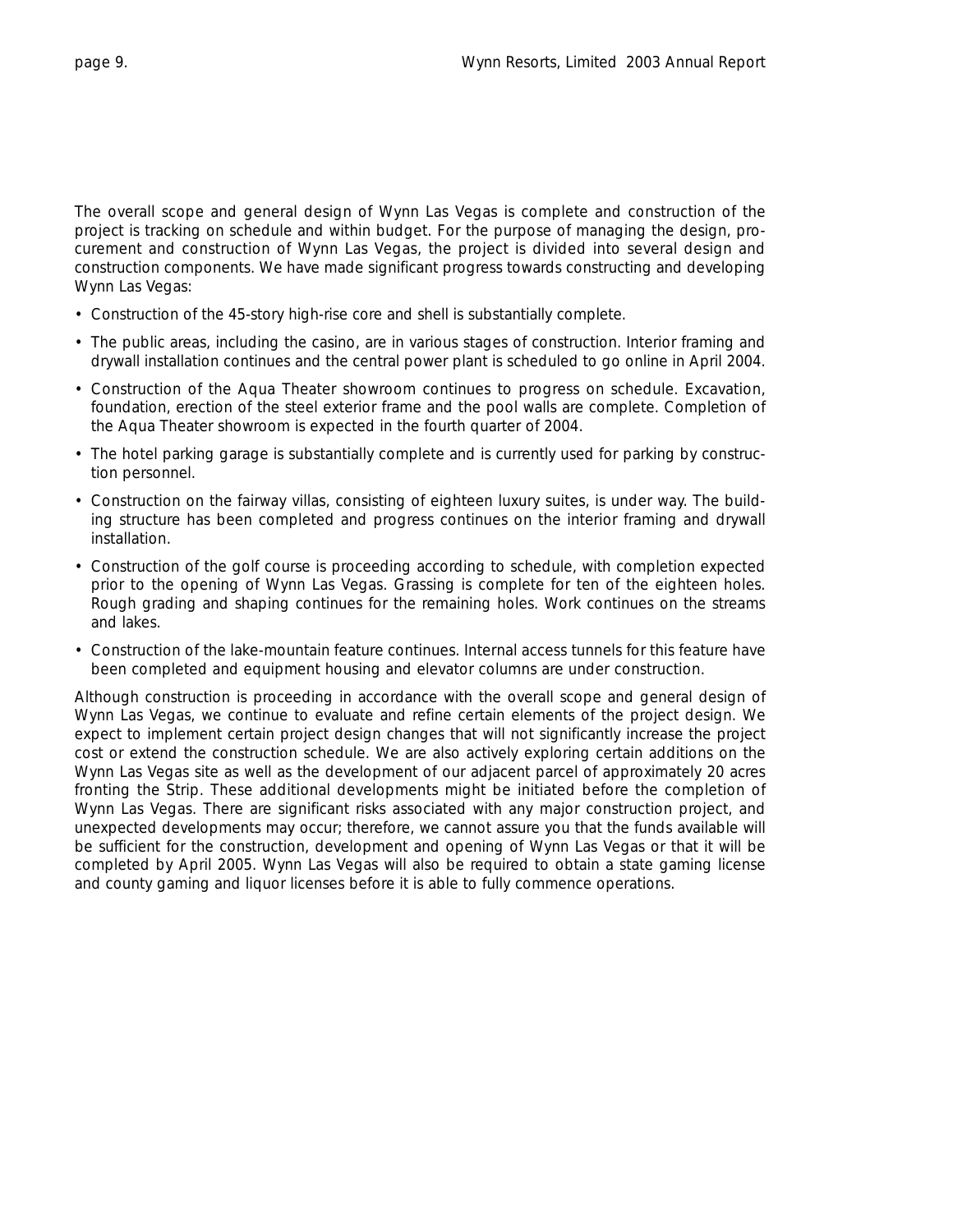The overall scope and general design of Wynn Las Vegas is complete and construction of the project is tracking on schedule and within budget. For the purpose of managing the design, procurement and construction of Wynn Las Vegas, the project is divided into several design and construction components. We have made significant progress towards constructing and developing Wynn Las Vegas:

- Construction of the 45-story high-rise core and shell is substantially complete.
- The public areas, including the casino, are in various stages of construction. Interior framing and drywall installation continues and the central power plant is scheduled to go online in April 2004.
- Construction of the Aqua Theater showroom continues to progress on schedule. Excavation, foundation, erection of the steel exterior frame and the pool walls are complete. Completion of the Aqua Theater showroom is expected in the fourth quarter of 2004.
- The hotel parking garage is substantially complete and is currently used for parking by construction personnel.
- Construction on the fairway villas, consisting of eighteen luxury suites, is under way. The building structure has been completed and progress continues on the interior framing and drywall installation.
- Construction of the golf course is proceeding according to schedule, with completion expected prior to the opening of Wynn Las Vegas. Grassing is complete for ten of the eighteen holes. Rough grading and shaping continues for the remaining holes. Work continues on the streams and lakes.
- Construction of the lake-mountain feature continues. Internal access tunnels for this feature have been completed and equipment housing and elevator columns are under construction.

Although construction is proceeding in accordance with the overall scope and general design of Wynn Las Vegas, we continue to evaluate and refine certain elements of the project design. We expect to implement certain project design changes that will not significantly increase the project cost or extend the construction schedule. We are also actively exploring certain additions on the Wynn Las Vegas site as well as the development of our adjacent parcel of approximately 20 acres fronting the Strip. These additional developments might be initiated before the completion of Wynn Las Vegas. There are significant risks associated with any major construction project, and unexpected developments may occur; therefore, we cannot assure you that the funds available will be sufficient for the construction, development and opening of Wynn Las Vegas or that it will be completed by April 2005. Wynn Las Vegas will also be required to obtain a state gaming license and county gaming and liquor licenses before it is able to fully commence operations.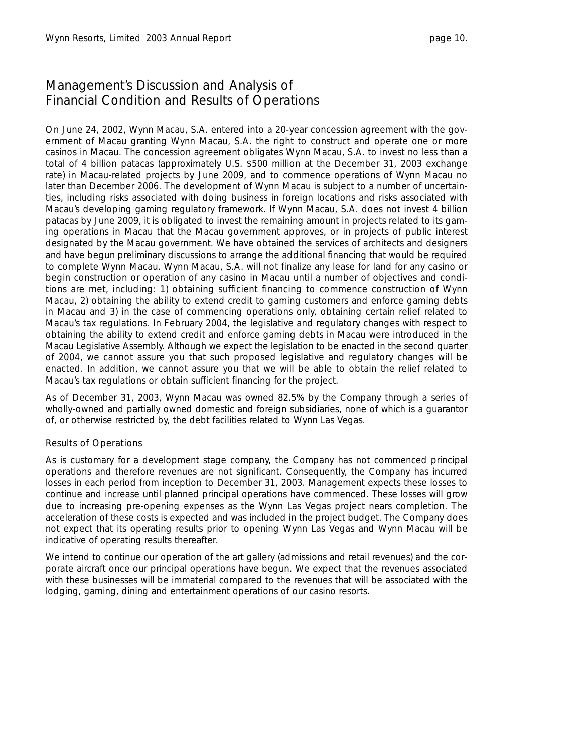# Management's Discussion and Analysis of Financial Condition and Results of Operations

On June 24, 2002, Wynn Macau, S.A. entered into a 20-year concession agreement with the government of Macau granting Wynn Macau, S.A. the right to construct and operate one or more casinos in Macau. The concession agreement obligates Wynn Macau, S.A. to invest no less than a total of 4 billion patacas (approximately U.S. $500 million at the December 31, 2003 exchange rate) in Macau-related projects by June 2009, and to commence operations of Wynn Macau no later than December 2006. The development of Wynn Macau is subject to a number of uncertainties, including risks associated with doing business in foreign locations and risks associated with Macau's developing gaming regulatory framework. If Wynn Macau, S.A. does not invest 4 billion patacas by June 2009, it is obligated to invest the remaining amount in projects related to its gaming operations in Macau that the Macau government approves, or in projects of public interest designated by the Macau government. We have obtained the services of architects and designers and have begun preliminary discussions to arrange the additional financing that would be required to complete Wynn Macau. Wynn Macau, S.A. will not finalize any lease for land for any casino or begin construction or operation of any casino in Macau until a number of objectives and conditions are met, including: 1) obtaining sufficient financing to commence construction of Wynn Macau, 2) obtaining the ability to extend credit to gaming customers and enforce gaming debts in Macau and 3) in the case of commencing operations only, obtaining certain relief related to Macau's tax regulations. In February 2004, the legislative and regulatory changes with respect to obtaining the ability to extend credit and enforce gaming debts in Macau were introduced in the Macau Legislative Assembly. Although we expect the legislation to be enacted in the second quarter of 2004, we cannot assure you that such proposed legislative and regulatory changes will be enacted. In addition, we cannot assure you that we will be able to obtain the relief related to Macau's tax regulations or obtain sufficient financing for the project.

As of December 31, 2003, Wynn Macau was owned 82.5% by the Company through a series of wholly-owned and partially owned domestic and foreign subsidiaries, none of which is a guarantor of, or otherwise restricted by, the debt facilities related to Wynn Las Vegas.

## Results of Operations

As is customary for a development stage company, the Company has not commenced principal operations and therefore revenues are not significant. Consequently, the Company has incurred losses in each period from inception to December 31, 2003. Management expects these losses to continue and increase until planned principal operations have commenced. These losses will grow due to increasing pre-opening expenses as the Wynn Las Vegas project nears completion. The acceleration of these costs is expected and was included in the project budget. The Company does not expect that its operating results prior to opening Wynn Las Vegas and Wynn Macau will be indicative of operating results thereafter.

We intend to continue our operation of the art gallery (admissions and retail revenues) and the corporate aircraft once our principal operations have begun. We expect that the revenues associated with these businesses will be immaterial compared to the revenues that will be associated with the lodging, gaming, dining and entertainment operations of our casino resorts.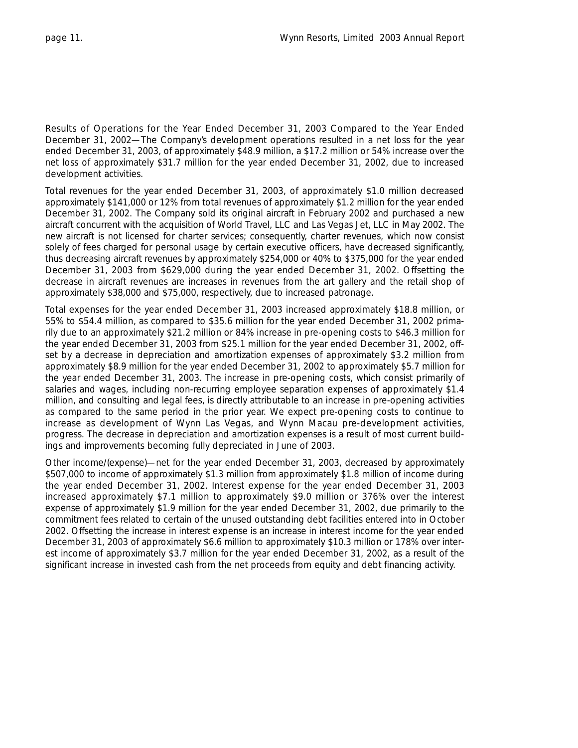Results of Operations for the Year Ended December 31, 2003 Compared to the Year Ended December 31, 2002—The Company's development operations resulted in a net loss for the year ended December 31, 2003, of approximately $48.9 million, a $17.2 million or 54% increase over the net loss of approximately $31.7 million for the year ended December 31, 2002, due to increased development activities.

Total revenues for the year ended December 31, 2003, of approximately $1.0 million decreased approximately $141,000 or 12% from total revenues of approximately $1.2 million for the year ended December 31, 2002. The Company sold its original aircraft in February 2002 and purchased a new aircraft concurrent with the acquisition of World Travel, LLC and Las Vegas Jet, LLC in May 2002. The new aircraft is not licensed for charter services; consequently, charter revenues, which now consist solely of fees charged for personal usage by certain executive officers, have decreased significantly, thus decreasing aircraft revenues by approximately $254,000 or 40% to $375,000 for the year ended December 31, 2003 from $629,000 during the year ended December 31, 2002. Offsetting the decrease in aircraft revenues are increases in revenues from the art gallery and the retail shop of approximately $38,000 and $75,000, respectively, due to increased patronage.

Total expenses for the year ended December 31, 2003 increased approximately $18.8 million, or 55% to $54.4 million, as compared to $35.6 million for the year ended December 31, 2002 primarily due to an approximately $21.2 million or 84% increase in pre-opening costs to $46.3 million for the year ended December 31, 2003 from $25.1 million for the year ended December 31, 2002, offset by a decrease in depreciation and amortization expenses of approximately $3.2 million from approximately $8.9 million for the year ended December 31, 2002 to approximately $5.7 million for the year ended December 31, 2003. The increase in pre-opening costs, which consist primarily of salaries and wages, including non-recurring employee separation expenses of approximately $1.4 million, and consulting and legal fees, is directly attributable to an increase in pre-opening activities as compared to the same period in the prior year. We expect pre-opening costs to continue to increase as development of Wynn Las Vegas, and Wynn Macau pre-development activities, progress. The decrease in depreciation and amortization expenses is a result of most current buildings and improvements becoming fully depreciated in June of 2003.

Other income/(expense)—net for the year ended December 31, 2003, decreased by approximately $507,000 to income of approximately $1.3 million from approximately $1.8 million of income during the year ended December 31, 2002. Interest expense for the year ended December 31, 2003 increased approximately $7.1 million to approximately $9.0 million or 376% over the interest expense of approximately $1.9 million for the year ended December 31, 2002, due primarily to the commitment fees related to certain of the unused outstanding debt facilities entered into in October 2002. Offsetting the increase in interest expense is an increase in interest income for the year ended December 31, 2003 of approximately $6.6 million to approximately $10.3 million or 178% over interest income of approximately $3.7 million for the year ended December 31, 2002, as a result of the significant increase in invested cash from the net proceeds from equity and debt financing activity.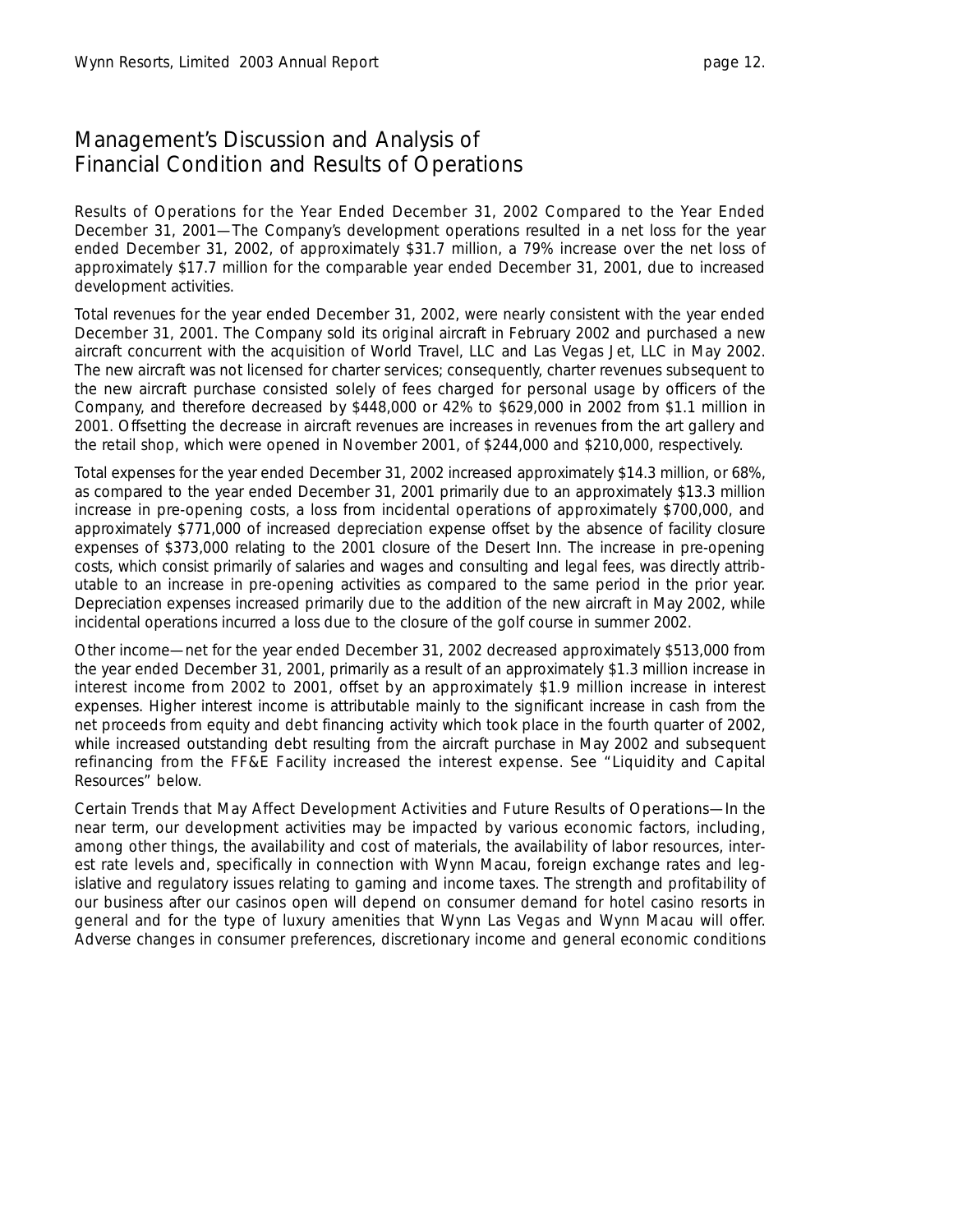## Management's Discussion and Analysis of Financial Condition and Results of Operations

Results of Operations for the Year Ended December 31, 2002 Compared to the Year Ended December 31, 2001—The Company's development operations resulted in a net loss for the year ended December 31, 2002, of approximately $31.7 million, a 79% increase over the net loss of approximately $17.7 million for the comparable year ended December 31, 2001, due to increased development activities.

Total revenues for the year ended December 31, 2002, were nearly consistent with the year ended December 31, 2001. The Company sold its original aircraft in February 2002 and purchased a new aircraft concurrent with the acquisition of World Travel, LLC and Las Vegas Jet, LLC in May 2002. The new aircraft was not licensed for charter services; consequently, charter revenues subsequent to the new aircraft purchase consisted solely of fees charged for personal usage by officers of the Company, and therefore decreased by $448,000 or 42% to $629,000 in 2002 from $1.1 million in 2001. Offsetting the decrease in aircraft revenues are increases in revenues from the art gallery and the retail shop, which were opened in November 2001, of $244,000 and $210,000, respectively.

Total expenses for the year ended December 31, 2002 increased approximately $14.3 million, or 68%, as compared to the year ended December 31, 2001 primarily due to an approximately $13.3 million increase in pre-opening costs, a loss from incidental operations of approximately $700,000, and approximately $771,000 of increased depreciation expense offset by the absence of facility closure expenses of $373,000 relating to the 2001 closure of the Desert Inn. The increase in pre-opening costs, which consist primarily of salaries and wages and consulting and legal fees, was directly attributable to an increase in pre-opening activities as compared to the same period in the prior year. Depreciation expenses increased primarily due to the addition of the new aircraft in May 2002, while incidental operations incurred a loss due to the closure of the golf course in summer 2002.

Other income—net for the year ended December 31, 2002 decreased approximately $513,000 from the year ended December 31, 2001, primarily as a result of an approximately $1.3 million increase in interest income from 2002 to 2001, offset by an approximately $1.9 million increase in interest expenses. Higher interest income is attributable mainly to the significant increase in cash from the net proceeds from equity and debt financing activity which took place in the fourth quarter of 2002, while increased outstanding debt resulting from the aircraft purchase in May 2002 and subsequent refinancing from the FF&E Facility increased the interest expense. See "Liquidity and Capital Resources" below.

Certain Trends that May Affect Development Activities and Future Results of Operations—In the near term, our development activities may be impacted by various economic factors, including, among other things, the availability and cost of materials, the availability of labor resources, interest rate levels and, specifically in connection with Wynn Macau, foreign exchange rates and legislative and regulatory issues relating to gaming and income taxes. The strength and profitability of our business after our casinos open will depend on consumer demand for hotel casino resorts in general and for the type of luxury amenities that Wynn Las Vegas and Wynn Macau will offer. Adverse changes in consumer preferences, discretionary income and general economic conditions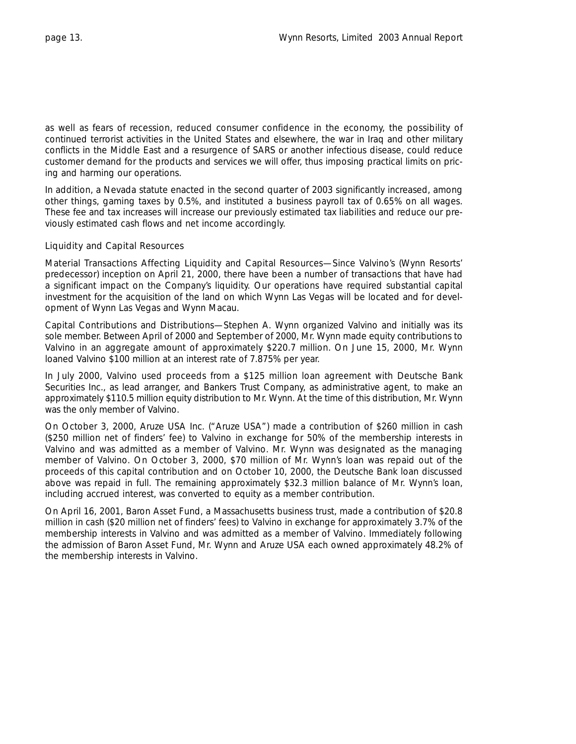as well as fears of recession, reduced consumer confidence in the economy, the possibility of continued terrorist activities in the United States and elsewhere, the war in Iraq and other military conflicts in the Middle East and a resurgence of SARS or another infectious disease, could reduce customer demand for the products and services we will offer, thus imposing practical limits on pricing and harming our operations.

In addition, a Nevada statute enacted in the second quarter of 2003 significantly increased, among other things, gaming taxes by 0.5%, and instituted a business payroll tax of 0.65% on all wages. These fee and tax increases will increase our previously estimated tax liabilities and reduce our previously estimated cash flows and net income accordingly.

## Liquidity and Capital Resources

Material Transactions Affecting Liquidity and Capital Resources—Since Valvino's (Wynn Resorts' predecessor) inception on April 21, 2000, there have been a number of transactions that have had a significant impact on the Company's liquidity. Our operations have required substantial capital investment for the acquisition of the land on which Wynn Las Vegas will be located and for development of Wynn Las Vegas and Wynn Macau.

Capital Contributions and Distributions—Stephen A. Wynn organized Valvino and initially was its sole member. Between April of 2000 and September of 2000, Mr. Wynn made equity contributions to Valvino in an aggregate amount of approximately $220.7 million. On June 15, 2000, Mr. Wynn loaned Valvino $100 million at an interest rate of 7.875% per year.

In July 2000, Valvino used proceeds from a $125 million loan agreement with Deutsche Bank Securities Inc., as lead arranger, and Bankers Trust Company, as administrative agent, to make an approximately $110.5 million equity distribution to Mr. Wynn. At the time of this distribution, Mr. Wynn was the only member of Valvino.

On October 3, 2000, Aruze USA Inc. ("Aruze USA") made a contribution of $260 million in cash ($250 million net of finders' fee) to Valvino in exchange for 50% of the membership interests in Valvino and was admitted as a member of Valvino. Mr. Wynn was designated as the managing member of Valvino. On October 3, 2000, $70 million of Mr. Wynn's loan was repaid out of the proceeds of this capital contribution and on October 10, 2000, the Deutsche Bank loan discussed above was repaid in full. The remaining approximately $32.3 million balance of Mr. Wynn's loan, including accrued interest, was converted to equity as a member contribution.

On April 16, 2001, Baron Asset Fund, a Massachusetts business trust, made a contribution of $20.8 million in cash ($20 million net of finders' fees) to Valvino in exchange for approximately 3.7% of the membership interests in Valvino and was admitted as a member of Valvino. Immediately following the admission of Baron Asset Fund, Mr. Wynn and Aruze USA each owned approximately 48.2% of the membership interests in Valvino.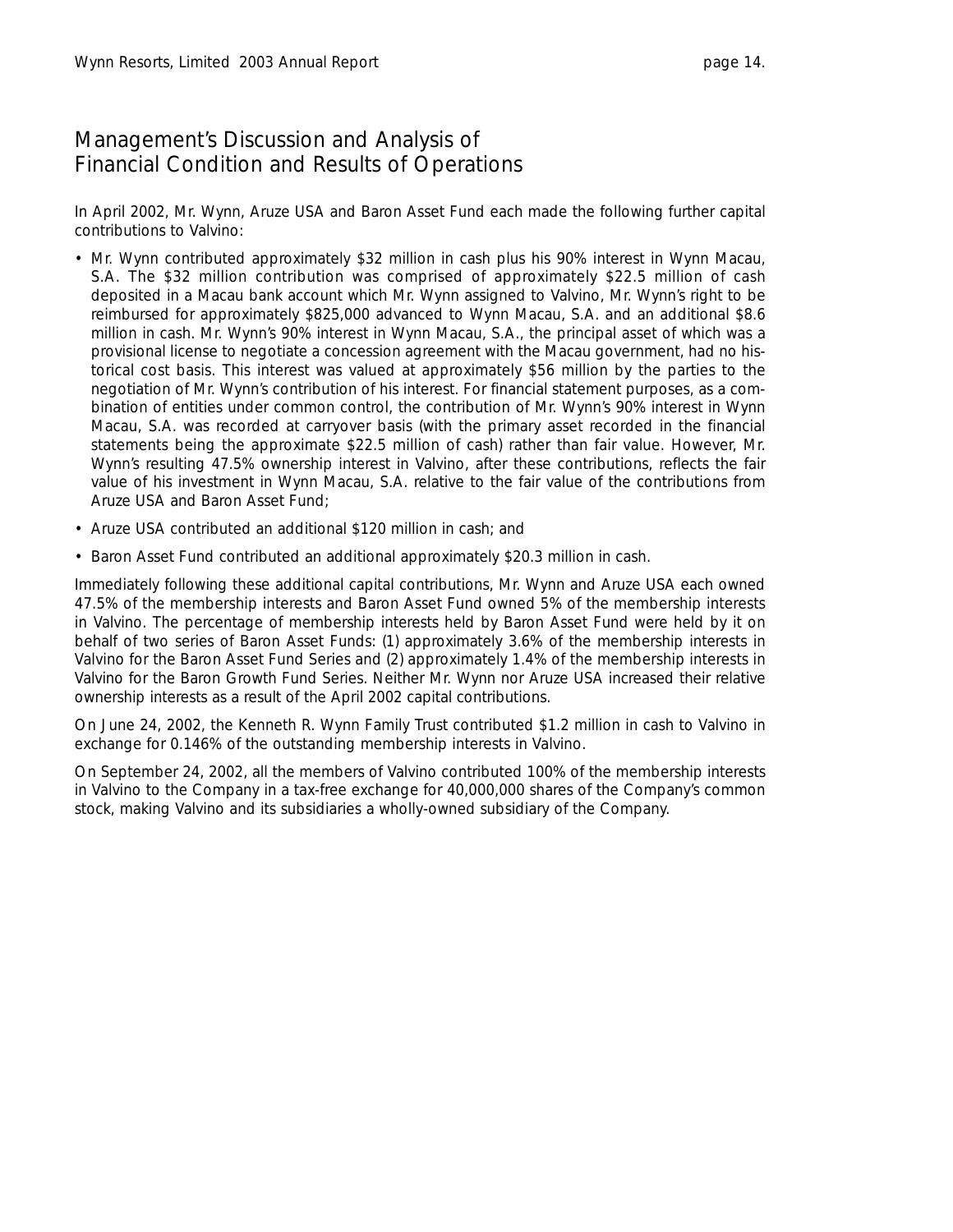# Management's Discussion and Analysis of Financial Condition and Results of Operations

In April 2002, Mr. Wynn, Aruze USA and Baron Asset Fund each made the following further capital contributions to Valvino:

- Mr. Wynn contributed approximately $32 million in cash plus his 90% interest in Wynn Macau, S.A. The $32 million contribution was comprised of approximately $22.5 million of cash deposited in a Macau bank account which Mr. Wynn assigned to Valvino, Mr. Wynn's right to be reimbursed for approximately $825,000 advanced to Wynn Macau, S.A. and an additional $8.6 million in cash. Mr. Wynn's 90% interest in Wynn Macau, S.A., the principal asset of which was a provisional license to negotiate a concession agreement with the Macau government, had no historical cost basis. This interest was valued at approximately $56 million by the parties to the negotiation of Mr. Wynn's contribution of his interest. For financial statement purposes, as a combination of entities under common control, the contribution of Mr. Wynn's 90% interest in Wynn Macau, S.A. was recorded at carryover basis (with the primary asset recorded in the financial statements being the approximate $22.5 million of cash) rather than fair value. However, Mr. Wynn's resulting 47.5% ownership interest in Valvino, after these contributions, reflects the fair value of his investment in Wynn Macau, S.A. relative to the fair value of the contributions from Aruze USA and Baron Asset Fund;
- Aruze USA contributed an additional $120 million in cash; and
- Baron Asset Fund contributed an additional approximately $20.3 million in cash.

Immediately following these additional capital contributions, Mr. Wynn and Aruze USA each owned 47.5% of the membership interests and Baron Asset Fund owned 5% of the membership interests in Valvino. The percentage of membership interests held by Baron Asset Fund were held by it on behalf of two series of Baron Asset Funds: (1) approximately 3.6% of the membership interests in Valvino for the Baron Asset Fund Series and (2) approximately 1.4% of the membership interests in Valvino for the Baron Growth Fund Series. Neither Mr. Wynn nor Aruze USA increased their relative ownership interests as a result of the April 2002 capital contributions.

On June 24, 2002, the Kenneth R. Wynn Family Trust contributed $1.2 million in cash to Valvino in exchange for 0.146% of the outstanding membership interests in Valvino.

On September 24, 2002, all the members of Valvino contributed 100% of the membership interests in Valvino to the Company in a tax-free exchange for 40,000,000 shares of the Company's common stock, making Valvino and its subsidiaries a wholly-owned subsidiary of the Company.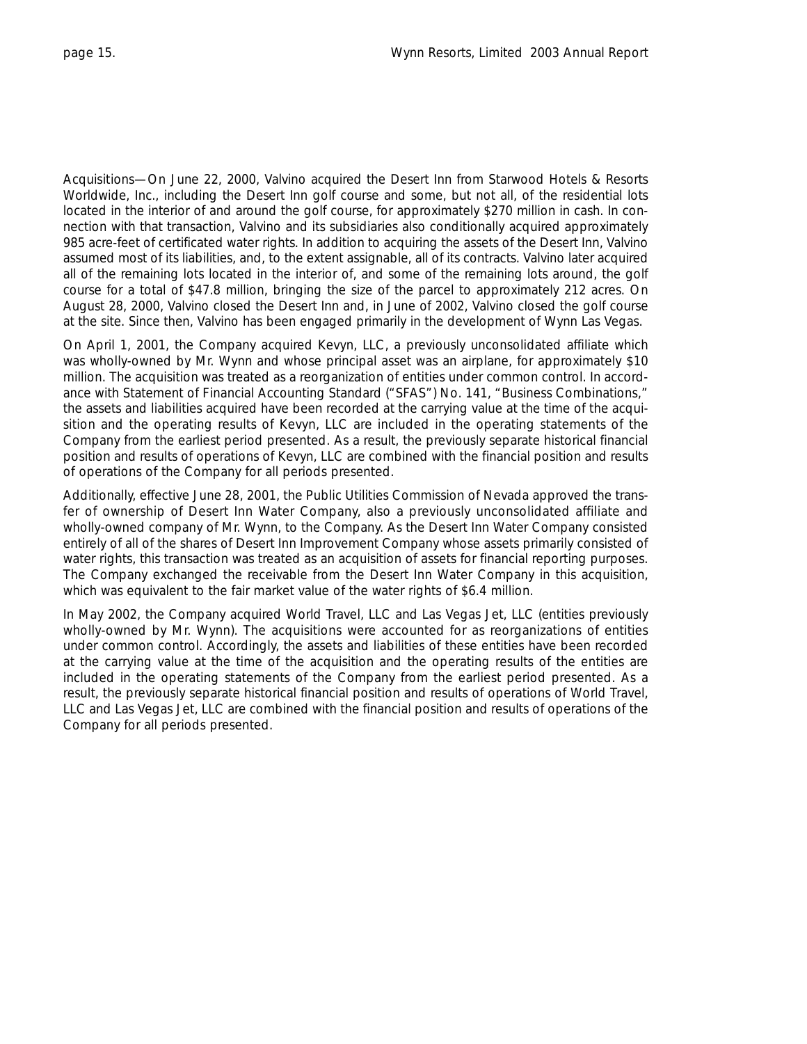Acquisitions—On June 22, 2000, Valvino acquired the Desert Inn from Starwood Hotels & Resorts Worldwide, Inc., including the Desert Inn golf course and some, but not all, of the residential lots located in the interior of and around the golf course, for approximately $270 million in cash. In connection with that transaction, Valvino and its subsidiaries also conditionally acquired approximately 985 acre-feet of certificated water rights. In addition to acquiring the assets of the Desert Inn, Valvino assumed most of its liabilities, and, to the extent assignable, all of its contracts. Valvino later acquired all of the remaining lots located in the interior of, and some of the remaining lots around, the golf course for a total of $47.8 million, bringing the size of the parcel to approximately 212 acres. On August 28, 2000, Valvino closed the Desert Inn and, in June of 2002, Valvino closed the golf course at the site. Since then, Valvino has been engaged primarily in the development of Wynn Las Vegas.

On April 1, 2001, the Company acquired Kevyn, LLC, a previously unconsolidated affiliate which was wholly-owned by Mr. Wynn and whose principal asset was an airplane, for approximately $10 million. The acquisition was treated as a reorganization of entities under common control. In accordance with Statement of Financial Accounting Standard ("SFAS") No. 141, "Business Combinations," the assets and liabilities acquired have been recorded at the carrying value at the time of the acquisition and the operating results of Kevyn, LLC are included in the operating statements of the Company from the earliest period presented. As a result, the previously separate historical financial position and results of operations of Kevyn, LLC are combined with the financial position and results of operations of the Company for all periods presented.

Additionally, effective June 28, 2001, the Public Utilities Commission of Nevada approved the transfer of ownership of Desert Inn Water Company, also a previously unconsolidated affiliate and wholly-owned company of Mr. Wynn, to the Company. As the Desert Inn Water Company consisted entirely of all of the shares of Desert Inn Improvement Company whose assets primarily consisted of water rights, this transaction was treated as an acquisition of assets for financial reporting purposes. The Company exchanged the receivable from the Desert Inn Water Company in this acquisition, which was equivalent to the fair market value of the water rights of $6.4 million.

In May 2002, the Company acquired World Travel, LLC and Las Vegas Jet, LLC (entities previously wholly-owned by Mr. Wynn). The acquisitions were accounted for as reorganizations of entities under common control. Accordingly, the assets and liabilities of these entities have been recorded at the carrying value at the time of the acquisition and the operating results of the entities are included in the operating statements of the Company from the earliest period presented. As a result, the previously separate historical financial position and results of operations of World Travel, LLC and Las Vegas Jet, LLC are combined with the financial position and results of operations of the Company for all periods presented.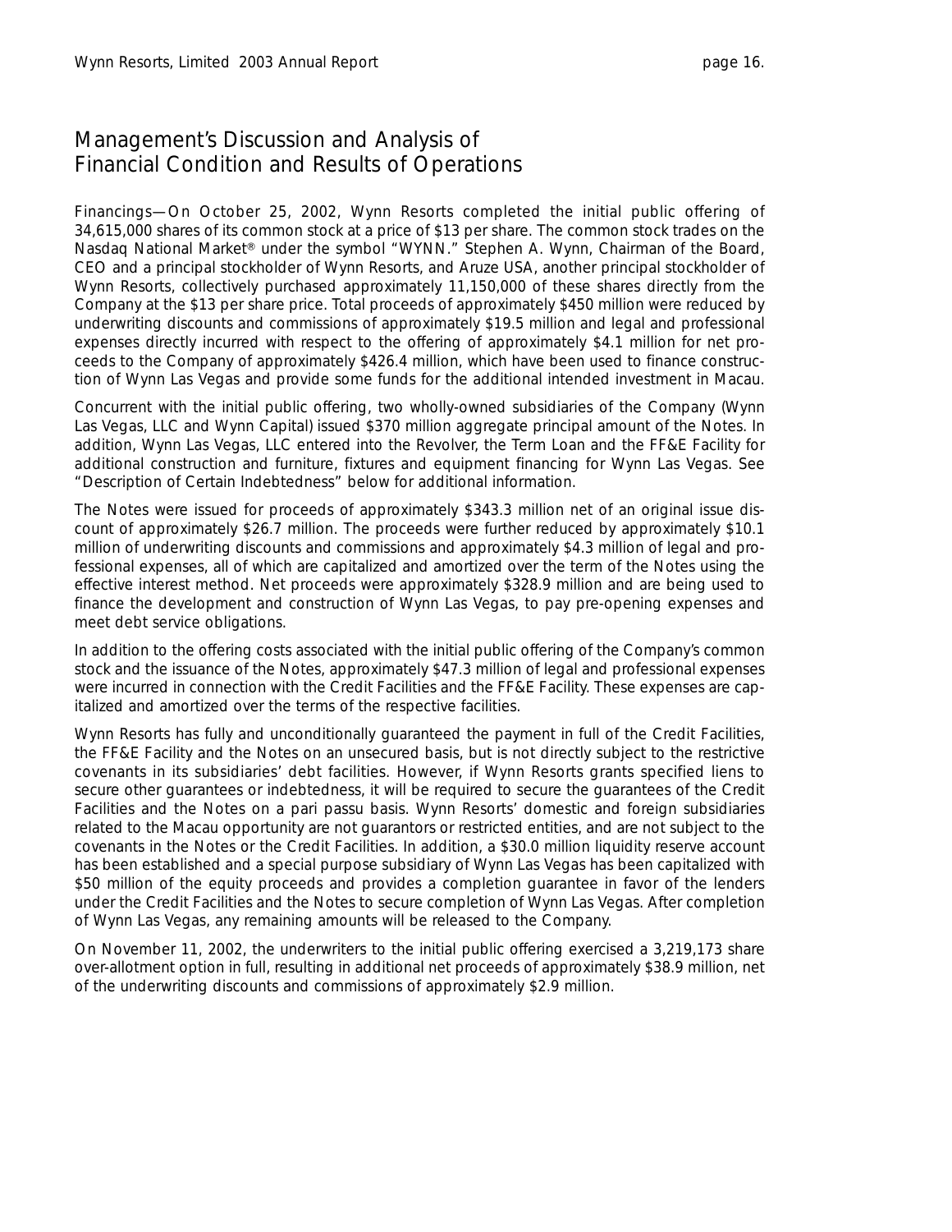# Management's Discussion and Analysis of Financial Condition and Results of Operations

Financings—On October 25, 2002, Wynn Resorts completed the initial public offering of 34,615,000 shares of its common stock at a price of $13 per share. The common stock trades on the Nasdaq National Market® under the symbol "WYNN." Stephen A. Wynn, Chairman of the Board, CEO and a principal stockholder of Wynn Resorts, and Aruze USA, another principal stockholder of Wynn Resorts, collectively purchased approximately 11,150,000 of these shares directly from the Company at the $13 per share price. Total proceeds of approximately $450 million were reduced by underwriting discounts and commissions of approximately $19.5 million and legal and professional expenses directly incurred with respect to the offering of approximately $4.1 million for net proceeds to the Company of approximately $426.4 million, which have been used to finance construction of Wynn Las Vegas and provide some funds for the additional intended investment in Macau.

Concurrent with the initial public offering, two wholly-owned subsidiaries of the Company (Wynn Las Vegas, LLC and Wynn Capital) issued $370 million aggregate principal amount of the Notes. In addition, Wynn Las Vegas, LLC entered into the Revolver, the Term Loan and the FF&E Facility for additional construction and furniture, fixtures and equipment financing for Wynn Las Vegas. See "Description of Certain Indebtedness" below for additional information.

The Notes were issued for proceeds of approximately $343.3 million net of an original issue discount of approximately $26.7 million. The proceeds were further reduced by approximately $10.1 million of underwriting discounts and commissions and approximately $4.3 million of legal and professional expenses, all of which are capitalized and amortized over the term of the Notes using the effective interest method. Net proceeds were approximately $328.9 million and are being used to finance the development and construction of Wynn Las Vegas, to pay pre-opening expenses and meet debt service obligations.

In addition to the offering costs associated with the initial public offering of the Company's common stock and the issuance of the Notes, approximately $47.3 million of legal and professional expenses were incurred in connection with the Credit Facilities and the FF&E Facility. These expenses are capitalized and amortized over the terms of the respective facilities.

Wynn Resorts has fully and unconditionally guaranteed the payment in full of the Credit Facilities, the FF&E Facility and the Notes on an unsecured basis, but is not directly subject to the restrictive covenants in its subsidiaries' debt facilities. However, if Wynn Resorts grants specified liens to secure other guarantees or indebtedness, it will be required to secure the guarantees of the Credit Facilities and the Notes on a pari passu basis. Wynn Resorts' domestic and foreign subsidiaries related to the Macau opportunity are not guarantors or restricted entities, and are not subject to the covenants in the Notes or the Credit Facilities. In addition, a $30.0 million liquidity reserve account has been established and a special purpose subsidiary of Wynn Las Vegas has been capitalized with $50 million of the equity proceeds and provides a completion guarantee in favor of the lenders under the Credit Facilities and the Notes to secure completion of Wynn Las Vegas. After completion of Wynn Las Vegas, any remaining amounts will be released to the Company.

On November 11, 2002, the underwriters to the initial public offering exercised a 3,219,173 share over-allotment option in full, resulting in additional net proceeds of approximately $38.9 million, net of the underwriting discounts and commissions of approximately $2.9 million.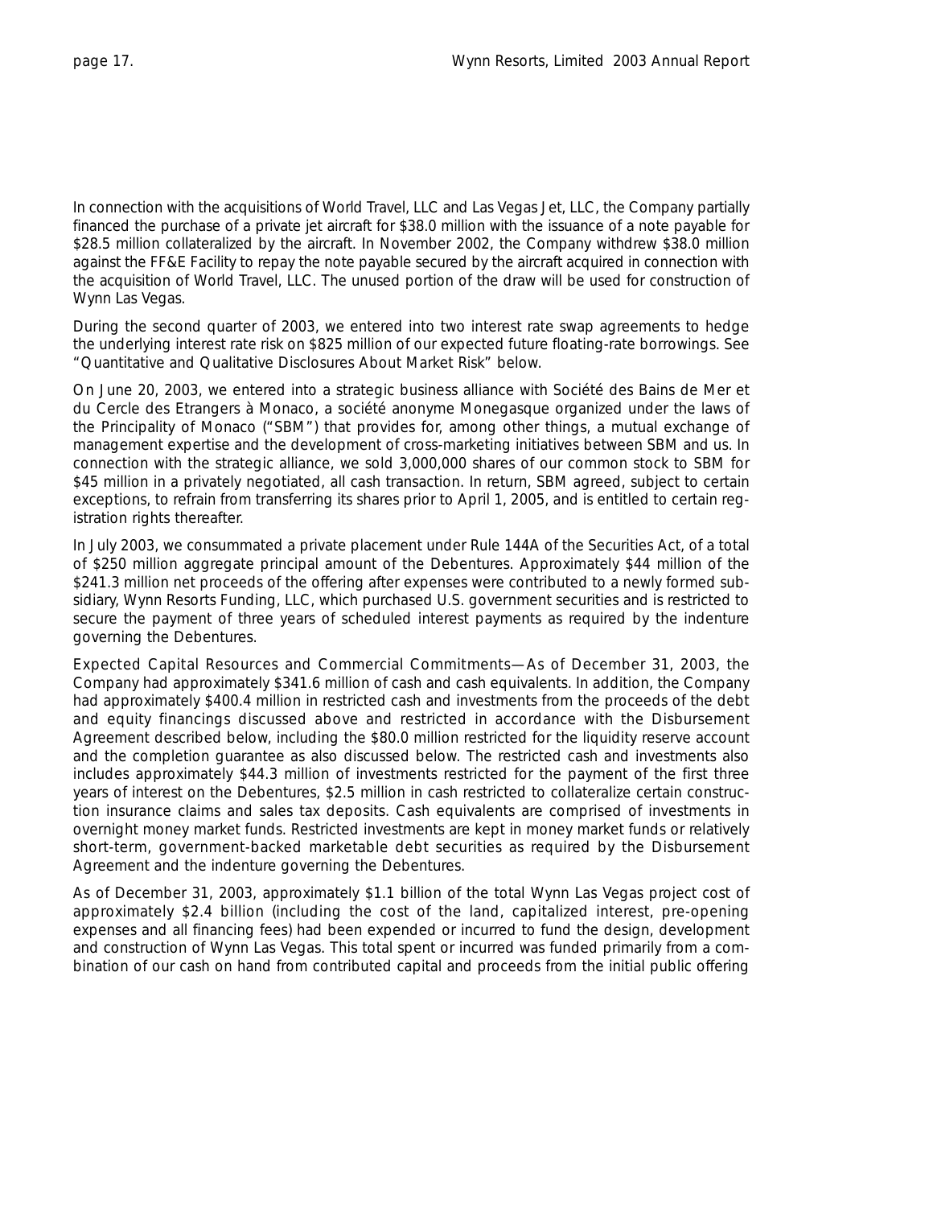In connection with the acquisitions of World Travel, LLC and Las Vegas Jet, LLC, the Company partially financed the purchase of a private jet aircraft for $38.0 million with the issuance of a note payable for $28.5 million collateralized by the aircraft. In November 2002, the Company withdrew $38.0 million against the FF&E Facility to repay the note payable secured by the aircraft acquired in connection with the acquisition of World Travel, LLC. The unused portion of the draw will be used for construction of Wynn Las Vegas.

During the second quarter of 2003, we entered into two interest rate swap agreements to hedge the underlying interest rate risk on $825 million of our expected future floating-rate borrowings. See "Quantitative and Qualitative Disclosures About Market Risk" below.

On June 20, 2003, we entered into a strategic business alliance with Société des Bains de Mer et du Cercle des Etrangers à Monaco, a société anonyme Monegasque organized under the laws of the Principality of Monaco ("SBM") that provides for, among other things, a mutual exchange of management expertise and the development of cross-marketing initiatives between SBM and us. In connection with the strategic alliance, we sold 3,000,000 shares of our common stock to SBM for $45 million in a privately negotiated, all cash transaction. In return, SBM agreed, subject to certain exceptions, to refrain from transferring its shares prior to April 1, 2005, and is entitled to certain registration rights thereafter.

In July 2003, we consummated a private placement under Rule 144A of the Securities Act, of a total of $250 million aggregate principal amount of the Debentures. Approximately $44 million of the $241.3 million net proceeds of the offering after expenses were contributed to a newly formed subsidiary, Wynn Resorts Funding, LLC, which purchased U.S. government securities and is restricted to secure the payment of three years of scheduled interest payments as required by the indenture governing the Debentures.

Expected Capital Resources and Commercial Commitments—As of December 31, 2003, the Company had approximately $341.6 million of cash and cash equivalents. In addition, the Company had approximately $400.4 million in restricted cash and investments from the proceeds of the debt and equity financings discussed above and restricted in accordance with the Disbursement Agreement described below, including the $80.0 million restricted for the liquidity reserve account and the completion guarantee as also discussed below. The restricted cash and investments also includes approximately $44.3 million of investments restricted for the payment of the first three years of interest on the Debentures, $2.5 million in cash restricted to collateralize certain construction insurance claims and sales tax deposits. Cash equivalents are comprised of investments in overnight money market funds. Restricted investments are kept in money market funds or relatively short-term, government-backed marketable debt securities as required by the Disbursement Agreement and the indenture governing the Debentures.

As of December 31, 2003, approximately $1.1 billion of the total Wynn Las Vegas project cost of approximately $2.4 billion (including the cost of the land, capitalized interest, pre-opening expenses and all financing fees) had been expended or incurred to fund the design, development and construction of Wynn Las Vegas. This total spent or incurred was funded primarily from a combination of our cash on hand from contributed capital and proceeds from the initial public offering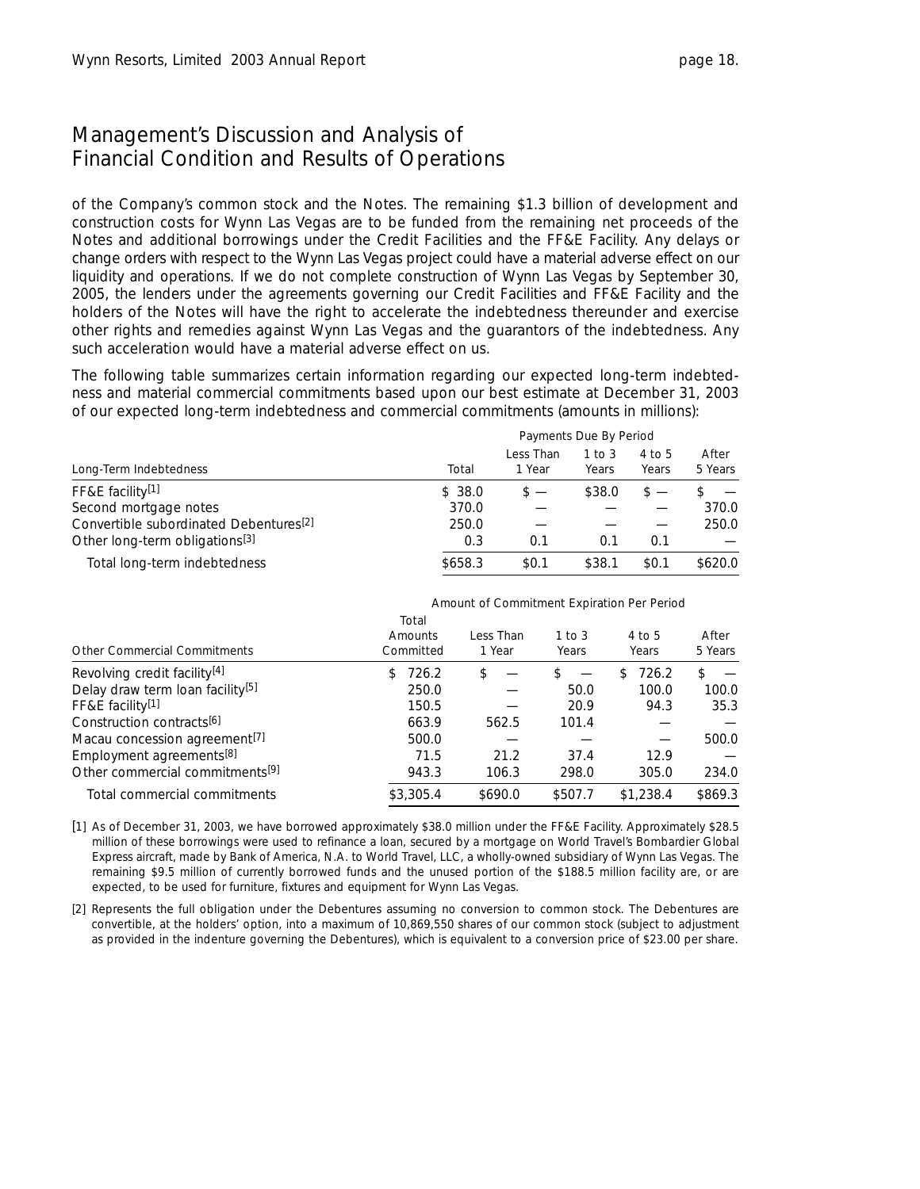## Management's Discussion and Analysis of Financial Condition and Results of Operations

of the Company's common stock and the Notes. The remaining $1.3 billion of development and construction costs for Wynn Las Vegas are to be funded from the remaining net proceeds of the Notes and additional borrowings under the Credit Facilities and the FF&E Facility. Any delays or change orders with respect to the Wynn Las Vegas project could have a material adverse effect on our liquidity and operations. If we do not complete construction of Wynn Las Vegas by September 30, 2005, the lenders under the agreements governing our Credit Facilities and FF&E Facility and the holders of the Notes will have the right to accelerate the indebtedness thereunder and exercise other rights and remedies against Wynn Las Vegas and the guarantors of the indebtedness. Any such acceleration would have a material adverse effect on us.

The following table summarizes certain information regarding our expected long-term indebtedness and material commercial commitments based upon our best estimate at December 31, 2003 of our expected long-term indebtedness and commercial commitments (amounts in millions):

| | | Payments Due By Period | | | |
|---|---|---|---|---|---|
| Long-Term Indebtedness | Total | Less Than 1 Year | 1 to 3 Years | 4 to 5 Years | After 5 Years |
| FF&E facility[1] | $ 38.0 | $ — | $38.0 | $ — | $ — |
| Second mortgage notes | 370.0 | — | — | — | 370.0 |
| Convertible subordinated Debentures[2] | 250.0 | — | — | — | 250.0 |
| Other long-term obligations[3] | 0.3 | 0.1 | 0.1 | 0.1 | — |
| Total long-term indebtedness | $658.3 | $0.1 | $38.1 | $0.1 | $620.0 |

| | | Amount of Commitment Expiration Per Period | | | |
|---|---|---|---|---|---|
| Other Commercial Commitments | Total Amounts Committed | Less Than 1 Year | 1 to 3 Years | 4 to 5 Years | After 5 Years |
| Revolving credit facility[4] | $ 726.2 | $ — | $ — | $ 726.2 | $ — |
| Delay draw term loan facility[5] | 250.0 | — | 50.0 | 100.0 | 100.0 |
| FF&E facility[1] | 150.5 | — | 20.9 | 94.3 | 35.3 |
| Construction contracts[6] | 663.9 | 562.5 | 101.4 | — | — |
| Macau concession agreement[7] | 500.0 | — | — | — | 500.0 |
| Employment agreements[8] | 71.5 | 21.2 | 37.4 | 12.9 | — |
| Other commercial commitments[9] | 943.3 | 106.3 | 298.0 | 305.0 | 234.0 |
| Total commercial commitments | $3,305.4 | $690.0 | $507.7 | $1,238.4 | $869.3 |

[1] As of December 31, 2003, we have borrowed approximately $38.0 million under the FF&E Facility. Approximately $28.5 million of these borrowings were used to refinance a loan, secured by a mortgage on World Travel's Bombardier Global Express aircraft, made by Bank of America, N.A. to World Travel, LLC, a wholly-owned subsidiary of Wynn Las Vegas. The remaining $9.5 million of currently borrowed funds and the unused portion of the $188.5 million facility are, or are expected, to be used for furniture, fixtures and equipment for Wynn Las Vegas.

[2] Represents the full obligation under the Debentures assuming no conversion to common stock. The Debentures are convertible, at the holders' option, into a maximum of 10,869,550 shares of our common stock (subject to adjustment as provided in the indenture governing the Debentures), which is equivalent to a conversion price of $23.00 per share.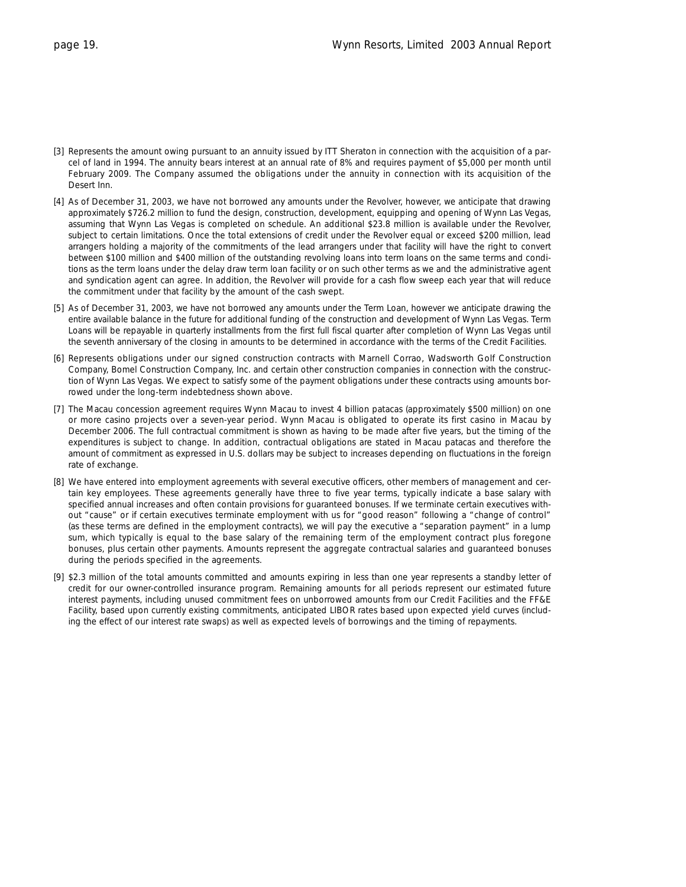[3] Represents the amount owing pursuant to an annuity issued by ITT Sheraton in connection with the acquisition of a parcel of land in 1994. The annuity bears interest at an annual rate of 8% and requires payment of $5,000 per month until February 2009. The Company assumed the obligations under the annuity in connection with its acquisition of the Desert Inn.

[4] As of December 31, 2003, we have not borrowed any amounts under the Revolver, however, we anticipate that drawing approximately $726.2 million to fund the design, construction, development, equipping and opening of Wynn Las Vegas, assuming that Wynn Las Vegas is completed on schedule. An additional $23.8 million is available under the Revolver, subject to certain limitations. Once the total extensions of credit under the Revolver equal or exceed $200 million, lead arrangers holding a majority of the commitments of the lead arrangers under that facility will have the right to convert between $100 million and $400 million of the outstanding revolving loans into term loans on the same terms and conditions as the term loans under the delay draw term loan facility or on such other terms as we and the administrative agent and syndication agent can agree. In addition, the Revolver will provide for a cash flow sweep each year that will reduce the commitment under that facility by the amount of the cash swept.

[5] As of December 31, 2003, we have not borrowed any amounts under the Term Loan, however we anticipate drawing the entire available balance in the future for additional funding of the construction and development of Wynn Las Vegas. Term Loans will be repayable in quarterly installments from the first full fiscal quarter after completion of Wynn Las Vegas until the seventh anniversary of the closing in amounts to be determined in accordance with the terms of the Credit Facilities.

[6] Represents obligations under our signed construction contracts with Marnell Corrao, Wadsworth Golf Construction Company, Bomel Construction Company, Inc. and certain other construction companies in connection with the construction of Wynn Las Vegas. We expect to satisfy some of the payment obligations under these contracts using amounts borrowed under the long-term indebtedness shown above.

[7] The Macau concession agreement requires Wynn Macau to invest 4 billion patacas (approximately $500 million) on one or more casino projects over a seven-year period. Wynn Macau is obligated to operate its first casino in Macau by December 2006. The full contractual commitment is shown as having to be made after five years, but the timing of the expenditures is subject to change. In addition, contractual obligations are stated in Macau patacas and therefore the amount of commitment as expressed in U.S. dollars may be subject to increases depending on fluctuations in the foreign rate of exchange.

[8] We have entered into employment agreements with several executive officers, other members of management and certain key employees. These agreements generally have three to five year terms, typically indicate a base salary with specified annual increases and often contain provisions for guaranteed bonuses. If we terminate certain executives without "cause" or if certain executives terminate employment with us for "good reason" following a "change of control" (as these terms are defined in the employment contracts), we will pay the executive a "separation payment" in a lump sum, which typically is equal to the base salary of the remaining term of the employment contract plus foregone bonuses, plus certain other payments. Amounts represent the aggregate contractual salaries and guaranteed bonuses during the periods specified in the agreements.

[9] $2.3 million of the total amounts committed and amounts expiring in less than one year represents a standby letter of credit for our owner-controlled insurance program. Remaining amounts for all periods represent our estimated future interest payments, including unused commitment fees on unborrowed amounts from our Credit Facilities and the FF&E Facility, based upon currently existing commitments, anticipated LIBOR rates based upon expected yield curves (including the effect of our interest rate swaps) as well as expected levels of borrowings and the timing of repayments.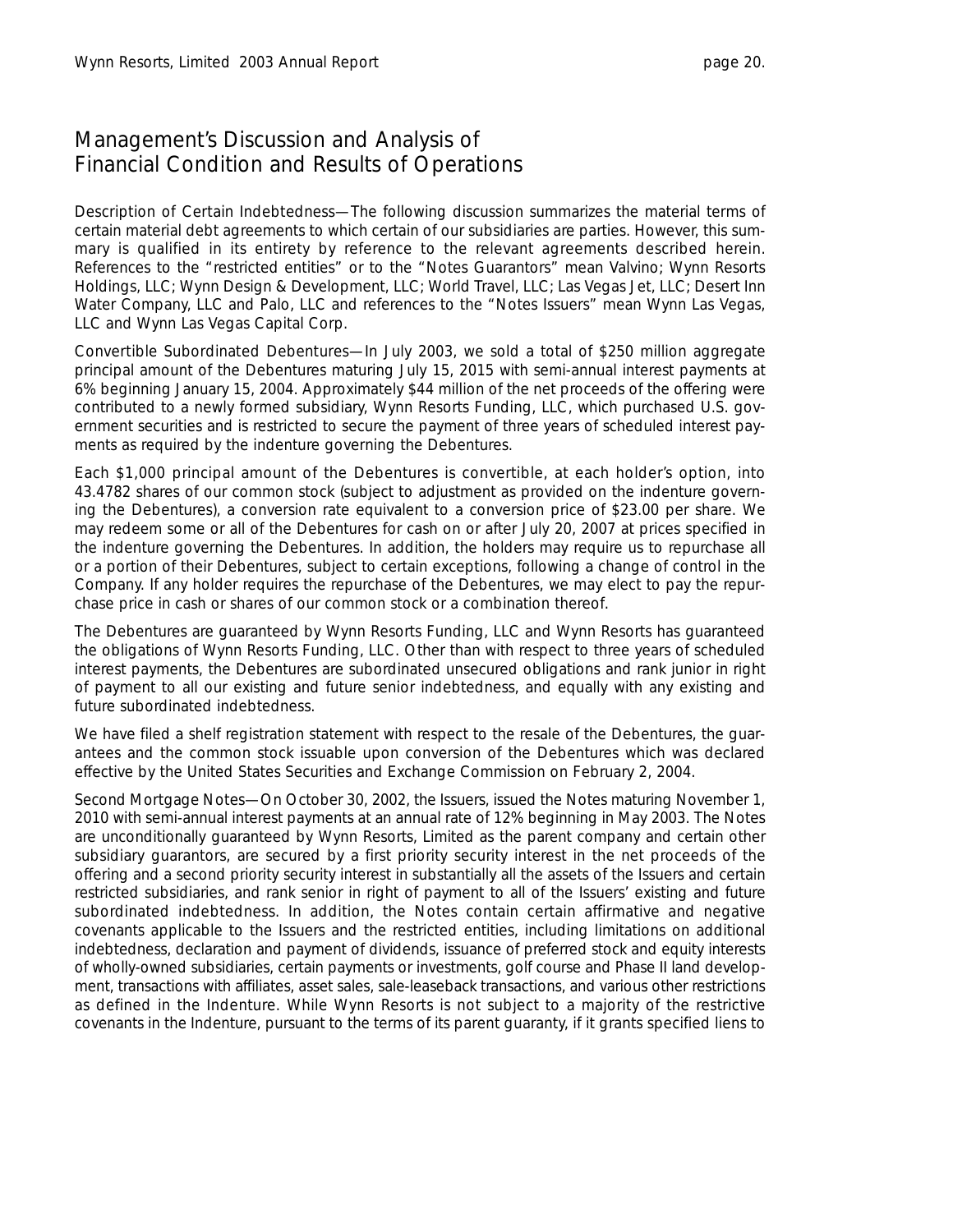# Management's Discussion and Analysis of Financial Condition and Results of Operations

Description of Certain Indebtedness—The following discussion summarizes the material terms of certain material debt agreements to which certain of our subsidiaries are parties. However, this summary is qualified in its entirety by reference to the relevant agreements described herein. References to the "restricted entities" or to the "Notes Guarantors" mean Valvino; Wynn Resorts Holdings, LLC; Wynn Design & Development, LLC; World Travel, LLC; Las Vegas Jet, LLC; Desert Inn Water Company, LLC and Palo, LLC and references to the "Notes Issuers" mean Wynn Las Vegas, LLC and Wynn Las Vegas Capital Corp.

Convertible Subordinated Debentures—In July 2003, we sold a total of $250 million aggregate principal amount of the Debentures maturing July 15, 2015 with semi-annual interest payments at 6% beginning January 15, 2004. Approximately $44 million of the net proceeds of the offering were contributed to a newly formed subsidiary, Wynn Resorts Funding, LLC, which purchased U.S. government securities and is restricted to secure the payment of three years of scheduled interest payments as required by the indenture governing the Debentures.

Each $1,000 principal amount of the Debentures is convertible, at each holder's option, into 43.4782 shares of our common stock (subject to adjustment as provided on the indenture governing the Debentures), a conversion rate equivalent to a conversion price of $23.00 per share. We may redeem some or all of the Debentures for cash on or after July 20, 2007 at prices specified in the indenture governing the Debentures. In addition, the holders may require us to repurchase all or a portion of their Debentures, subject to certain exceptions, following a change of control in the Company. If any holder requires the repurchase of the Debentures, we may elect to pay the repurchase price in cash or shares of our common stock or a combination thereof.

The Debentures are guaranteed by Wynn Resorts Funding, LLC and Wynn Resorts has guaranteed the obligations of Wynn Resorts Funding, LLC. Other than with respect to three years of scheduled interest payments, the Debentures are subordinated unsecured obligations and rank junior in right of payment to all our existing and future senior indebtedness, and equally with any existing and future subordinated indebtedness.

We have filed a shelf registration statement with respect to the resale of the Debentures, the guarantees and the common stock issuable upon conversion of the Debentures which was declared effective by the United States Securities and Exchange Commission on February 2, 2004.

Second Mortgage Notes—On October 30, 2002, the Issuers, issued the Notes maturing November 1, 2010 with semi-annual interest payments at an annual rate of 12% beginning in May 2003. The Notes are unconditionally guaranteed by Wynn Resorts, Limited as the parent company and certain other subsidiary guarantors, are secured by a first priority security interest in the net proceeds of the offering and a second priority security interest in substantially all the assets of the Issuers and certain restricted subsidiaries, and rank senior in right of payment to all of the Issuers' existing and future subordinated indebtedness. In addition, the Notes contain certain affirmative and negative covenants applicable to the Issuers and the restricted entities, including limitations on additional indebtedness, declaration and payment of dividends, issuance of preferred stock and equity interests of wholly-owned subsidiaries, certain payments or investments, golf course and Phase II land development, transactions with affiliates, asset sales, sale-leaseback transactions, and various other restrictions as defined in the Indenture. While Wynn Resorts is not subject to a majority of the restrictive covenants in the Indenture, pursuant to the terms of its parent guaranty, if it grants specified liens to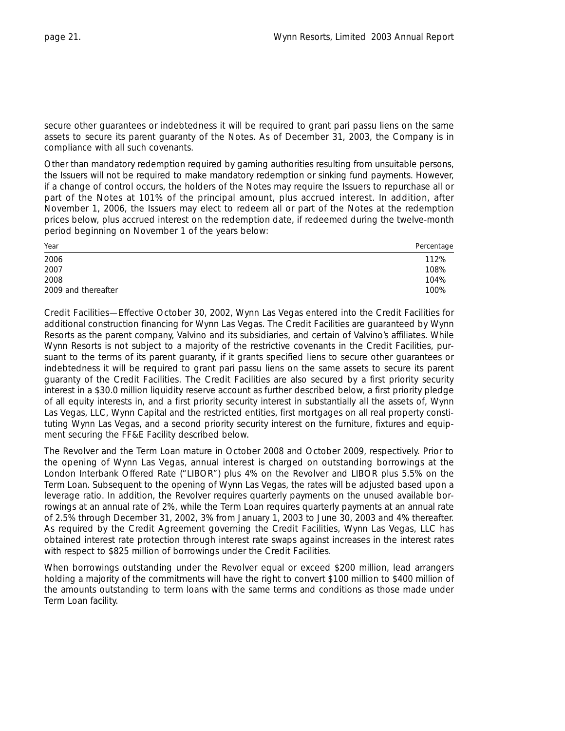secure other guarantees or indebtedness it will be required to grant pari passu liens on the same assets to secure its parent guaranty of the Notes. As of December 31, 2003, the Company is in compliance with all such covenants.

Other than mandatory redemption required by gaming authorities resulting from unsuitable persons, the Issuers will not be required to make mandatory redemption or sinking fund payments. However, if a change of control occurs, the holders of the Notes may require the Issuers to repurchase all or part of the Notes at 101% of the principal amount, plus accrued interest. In addition, after November 1, 2006, the Issuers may elect to redeem all or part of the Notes at the redemption prices below, plus accrued interest on the redemption date, if redeemed during the twelve-month period beginning on November 1 of the years below:

| Year | Percentage |
|---|---|
| 2006 | 112% |
| 2007 | 108% |
| 2008 | 104% |
| 2009 and thereafter | 100% |

Credit Facilities—Effective October 30, 2002, Wynn Las Vegas entered into the Credit Facilities for additional construction financing for Wynn Las Vegas. The Credit Facilities are guaranteed by Wynn Resorts as the parent company, Valvino and its subsidiaries, and certain of Valvino's affiliates. While Wynn Resorts is not subject to a majority of the restrictive covenants in the Credit Facilities, pursuant to the terms of its parent guaranty, if it grants specified liens to secure other guarantees or indebtedness it will be required to grant pari passu liens on the same assets to secure its parent guaranty of the Credit Facilities. The Credit Facilities are also secured by a first priority security interest in a $30.0 million liquidity reserve account as further described below, a first priority pledge of all equity interests in, and a first priority security interest in substantially all the assets of, Wynn Las Vegas, LLC, Wynn Capital and the restricted entities, first mortgages on all real property constituting Wynn Las Vegas, and a second priority security interest on the furniture, fixtures and equipment securing the FF&E Facility described below.

The Revolver and the Term Loan mature in October 2008 and October 2009, respectively. Prior to the opening of Wynn Las Vegas, annual interest is charged on outstanding borrowings at the London Interbank Offered Rate ("LIBOR") plus 4% on the Revolver and LIBOR plus 5.5% on the Term Loan. Subsequent to the opening of Wynn Las Vegas, the rates will be adjusted based upon a leverage ratio. In addition, the Revolver requires quarterly payments on the unused available borrowings at an annual rate of 2%, while the Term Loan requires quarterly payments at an annual rate of 2.5% through December 31, 2002, 3% from January 1, 2003 to June 30, 2003 and 4% thereafter. As required by the Credit Agreement governing the Credit Facilities, Wynn Las Vegas, LLC has obtained interest rate protection through interest rate swaps against increases in the interest rates with respect to $825 million of borrowings under the Credit Facilities.

When borrowings outstanding under the Revolver equal or exceed $200 million, lead arrangers holding a majority of the commitments will have the right to convert $100 million to $400 million of the amounts outstanding to term loans with the same terms and conditions as those made under Term Loan facility.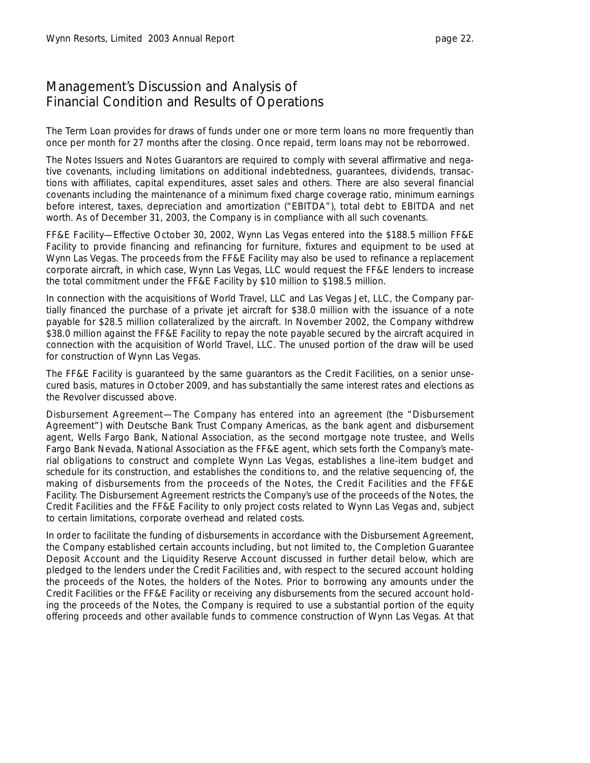## Management's Discussion and Analysis of Financial Condition and Results of Operations

The Term Loan provides for draws of funds under one or more term loans no more frequently than once per month for 27 months after the closing. Once repaid, term loans may not be reborrowed.

The Notes Issuers and Notes Guarantors are required to comply with several affirmative and negative covenants, including limitations on additional indebtedness, guarantees, dividends, transactions with affiliates, capital expenditures, asset sales and others. There are also several financial covenants including the maintenance of a minimum fixed charge coverage ratio, minimum earnings before interest, taxes, depreciation and amortization ("EBITDA"), total debt to EBITDA and net worth. As of December 31, 2003, the Company is in compliance with all such covenants.

FF&E Facility—Effective October 30, 2002, Wynn Las Vegas entered into the $188.5 million FF&E Facility to provide financing and refinancing for furniture, fixtures and equipment to be used at Wynn Las Vegas. The proceeds from the FF&E Facility may also be used to refinance a replacement corporate aircraft, in which case, Wynn Las Vegas, LLC would request the FF&E lenders to increase the total commitment under the FF&E Facility by $10 million to $198.5 million.

In connection with the acquisitions of World Travel, LLC and Las Vegas Jet, LLC, the Company partially financed the purchase of a private jet aircraft for $38.0 million with the issuance of a note payable for $28.5 million collateralized by the aircraft. In November 2002, the Company withdrew $38.0 million against the FF&E Facility to repay the note payable secured by the aircraft acquired in connection with the acquisition of World Travel, LLC. The unused portion of the draw will be used for construction of Wynn Las Vegas.

The FF&E Facility is guaranteed by the same guarantors as the Credit Facilities, on a senior unsecured basis, matures in October 2009, and has substantially the same interest rates and elections as the Revolver discussed above.

Disbursement Agreement—The Company has entered into an agreement (the "Disbursement Agreement") with Deutsche Bank Trust Company Americas, as the bank agent and disbursement agent, Wells Fargo Bank, National Association, as the second mortgage note trustee, and Wells Fargo Bank Nevada, National Association as the FF&E agent, which sets forth the Company's material obligations to construct and complete Wynn Las Vegas, establishes a line-item budget and schedule for its construction, and establishes the conditions to, and the relative sequencing of, the making of disbursements from the proceeds of the Notes, the Credit Facilities and the FF&E Facility. The Disbursement Agreement restricts the Company's use of the proceeds of the Notes, the Credit Facilities and the FF&E Facility to only project costs related to Wynn Las Vegas and, subject to certain limitations, corporate overhead and related costs.

In order to facilitate the funding of disbursements in accordance with the Disbursement Agreement, the Company established certain accounts including, but not limited to, the Completion Guarantee Deposit Account and the Liquidity Reserve Account discussed in further detail below, which are pledged to the lenders under the Credit Facilities and, with respect to the secured account holding the proceeds of the Notes, the holders of the Notes. Prior to borrowing any amounts under the Credit Facilities or the FF&E Facility or receiving any disbursements from the secured account holding the proceeds of the Notes, the Company is required to use a substantial portion of the equity offering proceeds and other available funds to commence construction of Wynn Las Vegas. At that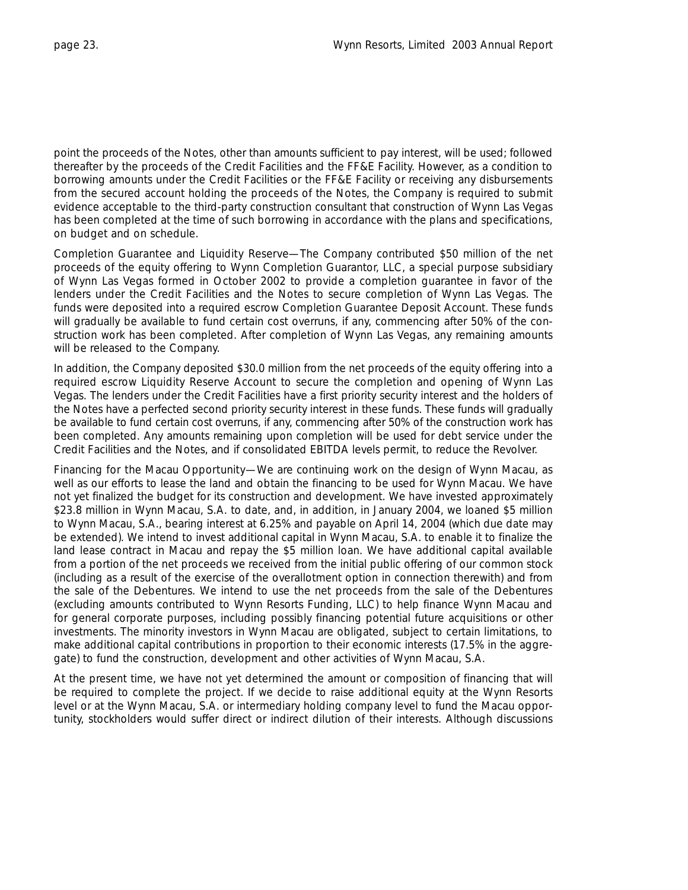point the proceeds of the Notes, other than amounts sufficient to pay interest, will be used; followed thereafter by the proceeds of the Credit Facilities and the FF&E Facility. However, as a condition to borrowing amounts under the Credit Facilities or the FF&E Facility or receiving any disbursements from the secured account holding the proceeds of the Notes, the Company is required to submit evidence acceptable to the third-party construction consultant that construction of Wynn Las Vegas has been completed at the time of such borrowing in accordance with the plans and specifications, on budget and on schedule.

Completion Guarantee and Liquidity Reserve—The Company contributed $50 million of the net proceeds of the equity offering to Wynn Completion Guarantor, LLC, a special purpose subsidiary of Wynn Las Vegas formed in October 2002 to provide a completion guarantee in favor of the lenders under the Credit Facilities and the Notes to secure completion of Wynn Las Vegas. The funds were deposited into a required escrow Completion Guarantee Deposit Account. These funds will gradually be available to fund certain cost overruns, if any, commencing after 50% of the construction work has been completed. After completion of Wynn Las Vegas, any remaining amounts will be released to the Company.

In addition, the Company deposited $30.0 million from the net proceeds of the equity offering into a required escrow Liquidity Reserve Account to secure the completion and opening of Wynn Las Vegas. The lenders under the Credit Facilities have a first priority security interest and the holders of the Notes have a perfected second priority security interest in these funds. These funds will gradually be available to fund certain cost overruns, if any, commencing after 50% of the construction work has been completed. Any amounts remaining upon completion will be used for debt service under the Credit Facilities and the Notes, and if consolidated EBITDA levels permit, to reduce the Revolver.

Financing for the Macau Opportunity—We are continuing work on the design of Wynn Macau, as well as our efforts to lease the land and obtain the financing to be used for Wynn Macau. We have not yet finalized the budget for its construction and development. We have invested approximately $23.8 million in Wynn Macau, S.A. to date, and, in addition, in January 2004, we loaned $5 million to Wynn Macau, S.A., bearing interest at 6.25% and payable on April 14, 2004 (which due date may be extended). We intend to invest additional capital in Wynn Macau, S.A. to enable it to finalize the land lease contract in Macau and repay the $5 million loan. We have additional capital available from a portion of the net proceeds we received from the initial public offering of our common stock (including as a result of the exercise of the overallotment option in connection therewith) and from the sale of the Debentures. We intend to use the net proceeds from the sale of the Debentures (excluding amounts contributed to Wynn Resorts Funding, LLC) to help finance Wynn Macau and for general corporate purposes, including possibly financing potential future acquisitions or other investments. The minority investors in Wynn Macau are obligated, subject to certain limitations, to make additional capital contributions in proportion to their economic interests (17.5% in the aggregate) to fund the construction, development and other activities of Wynn Macau, S.A.

At the present time, we have not yet determined the amount or composition of financing that will be required to complete the project. If we decide to raise additional equity at the Wynn Resorts level or at the Wynn Macau, S.A. or intermediary holding company level to fund the Macau opportunity, stockholders would suffer direct or indirect dilution of their interests. Although discussions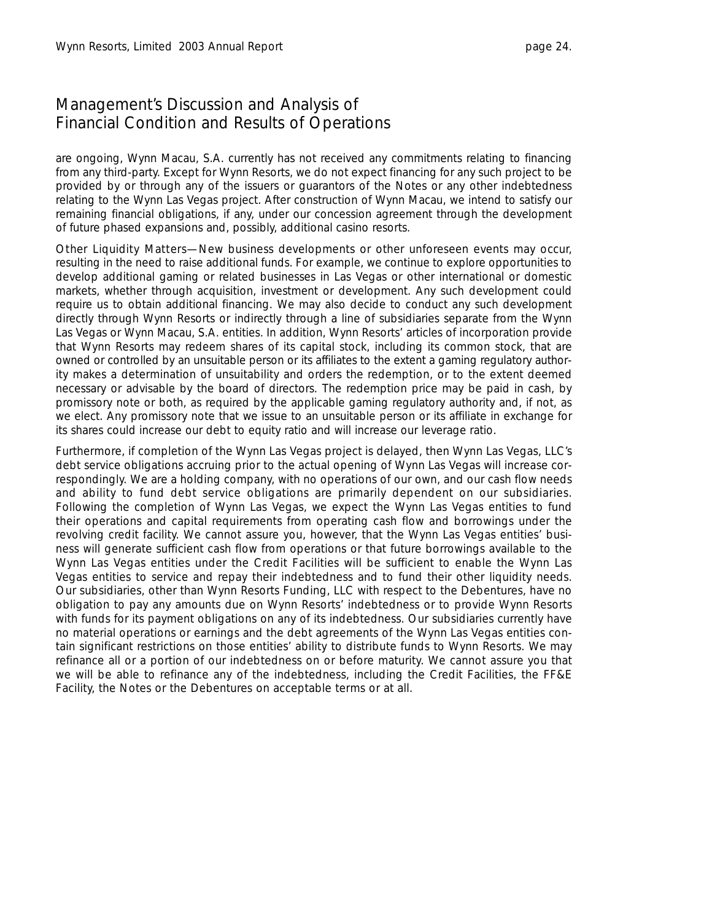# Management's Discussion and Analysis of Financial Condition and Results of Operations

are ongoing, Wynn Macau, S.A. currently has not received any commitments relating to financing from any third-party. Except for Wynn Resorts, we do not expect financing for any such project to be provided by or through any of the issuers or guarantors of the Notes or any other indebtedness relating to the Wynn Las Vegas project. After construction of Wynn Macau, we intend to satisfy our remaining financial obligations, if any, under our concession agreement through the development of future phased expansions and, possibly, additional casino resorts.

Other Liquidity Matters—New business developments or other unforeseen events may occur, resulting in the need to raise additional funds. For example, we continue to explore opportunities to develop additional gaming or related businesses in Las Vegas or other international or domestic markets, whether through acquisition, investment or development. Any such development could require us to obtain additional financing. We may also decide to conduct any such development directly through Wynn Resorts or indirectly through a line of subsidiaries separate from the Wynn Las Vegas or Wynn Macau, S.A. entities. In addition, Wynn Resorts' articles of incorporation provide that Wynn Resorts may redeem shares of its capital stock, including its common stock, that are owned or controlled by an unsuitable person or its affiliates to the extent a gaming regulatory authority makes a determination of unsuitability and orders the redemption, or to the extent deemed necessary or advisable by the board of directors. The redemption price may be paid in cash, by promissory note or both, as required by the applicable gaming regulatory authority and, if not, as we elect. Any promissory note that we issue to an unsuitable person or its affiliate in exchange for its shares could increase our debt to equity ratio and will increase our leverage ratio.

Furthermore, if completion of the Wynn Las Vegas project is delayed, then Wynn Las Vegas, LLC's debt service obligations accruing prior to the actual opening of Wynn Las Vegas will increase correspondingly. We are a holding company, with no operations of our own, and our cash flow needs and ability to fund debt service obligations are primarily dependent on our subsidiaries. Following the completion of Wynn Las Vegas, we expect the Wynn Las Vegas entities to fund their operations and capital requirements from operating cash flow and borrowings under the revolving credit facility. We cannot assure you, however, that the Wynn Las Vegas entities' business will generate sufficient cash flow from operations or that future borrowings available to the Wynn Las Vegas entities under the Credit Facilities will be sufficient to enable the Wynn Las Vegas entities to service and repay their indebtedness and to fund their other liquidity needs. Our subsidiaries, other than Wynn Resorts Funding, LLC with respect to the Debentures, have no obligation to pay any amounts due on Wynn Resorts' indebtedness or to provide Wynn Resorts with funds for its payment obligations on any of its indebtedness. Our subsidiaries currently have no material operations or earnings and the debt agreements of the Wynn Las Vegas entities contain significant restrictions on those entities' ability to distribute funds to Wynn Resorts. We may refinance all or a portion of our indebtedness on or before maturity. We cannot assure you that we will be able to refinance any of the indebtedness, including the Credit Facilities, the FF&E Facility, the Notes or the Debentures on acceptable terms or at all.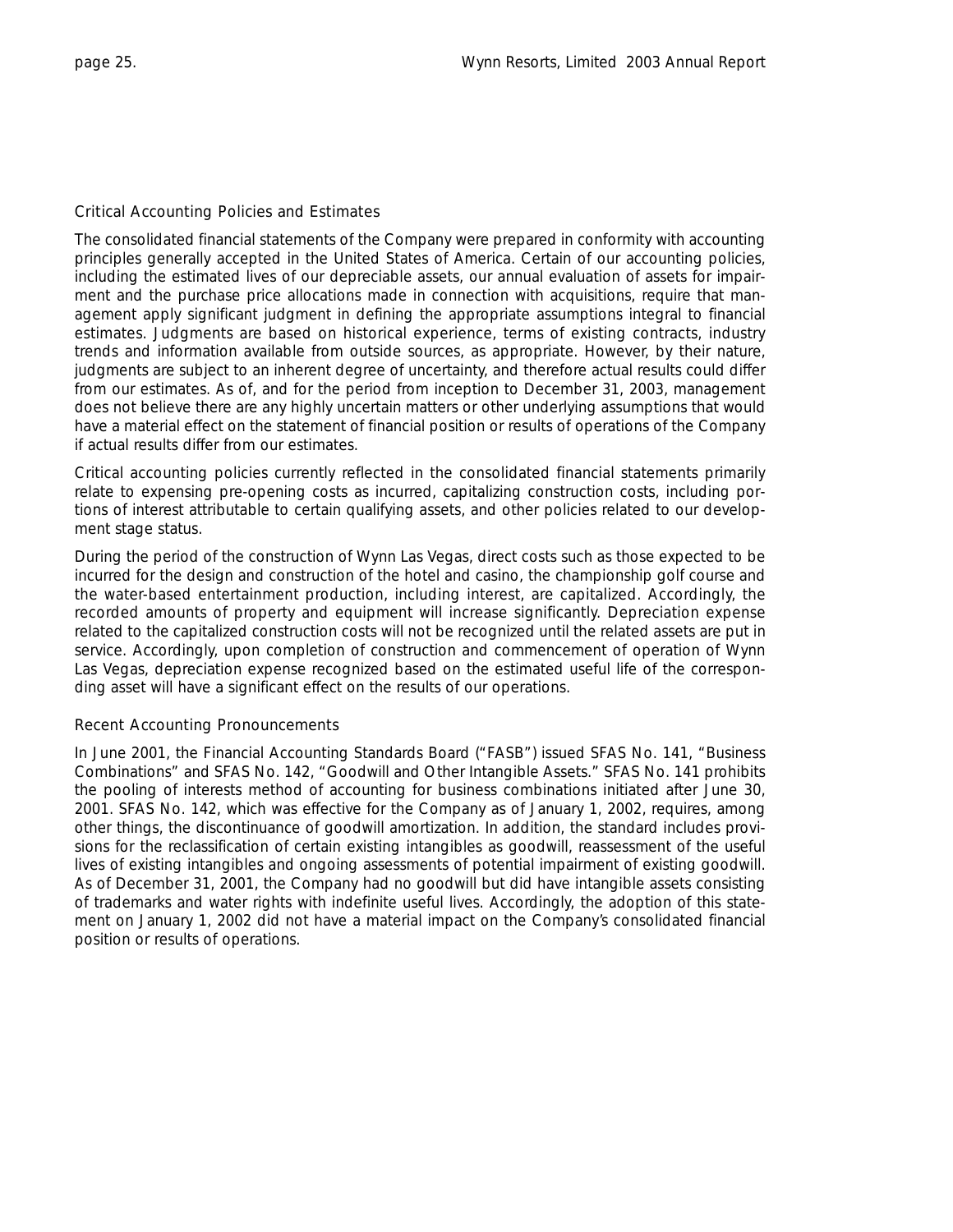## Critical Accounting Policies and Estimates

The consolidated financial statements of the Company were prepared in conformity with accounting principles generally accepted in the United States of America. Certain of our accounting policies, including the estimated lives of our depreciable assets, our annual evaluation of assets for impairment and the purchase price allocations made in connection with acquisitions, require that management apply significant judgment in defining the appropriate assumptions integral to financial estimates. Judgments are based on historical experience, terms of existing contracts, industry trends and information available from outside sources, as appropriate. However, by their nature, judgments are subject to an inherent degree of uncertainty, and therefore actual results could differ from our estimates. As of, and for the period from inception to December 31, 2003, management does not believe there are any highly uncertain matters or other underlying assumptions that would have a material effect on the statement of financial position or results of operations of the Company if actual results differ from our estimates.

Critical accounting policies currently reflected in the consolidated financial statements primarily relate to expensing pre-opening costs as incurred, capitalizing construction costs, including portions of interest attributable to certain qualifying assets, and other policies related to our development stage status.

During the period of the construction of Wynn Las Vegas, direct costs such as those expected to be incurred for the design and construction of the hotel and casino, the championship golf course and the water-based entertainment production, including interest, are capitalized. Accordingly, the recorded amounts of property and equipment will increase significantly. Depreciation expense related to the capitalized construction costs will not be recognized until the related assets are put in service. Accordingly, upon completion of construction and commencement of operation of Wynn Las Vegas, depreciation expense recognized based on the estimated useful life of the corresponding asset will have a significant effect on the results of our operations.

## Recent Accounting Pronouncements

In June 2001, the Financial Accounting Standards Board ("FASB") issued SFAS No. 141, "Business Combinations" and SFAS No. 142, "Goodwill and Other Intangible Assets." SFAS No. 141 prohibits the pooling of interests method of accounting for business combinations initiated after June 30, 2001. SFAS No. 142, which was effective for the Company as of January 1, 2002, requires, among other things, the discontinuance of goodwill amortization. In addition, the standard includes provisions for the reclassification of certain existing intangibles as goodwill, reassessment of the useful lives of existing intangibles and ongoing assessments of potential impairment of existing goodwill. As of December 31, 2001, the Company had no goodwill but did have intangible assets consisting of trademarks and water rights with indefinite useful lives. Accordingly, the adoption of this statement on January 1, 2002 did not have a material impact on the Company's consolidated financial position or results of operations.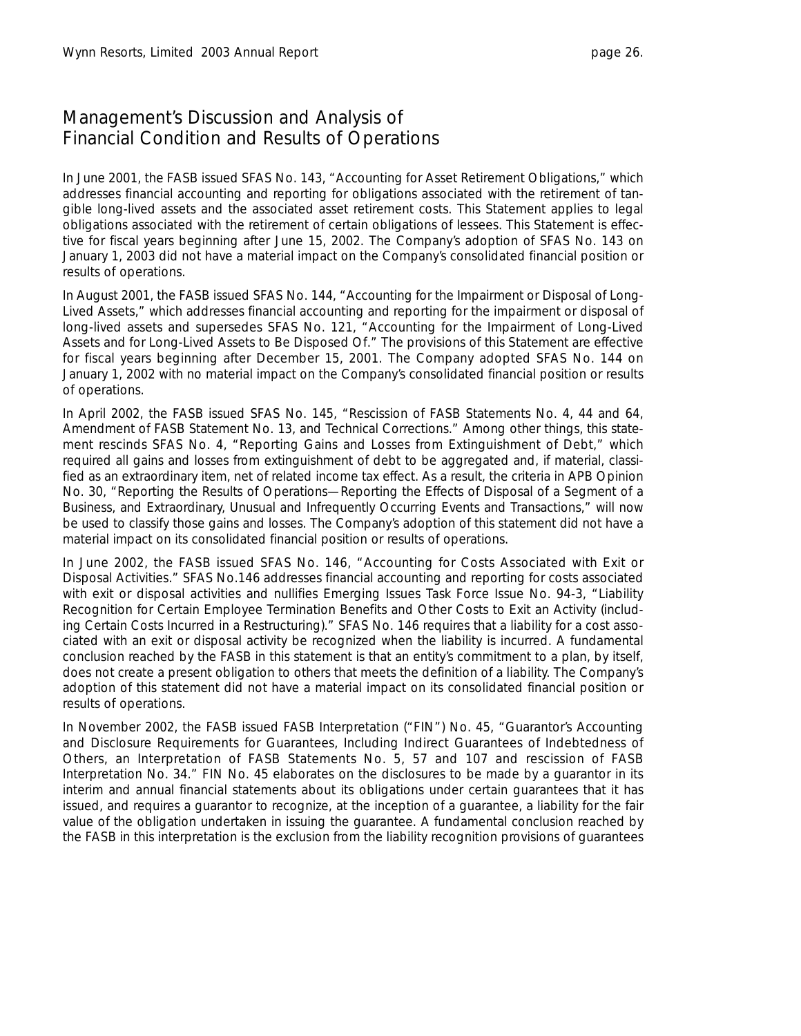## Management's Discussion and Analysis of Financial Condition and Results of Operations

In June 2001, the FASB issued SFAS No. 143, "Accounting for Asset Retirement Obligations," which addresses financial accounting and reporting for obligations associated with the retirement of tangible long-lived assets and the associated asset retirement costs. This Statement applies to legal obligations associated with the retirement of certain obligations of lessees. This Statement is effective for fiscal years beginning after June 15, 2002. The Company's adoption of SFAS No. 143 on January 1, 2003 did not have a material impact on the Company's consolidated financial position or results of operations.

In August 2001, the FASB issued SFAS No. 144, "Accounting for the Impairment or Disposal of Long-Lived Assets," which addresses financial accounting and reporting for the impairment or disposal of long-lived assets and supersedes SFAS No. 121, "Accounting for the Impairment of Long-Lived Assets and for Long-Lived Assets to Be Disposed Of." The provisions of this Statement are effective for fiscal years beginning after December 15, 2001. The Company adopted SFAS No. 144 on January 1, 2002 with no material impact on the Company's consolidated financial position or results of operations.

In April 2002, the FASB issued SFAS No. 145, "Rescission of FASB Statements No. 4, 44 and 64, Amendment of FASB Statement No. 13, and Technical Corrections." Among other things, this statement rescinds SFAS No. 4, "Reporting Gains and Losses from Extinguishment of Debt," which required all gains and losses from extinguishment of debt to be aggregated and, if material, classified as an extraordinary item, net of related income tax effect. As a result, the criteria in APB Opinion No. 30, "Reporting the Results of Operations—Reporting the Effects of Disposal of a Segment of a Business, and Extraordinary, Unusual and Infrequently Occurring Events and Transactions," will now be used to classify those gains and losses. The Company's adoption of this statement did not have a material impact on its consolidated financial position or results of operations.

In June 2002, the FASB issued SFAS No. 146, "Accounting for Costs Associated with Exit or Disposal Activities." SFAS No.146 addresses financial accounting and reporting for costs associated with exit or disposal activities and nullifies Emerging Issues Task Force Issue No. 94-3, "Liability Recognition for Certain Employee Termination Benefits and Other Costs to Exit an Activity (including Certain Costs Incurred in a Restructuring)." SFAS No. 146 requires that a liability for a cost associated with an exit or disposal activity be recognized when the liability is incurred. A fundamental conclusion reached by the FASB in this statement is that an entity's commitment to a plan, by itself, does not create a present obligation to others that meets the definition of a liability. The Company's adoption of this statement did not have a material impact on its consolidated financial position or results of operations.

In November 2002, the FASB issued FASB Interpretation ("FIN") No. 45, "Guarantor's Accounting and Disclosure Requirements for Guarantees, Including Indirect Guarantees of Indebtedness of Others, an Interpretation of FASB Statements No. 5, 57 and 107 and rescission of FASB Interpretation No. 34." FIN No. 45 elaborates on the disclosures to be made by a guarantor in its interim and annual financial statements about its obligations under certain guarantees that it has issued, and requires a guarantor to recognize, at the inception of a guarantee, a liability for the fair value of the obligation undertaken in issuing the guarantee. A fundamental conclusion reached by the FASB in this interpretation is the exclusion from the liability recognition provisions of guarantees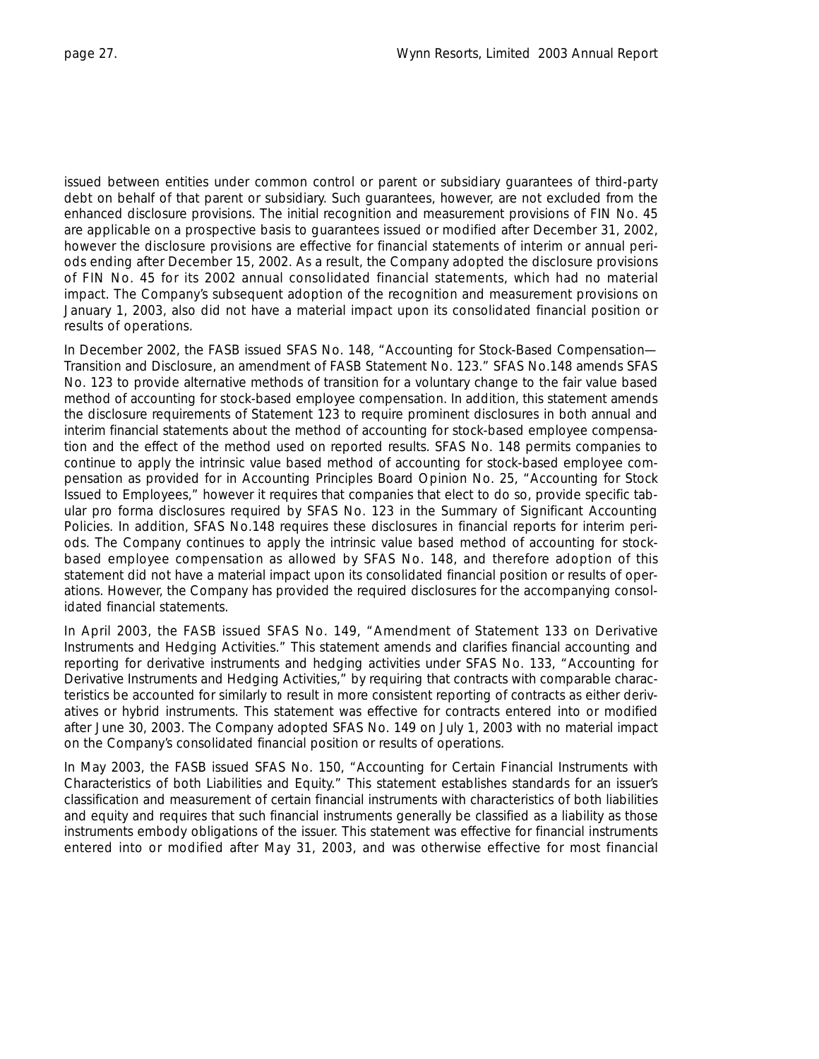issued between entities under common control or parent or subsidiary guarantees of third-party debt on behalf of that parent or subsidiary. Such guarantees, however, are not excluded from the enhanced disclosure provisions. The initial recognition and measurement provisions of FIN No. 45 are applicable on a prospective basis to guarantees issued or modified after December 31, 2002, however the disclosure provisions are effective for financial statements of interim or annual periods ending after December 15, 2002. As a result, the Company adopted the disclosure provisions of FIN No. 45 for its 2002 annual consolidated financial statements, which had no material impact. The Company's subsequent adoption of the recognition and measurement provisions on January 1, 2003, also did not have a material impact upon its consolidated financial position or results of operations.

In December 2002, the FASB issued SFAS No. 148, "Accounting for Stock-Based Compensation—Transition and Disclosure, an amendment of FASB Statement No. 123." SFAS No.148 amends SFAS No. 123 to provide alternative methods of transition for a voluntary change to the fair value based method of accounting for stock-based employee compensation. In addition, this statement amends the disclosure requirements of Statement 123 to require prominent disclosures in both annual and interim financial statements about the method of accounting for stock-based employee compensation and the effect of the method used on reported results. SFAS No. 148 permits companies to continue to apply the intrinsic value based method of accounting for stock-based employee compensation as provided for in Accounting Principles Board Opinion No. 25, "Accounting for Stock Issued to Employees," however it requires that companies that elect to do so, provide specific tabular pro forma disclosures required by SFAS No. 123 in the Summary of Significant Accounting Policies. In addition, SFAS No.148 requires these disclosures in financial reports for interim periods. The Company continues to apply the intrinsic value based method of accounting for stock-based employee compensation as allowed by SFAS No. 148, and therefore adoption of this statement did not have a material impact upon its consolidated financial position or results of operations. However, the Company has provided the required disclosures for the accompanying consolidated financial statements.

In April 2003, the FASB issued SFAS No. 149, "Amendment of Statement 133 on Derivative Instruments and Hedging Activities." This statement amends and clarifies financial accounting and reporting for derivative instruments and hedging activities under SFAS No. 133, "Accounting for Derivative Instruments and Hedging Activities," by requiring that contracts with comparable characteristics be accounted for similarly to result in more consistent reporting of contracts as either derivatives or hybrid instruments. This statement was effective for contracts entered into or modified after June 30, 2003. The Company adopted SFAS No. 149 on July 1, 2003 with no material impact on the Company's consolidated financial position or results of operations.

In May 2003, the FASB issued SFAS No. 150, "Accounting for Certain Financial Instruments with Characteristics of both Liabilities and Equity." This statement establishes standards for an issuer's classification and measurement of certain financial instruments with characteristics of both liabilities and equity and requires that such financial instruments generally be classified as a liability as those instruments embody obligations of the issuer. This statement was effective for financial instruments entered into or modified after May 31, 2003, and was otherwise effective for most financial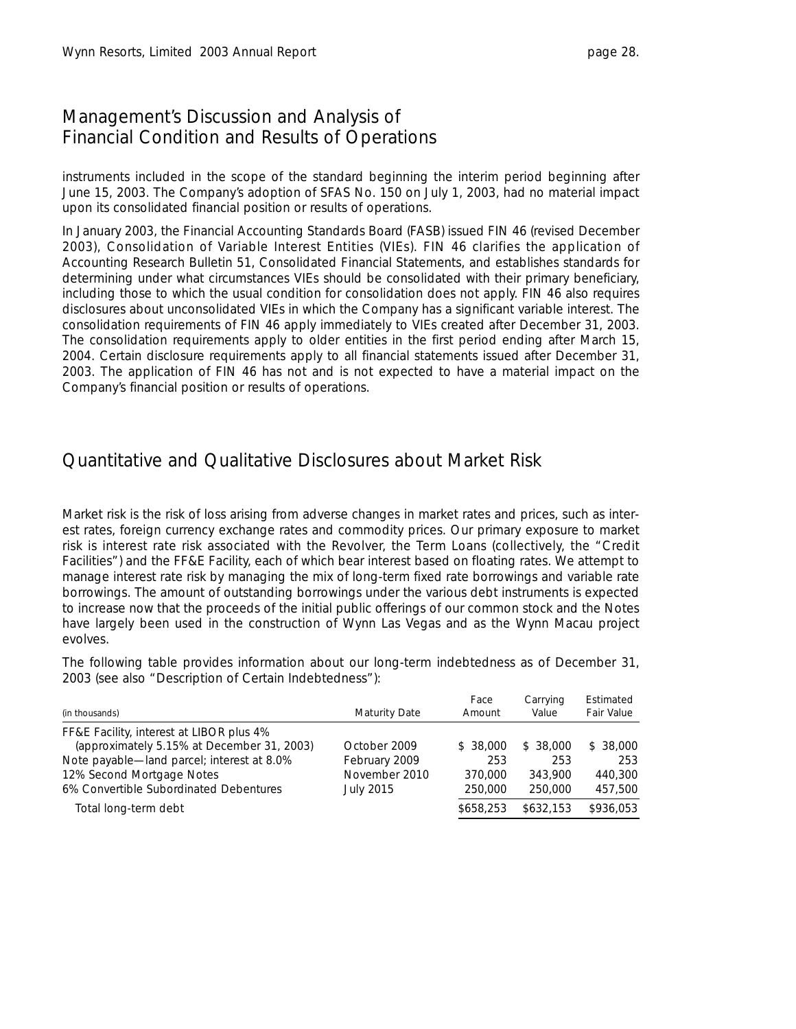## Management's Discussion and Analysis of Financial Condition and Results of Operations

instruments included in the scope of the standard beginning the interim period beginning after June 15, 2003. The Company's adoption of SFAS No. 150 on July 1, 2003, had no material impact upon its consolidated financial position or results of operations.

In January 2003, the Financial Accounting Standards Board (FASB) issued FIN 46 (revised December 2003), Consolidation of Variable Interest Entities (VIEs). FIN 46 clarifies the application of Accounting Research Bulletin 51, Consolidated Financial Statements, and establishes standards for determining under what circumstances VIEs should be consolidated with their primary beneficiary, including those to which the usual condition for consolidation does not apply. FIN 46 also requires disclosures about unconsolidated VIEs in which the Company has a significant variable interest. The consolidation requirements of FIN 46 apply immediately to VIEs created after December 31, 2003. The consolidation requirements apply to older entities in the first period ending after March 15, 2004. Certain disclosure requirements apply to all financial statements issued after December 31, 2003. The application of FIN 46 has not and is not expected to have a material impact on the Company's financial position or results of operations.

## Quantitative and Qualitative Disclosures about Market Risk

Market risk is the risk of loss arising from adverse changes in market rates and prices, such as interest rates, foreign currency exchange rates and commodity prices. Our primary exposure to market risk is interest rate risk associated with the Revolver, the Term Loans (collectively, the "Credit Facilities") and the FF&E Facility, each of which bear interest based on floating rates. We attempt to manage interest rate risk by managing the mix of long-term fixed rate borrowings and variable rate borrowings. The amount of outstanding borrowings under the various debt instruments is expected to increase now that the proceeds of the initial public offerings of our common stock and the Notes have largely been used in the construction of Wynn Las Vegas and as the Wynn Macau project evolves.

The following table provides information about our long-term indebtedness as of December 31, 2003 (see also "Description of Certain Indebtedness"):

| (in thousands) | Maturity Date | Face Amount | Carrying Value | Estimated Fair Value |
|---|---|---|---|---|
| FF&E Facility, interest at LIBOR plus 4% (approximately 5.15% at December 31, 2003) | October 2009 | $ 38,000 | $ 38,000 | $ 38,000 |
| Note payable—land parcel; interest at 8.0% | February 2009 | 253 | 253 | 253 |
| 12% Second Mortgage Notes | November 2010 | 370,000 | 343,900 | 440,300 |
| 6% Convertible Subordinated Debentures | July 2015 | 250,000 | 250,000 | 457,500 |
| Total long-term debt | | $658,253 | $632,153 | $936,053 |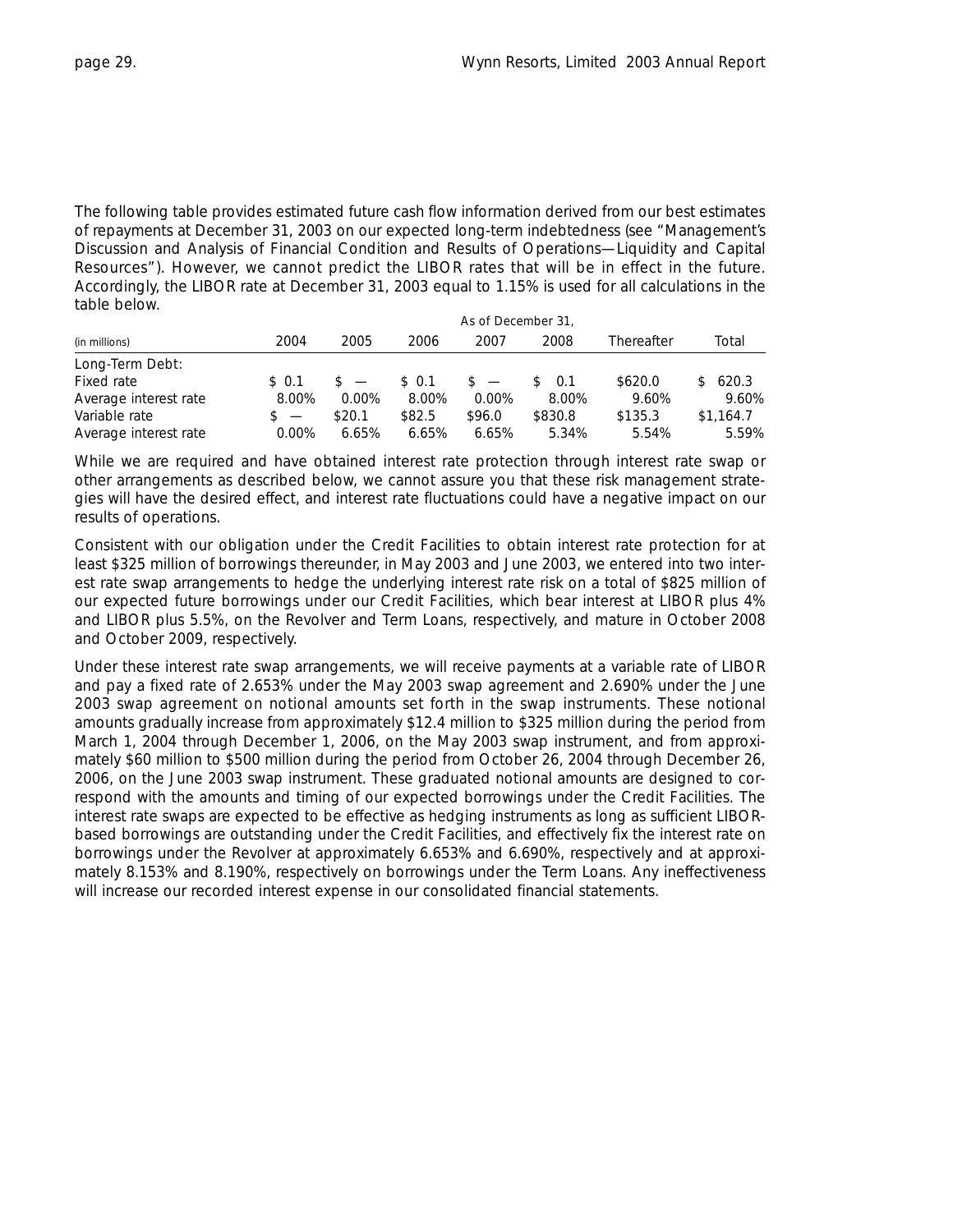The following table provides estimated future cash flow information derived from our best estimates of repayments at December 31, 2003 on our expected long-term indebtedness (see "Management's Discussion and Analysis of Financial Condition and Results of Operations—Liquidity and Capital Resources"). However, we cannot predict the LIBOR rates that will be in effect in the future. Accordingly, the LIBOR rate at December 31, 2003 equal to 1.15% is used for all calculations in the table below.

| | As of December 31, | | | | | | |
|---|---|---|---|---|---|---|---|
| (in millions) | 2004 | 2005 | 2006 | 2007 | 2008 | Thereafter | Total |
| Long-Term Debt: | | | | | | | |
| Fixed rate | $ 0.1 | $ — | $ 0.1 | $ — | $ 0.1 | $620.0 | $ 620.3 |
| Average interest rate | 8.00% | 0.00% | 8.00% | 0.00% | 8.00% | 9.60% | 9.60% |
| Variable rate | $ — | $20.1 | $82.5 | $96.0 | $830.8 | $135.3 | $1,164.7 |
| Average interest rate | 0.00% | 6.65% | 6.65% | 6.65% | 5.34% | 5.54% | 5.59% |

While we are required and have obtained interest rate protection through interest rate swap or other arrangements as described below, we cannot assure you that these risk management strategies will have the desired effect, and interest rate fluctuations could have a negative impact on our results of operations.

Consistent with our obligation under the Credit Facilities to obtain interest rate protection for at least $325 million of borrowings thereunder, in May 2003 and June 2003, we entered into two interest rate swap arrangements to hedge the underlying interest rate risk on a total of $825 million of our expected future borrowings under our Credit Facilities, which bear interest at LIBOR plus 4% and LIBOR plus 5.5%, on the Revolver and Term Loans, respectively, and mature in October 2008 and October 2009, respectively.

Under these interest rate swap arrangements, we will receive payments at a variable rate of LIBOR and pay a fixed rate of 2.653% under the May 2003 swap agreement and 2.690% under the June 2003 swap agreement on notional amounts set forth in the swap instruments. These notional amounts gradually increase from approximately $12.4 million to $325 million during the period from March 1, 2004 through December 1, 2006, on the May 2003 swap instrument, and from approximately $60 million to $500 million during the period from October 26, 2004 through December 26, 2006, on the June 2003 swap instrument. These graduated notional amounts are designed to correspond with the amounts and timing of our expected borrowings under the Credit Facilities. The interest rate swaps are expected to be effective as hedging instruments as long as sufficient LIBOR-based borrowings are outstanding under the Credit Facilities, and effectively fix the interest rate on borrowings under the Revolver at approximately 6.653% and 6.690%, respectively and at approximately 8.153% and 8.190%, respectively on borrowings under the Term Loans. Any ineffectiveness will increase our recorded interest expense in our consolidated financial statements.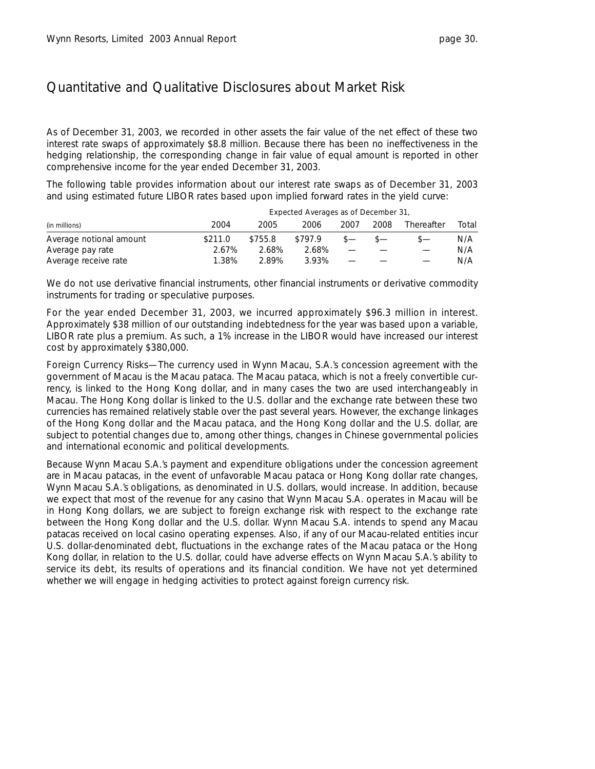## Quantitative and Qualitative Disclosures about Market Risk

As of December 31, 2003, we recorded in other assets the fair value of the net effect of these two interest rate swaps of approximately $8.8 million. Because there has been no ineffectiveness in the hedging relationship, the corresponding change in fair value of equal amount is reported in other comprehensive income for the year ended December 31, 2003.

The following table provides information about our interest rate swaps as of December 31, 2003 and using estimated future LIBOR rates based upon implied forward rates in the yield curve:

| | Expected Averages as of December 31, | | | | | | |
|---|---|---|---|---|---|---|---|
| (in millions) | 2004 | 2005 | 2006 | 2007 | 2008 | Thereafter | Total |
| Average notional amount | $211.0 | $755.8 | $797.9 | $— | $— | $— | N/A |
| Average pay rate | 2.67% | 2.68% | 2.68% | — | — | — | N/A |
| Average receive rate | 1.38% | 2.89% | 3.93% | — | — | — | N/A |

We do not use derivative financial instruments, other financial instruments or derivative commodity instruments for trading or speculative purposes.

For the year ended December 31, 2003, we incurred approximately $96.3 million in interest. Approximately $38 million of our outstanding indebtedness for the year was based upon a variable, LIBOR rate plus a premium. As such, a 1% increase in the LIBOR would have increased our interest cost by approximately $380,000.

Foreign Currency Risks—The currency used in Wynn Macau, S.A.'s concession agreement with the government of Macau is the Macau pataca. The Macau pataca, which is not a freely convertible currency, is linked to the Hong Kong dollar, and in many cases the two are used interchangeably in Macau. The Hong Kong dollar is linked to the U.S. dollar and the exchange rate between these two currencies has remained relatively stable over the past several years. However, the exchange linkages of the Hong Kong dollar and the Macau pataca, and the Hong Kong dollar and the U.S. dollar, are subject to potential changes due to, among other things, changes in Chinese governmental policies and international economic and political developments.

Because Wynn Macau S.A.'s payment and expenditure obligations under the concession agreement are in Macau patacas, in the event of unfavorable Macau pataca or Hong Kong dollar rate changes, Wynn Macau S.A.'s obligations, as denominated in U.S. dollars, would increase. In addition, because we expect that most of the revenue for any casino that Wynn Macau S.A. operates in Macau will be in Hong Kong dollars, we are subject to foreign exchange risk with respect to the exchange rate between the Hong Kong dollar and the U.S. dollar. Wynn Macau S.A. intends to spend any Macau patacas received on local casino operating expenses. Also, if any of our Macau-related entities incur U.S. dollar-denominated debt, fluctuations in the exchange rates of the Macau pataca or the Hong Kong dollar, in relation to the U.S. dollar, could have adverse effects on Wynn Macau S.A.'s ability to service its debt, its results of operations and its financial condition. We have not yet determined whether we will engage in hedging activities to protect against foreign currency risk.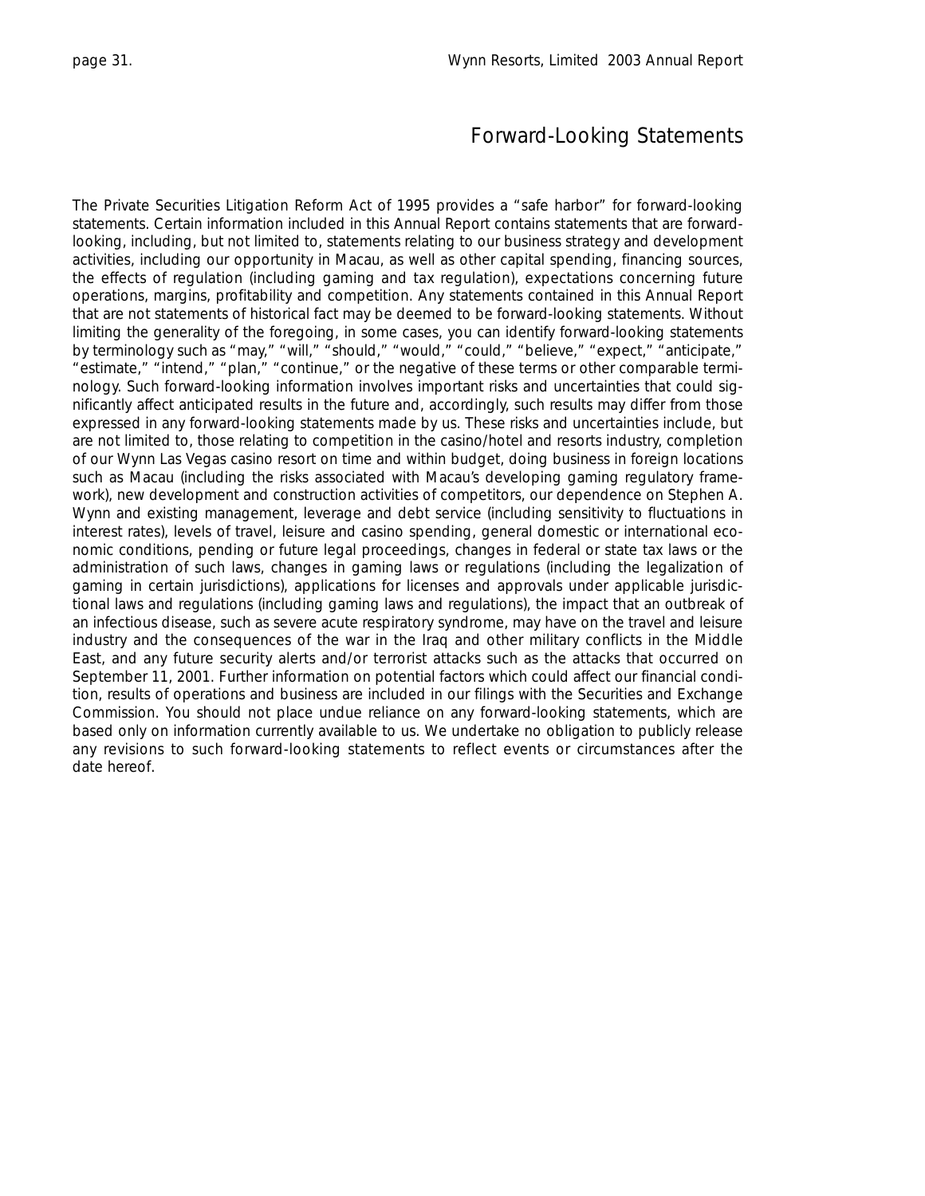# Forward-Looking Statements

The Private Securities Litigation Reform Act of 1995 provides a "safe harbor" for forward-looking statements. Certain information included in this Annual Report contains statements that are forward-looking, including, but not limited to, statements relating to our business strategy and development activities, including our opportunity in Macau, as well as other capital spending, financing sources, the effects of regulation (including gaming and tax regulation), expectations concerning future operations, margins, profitability and competition. Any statements contained in this Annual Report that are not statements of historical fact may be deemed to be forward-looking statements. Without limiting the generality of the foregoing, in some cases, you can identify forward-looking statements by terminology such as "may," "will," "should," "would," "could," "believe," "expect," "anticipate," "estimate," "intend," "plan," "continue," or the negative of these terms or other comparable terminology. Such forward-looking information involves important risks and uncertainties that could significantly affect anticipated results in the future and, accordingly, such results may differ from those expressed in any forward-looking statements made by us. These risks and uncertainties include, but are not limited to, those relating to competition in the casino/hotel and resorts industry, completion of our Wynn Las Vegas casino resort on time and within budget, doing business in foreign locations such as Macau (including the risks associated with Macau's developing gaming regulatory framework), new development and construction activities of competitors, our dependence on Stephen A. Wynn and existing management, leverage and debt service (including sensitivity to fluctuations in interest rates), levels of travel, leisure and casino spending, general domestic or international economic conditions, pending or future legal proceedings, changes in federal or state tax laws or the administration of such laws, changes in gaming laws or regulations (including the legalization of gaming in certain jurisdictions), applications for licenses and approvals under applicable jurisdictional laws and regulations (including gaming laws and regulations), the impact that an outbreak of an infectious disease, such as severe acute respiratory syndrome, may have on the travel and leisure industry and the consequences of the war in the Iraq and other military conflicts in the Middle East, and any future security alerts and/or terrorist attacks such as the attacks that occurred on September 11, 2001. Further information on potential factors which could affect our financial condition, results of operations and business are included in our filings with the Securities and Exchange Commission. You should not place undue reliance on any forward-looking statements, which are based only on information currently available to us. We undertake no obligation to publicly release any revisions to such forward-looking statements to reflect events or circumstances after the date hereof.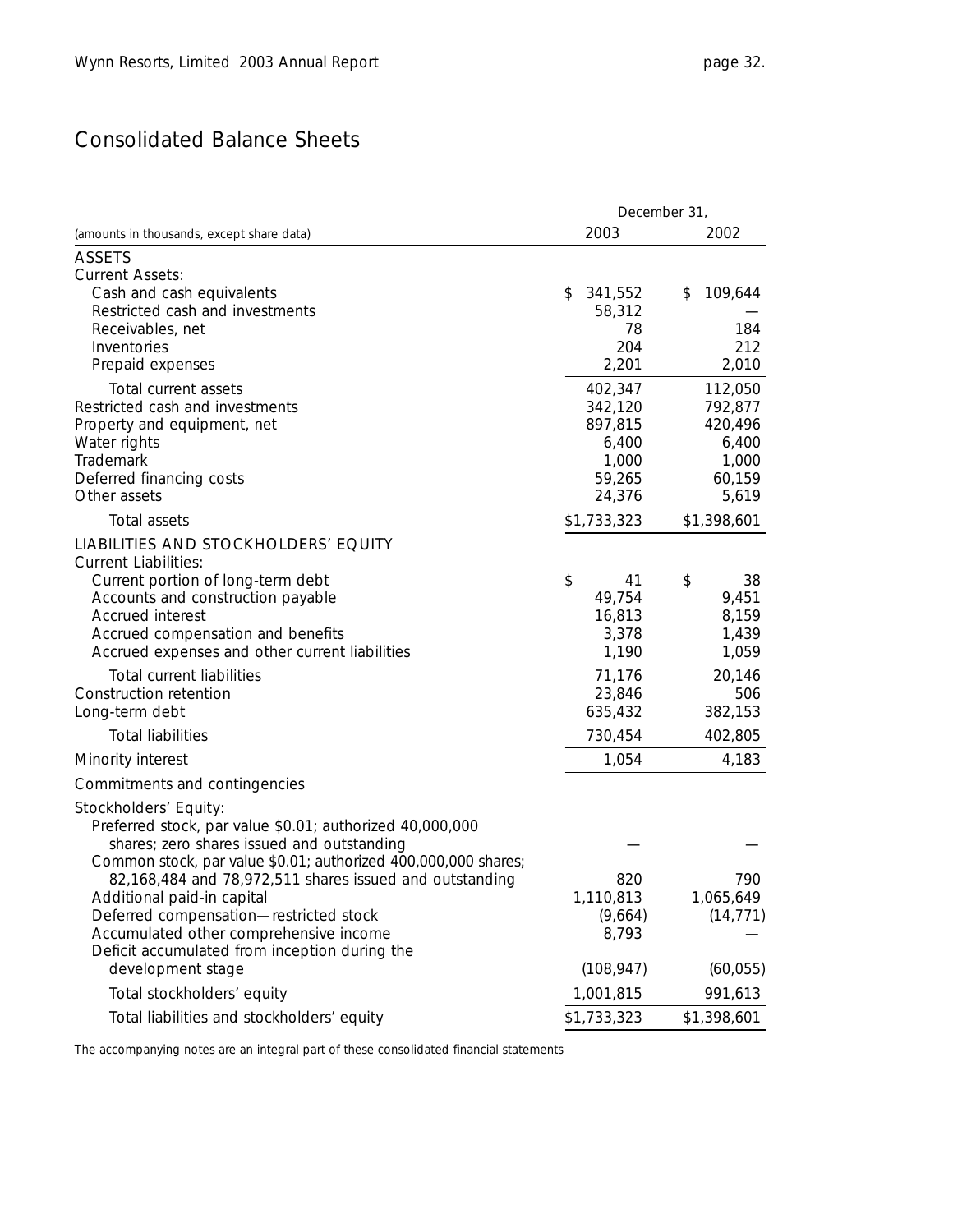# Consolidated Balance Sheets

| (amounts in thousands, except share data) | December 31, 2003 | December 31, 2002 |
|---|---|---|
| **ASSETS** | | |
| Current Assets: | | |
| Cash and cash equivalents | $ 341,552 | $ 109,644 |
| Restricted cash and investments | 58,312 | — |
| Receivables, net | 78 | 184 |
| Inventories | 204 | 212 |
| Prepaid expenses | 2,201 | 2,010 |
| Total current assets | 402,347 | 112,050 |
| Restricted cash and investments | 342,120 | 792,877 |
| Property and equipment, net | 897,815 | 420,496 |
| Water rights | 6,400 | 6,400 |
| Trademark | 1,000 | 1,000 |
| Deferred financing costs | 59,265 | 60,159 |
| Other assets | 24,376 | 5,619 |
| Total assets | $1,733,323 | $1,398,601 |
| **LIABILITIES AND STOCKHOLDERS' EQUITY** | | |
| Current Liabilities: | | |
| Current portion of long-term debt | $ 41 | $ 38 |
| Accounts and construction payable | 49,754 | 9,451 |
| Accrued interest | 16,813 | 8,159 |
| Accrued compensation and benefits | 3,378 | 1,439 |
| Accrued expenses and other current liabilities | 1,190 | 1,059 |
| Total current liabilities | 71,176 | 20,146 |
| Construction retention | 23,846 | 506 |
| Long-term debt | 635,432 | 382,153 |
| Total liabilities | 730,454 | 402,805 |
| Minority interest | 1,054 | 4,183 |
| Commitments and contingencies | | |
| Stockholders' Equity: | | |
| Preferred stock, par value $0.01; authorized 40,000,000 shares; zero shares issued and outstanding | — | — |
| Common stock, par value $0.01; authorized 400,000,000 shares; 82,168,484 and 78,972,511 shares issued and outstanding | 820 | 790 |
| Additional paid-in capital | 1,110,813 | 1,065,649 |
| Deferred compensation—restricted stock | (9,664) | (14,771) |
| Accumulated other comprehensive income | 8,793 | — |
| Deficit accumulated from inception during the development stage | (108,947) | (60,055) |
| Total stockholders' equity | 1,001,815 | 991,613 |
| Total liabilities and stockholders' equity | $1,733,323 | $1,398,601 |

The accompanying notes are an integral part of these consolidated financial statements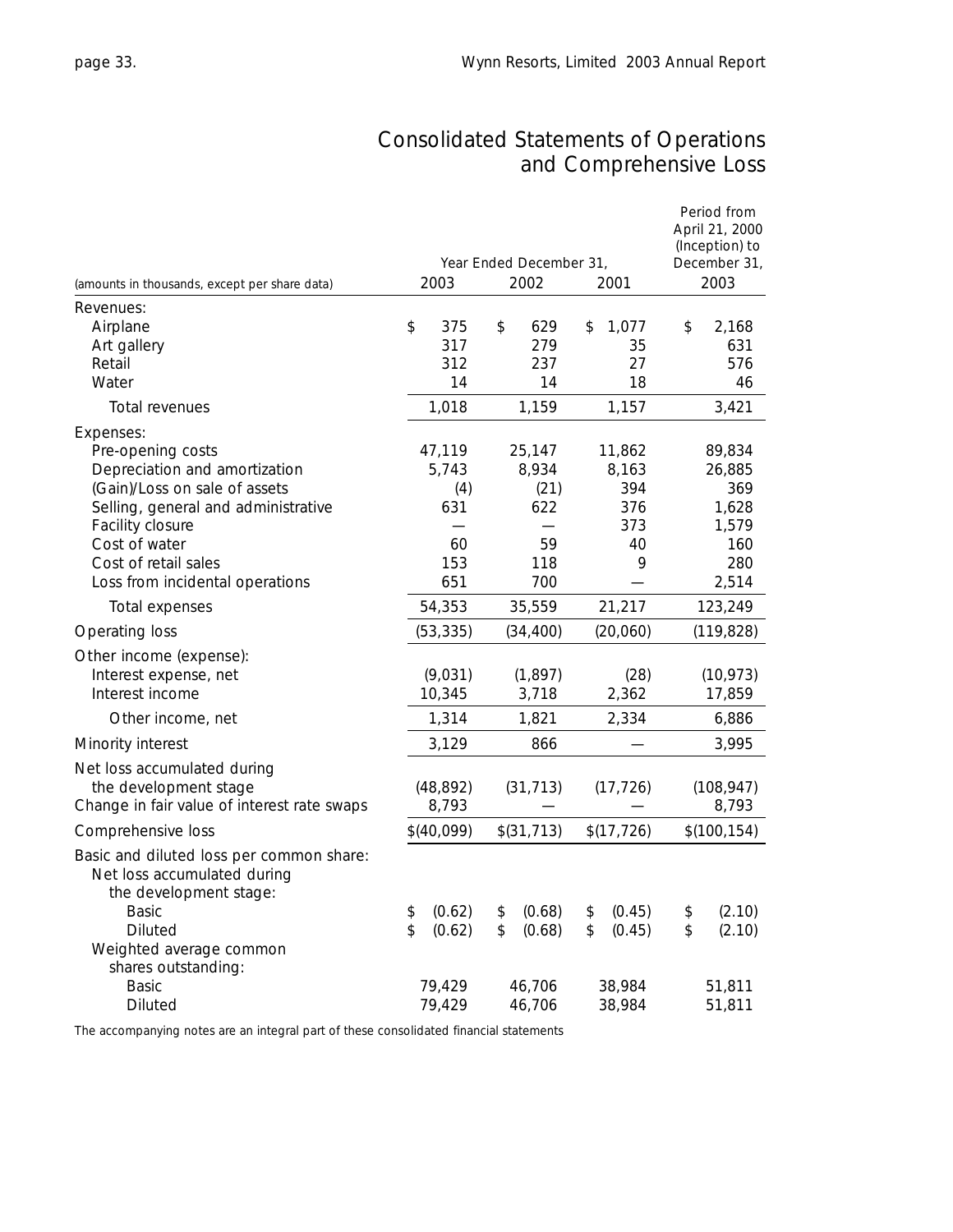# Consolidated Statements of Operations and Comprehensive Loss

| (amounts in thousands, except per share data) | Year Ended December 31, 2003 | 2002 | 2001 | Period from April 21, 2000 (Inception) to December 31, 2003 |
|---|---|---|---|---|
| Revenues: | | | | |
| Airplane | $ 375 | $ 629 | $ 1,077 | $ 2,168 |
| Art gallery | 317 | 279 | 35 | 631 |
| Retail | 312 | 237 | 27 | 576 |
| Water | 14 | 14 | 18 | 46 |
| Total revenues | 1,018 | 1,159 | 1,157 | 3,421 |
| Expenses: | | | | |
| Pre-opening costs | 47,119 | 25,147 | 11,862 | 89,834 |
| Depreciation and amortization | 5,743 | 8,934 | 8,163 | 26,885 |
| (Gain)/Loss on sale of assets | (4) | (21) | 394 | 369 |
| Selling, general and administrative | 631 | 622 | 376 | 1,628 |
| Facility closure | — | — | 373 | 1,579 |
| Cost of water | 60 | 59 | 40 | 160 |
| Cost of retail sales | 153 | 118 | 9 | 280 |
| Loss from incidental operations | 651 | 700 | — | 2,514 |
| Total expenses | 54,353 | 35,559 | 21,217 | 123,249 |
| Operating loss | (53,335) | (34,400) | (20,060) | (119,828) |
| Other income (expense): | | | | |
| Interest expense, net | (9,031) | (1,897) | (28) | (10,973) |
| Interest income | 10,345 | 3,718 | 2,362 | 17,859 |
| Other income, net | 1,314 | 1,821 | 2,334 | 6,886 |
| Minority interest | 3,129 | 866 | — | 3,995 |
| Net loss accumulated during the development stage | (48,892) | (31,713) | (17,726) | (108,947) |
| Change in fair value of interest rate swaps | 8,793 | — | — | 8,793 |
| Comprehensive loss | $(40,099) | $(31,713) | $(17,726) | $(100,154) |
| Basic and diluted loss per common share: | | | | |
| Net loss accumulated during the development stage: | | | | |
| Basic | $ (0.62) | $ (0.68) | $ (0.45) | $ (2.10) |
| Diluted | $ (0.62) | $ (0.68) | $ (0.45) | $ (2.10) |
| Weighted average common shares outstanding: | | | | |
| Basic | 79,429 | 46,706 | 38,984 | 51,811 |
| Diluted | 79,429 | 46,706 | 38,984 | 51,811 |

The accompanying notes are an integral part of these consolidated financial statements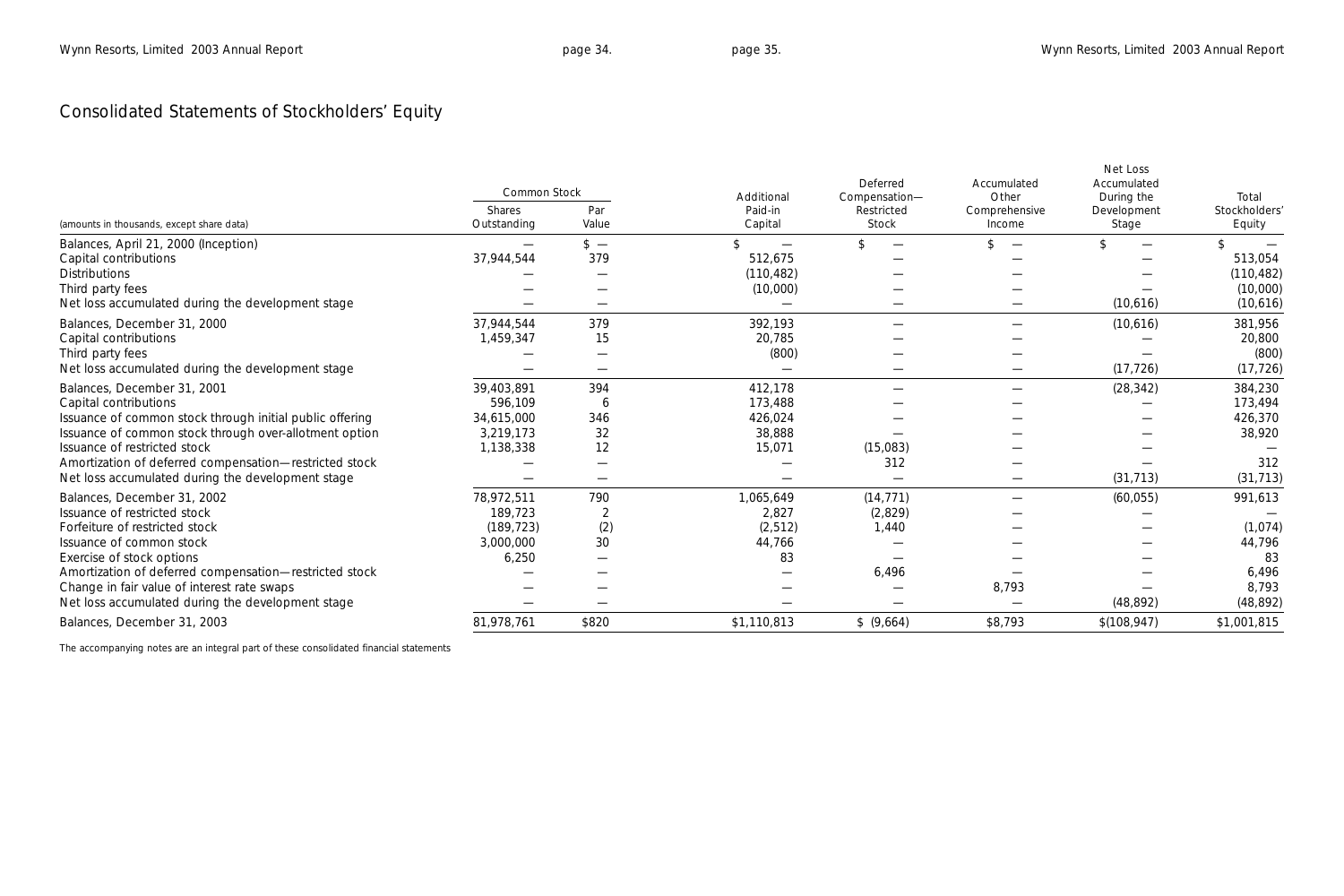# Consolidated Statements of Stockholders' Equity

| (amounts in thousands, except share data) | Common Stock | | Additional Paid-in Capital | Deferred Compensation—Restricted Stock | Accumulated Other Comprehensive Income | Net Loss Accumulated During the Development Stage | Total Stockholders' Equity |
|---|---|---|---|---|---|---|---|
| | Shares Outstanding | Par Value | | | | | |
| Balances, April 21, 2000 (Inception) | — | $ — | $ — | $ — | $ — | $ — | $ — |
| Capital contributions | 37,944,544 | 379 | 512,675 | — | — | — | 513,054 |
| Distributions | — | — | (110,482) | — | — | — | (110,482) |
| Third party fees | — | — | (10,000) | — | — | — | (10,000) |
| Net loss accumulated during the development stage | — | — | — | — | — | (10,616) | (10,616) |
| Balances, December 31, 2000 | 37,944,544 | 379 | 392,193 | — | — | (10,616) | 381,956 |
| Capital contributions | 1,459,347 | 15 | 20,785 | — | — | — | 20,800 |
| Third party fees | — | — | (800) | — | — | — | (800) |
| Net loss accumulated during the development stage | — | — | — | — | — | (17,726) | (17,726) |
| Balances, December 31, 2001 | 39,403,891 | 394 | 412,178 | — | — | (28,342) | 384,230 |
| Capital contributions | 596,109 | 6 | 173,488 | — | — | — | 173,494 |
| Issuance of common stock through initial public offering | 34,615,000 | 346 | 426,024 | — | — | — | 426,370 |
| Issuance of common stock through over-allotment option | 3,219,173 | 32 | 38,888 | — | — | — | 38,920 |
| Issuance of restricted stock | 1,138,338 | 12 | 15,071 | (15,083) | — | — | — |
| Amortization of deferred compensation—restricted stock | — | — | — | 312 | — | — | 312 |
| Net loss accumulated during the development stage | — | — | — | — | — | (31,713) | (31,713) |
| Balances, December 31, 2002 | 78,972,511 | 790 | 1,065,649 | (14,771) | — | (60,055) | 991,613 |
| Issuance of restricted stock | 189,723 | 2 | 2,827 | (2,829) | — | — | — |
| Forfeiture of restricted stock | (189,723) | (2) | (2,512) | 1,440 | — | — | (1,074) |
| Issuance of common stock | 3,000,000 | 30 | 44,766 | — | — | — | 44,796 |
| Exercise of stock options | 6,250 | — | 83 | — | — | — | 83 |
| Amortization of deferred compensation—restricted stock | — | — | — | 6,496 | — | — | 6,496 |
| Change in fair value of interest rate swaps | — | — | — | — | 8,793 | — | 8,793 |
| Net loss accumulated during the development stage | — | — | — | — | — | (48,892) | (48,892) |
| Balances, December 31, 2003 | 81,978,761 | $820 | $1,110,813 | $ (9,664) | $8,793 | $(108,947) | $1,001,815 |

The accompanying notes are an integral part of these consolidated financial statements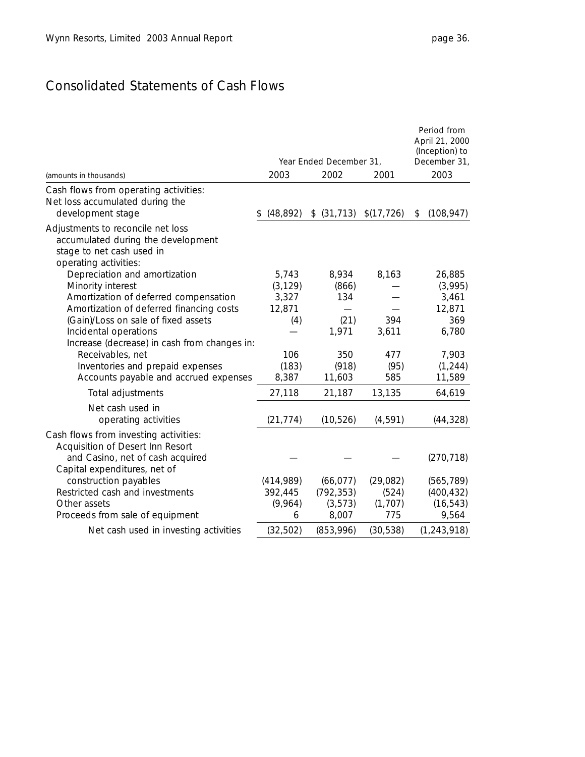# Consolidated Statements of Cash Flows

| (amounts in thousands) | Year Ended December 31, 2003 | 2002 | 2001 | Period from April 21, 2000 (Inception) to December 31, 2003 |
|---|---|---|---|---|
| Cash flows from operating activities: | | | | |
| Net loss accumulated during the development stage | $ (48,892) | $ (31,713) | $(17,726) | $ (108,947) |
| Adjustments to reconcile net loss accumulated during the development stage to net cash used in operating activities: | | | | |
| Depreciation and amortization | 5,743 | 8,934 | 8,163 | 26,885 |
| Minority interest | (3,129) | (866) | — | (3,995) |
| Amortization of deferred compensation | 3,327 | 134 | — | 3,461 |
| Amortization of deferred financing costs | 12,871 | — | — | 12,871 |
| (Gain)/Loss on sale of fixed assets | (4) | (21) | 394 | 369 |
| Incidental operations | — | 1,971 | 3,611 | 6,780 |
| Increase (decrease) in cash from changes in: | | | | |
| Receivables, net | 106 | 350 | 477 | 7,903 |
| Inventories and prepaid expenses | (183) | (918) | (95) | (1,244) |
| Accounts payable and accrued expenses | 8,387 | 11,603 | 585 | 11,589 |
| Total adjustments | 27,118 | 21,187 | 13,135 | 64,619 |
| Net cash used in operating activities | (21,774) | (10,526) | (4,591) | (44,328) |
| Cash flows from investing activities: | | | | |
| Acquisition of Desert Inn Resort and Casino, net of cash acquired | — | — | — | (270,718) |
| Capital expenditures, net of construction payables | (414,989) | (66,077) | (29,082) | (565,789) |
| Restricted cash and investments | 392,445 | (792,353) | (524) | (400,432) |
| Other assets | (9,964) | (3,573) | (1,707) | (16,543) |
| Proceeds from sale of equipment | 6 | 8,007 | 775 | 9,564 |
| Net cash used in investing activities | (32,502) | (853,996) | (30,538) | (1,243,918) |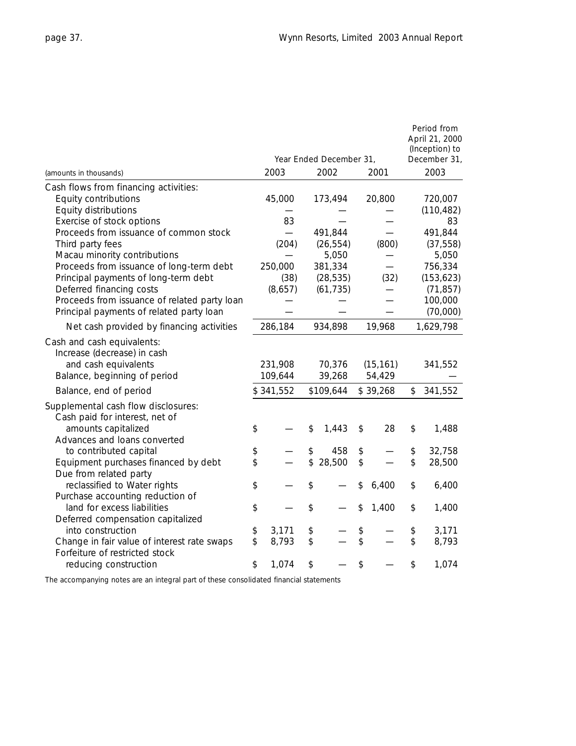| (amounts in thousands) | Year Ended December 31, 2003 | 2002 | 2001 | Period from April 21, 2000 (Inception) to December 31, 2003 |
|---|---|---|---|---|
| Cash flows from financing activities: | | | | |
| Equity contributions | 45,000 | 173,494 | 20,800 | 720,007 |
| Equity distributions | — | — | — | (110,482) |
| Exercise of stock options | 83 | — | — | 83 |
| Proceeds from issuance of common stock | — | 491,844 | — | 491,844 |
| Third party fees | (204) | (26,554) | (800) | (37,558) |
| Macau minority contributions | — | 5,050 | — | 5,050 |
| Proceeds from issuance of long-term debt | 250,000 | 381,334 | — | 756,334 |
| Principal payments of long-term debt | (38) | (28,535) | (32) | (153,623) |
| Deferred financing costs | (8,657) | (61,735) | — | (71,857) |
| Proceeds from issuance of related party loan | — | — | — | 100,000 |
| Principal payments of related party loan | — | — | — | (70,000) |
| Net cash provided by financing activities | 286,184 | 934,898 | 19,968 | 1,629,798 |
| Cash and cash equivalents: | | | | |
| Increase (decrease) in cash and cash equivalents | 231,908 | 70,376 | (15,161) | 341,552 |
| Balance, beginning of period | 109,644 | 39,268 | 54,429 | — |
| Balance, end of period | $ 341,552 | $109,644 | $ 39,268 | $ 341,552 |
| Supplemental cash flow disclosures: | | | | |
| Cash paid for interest, net of amounts capitalized | $ — | $ 1,443 | $ 28 | $ 1,488 |
| Advances and loans converted to contributed capital | $ — | $ 458 | $ — | $ 32,758 |
| Equipment purchases financed by debt | $ — | $ 28,500 | $ — | $ 28,500 |
| Due from related party reclassified to Water rights | $ — | $ — | $ 6,400 | $ 6,400 |
| Purchase accounting reduction of land for excess liabilities | $ — | $ — | $ 1,400 | $ 1,400 |
| Deferred compensation capitalized into construction | $ 3,171 | $ — | $ — | $ 3,171 |
| Change in fair value of interest rate swaps | $ 8,793 | $ — | $ — | $ 8,793 |
| Forfeiture of restricted stock reducing construction | $ 1,074 | $ — | $ — | $ 1,074 |

The accompanying notes are an integral part of these consolidated financial statements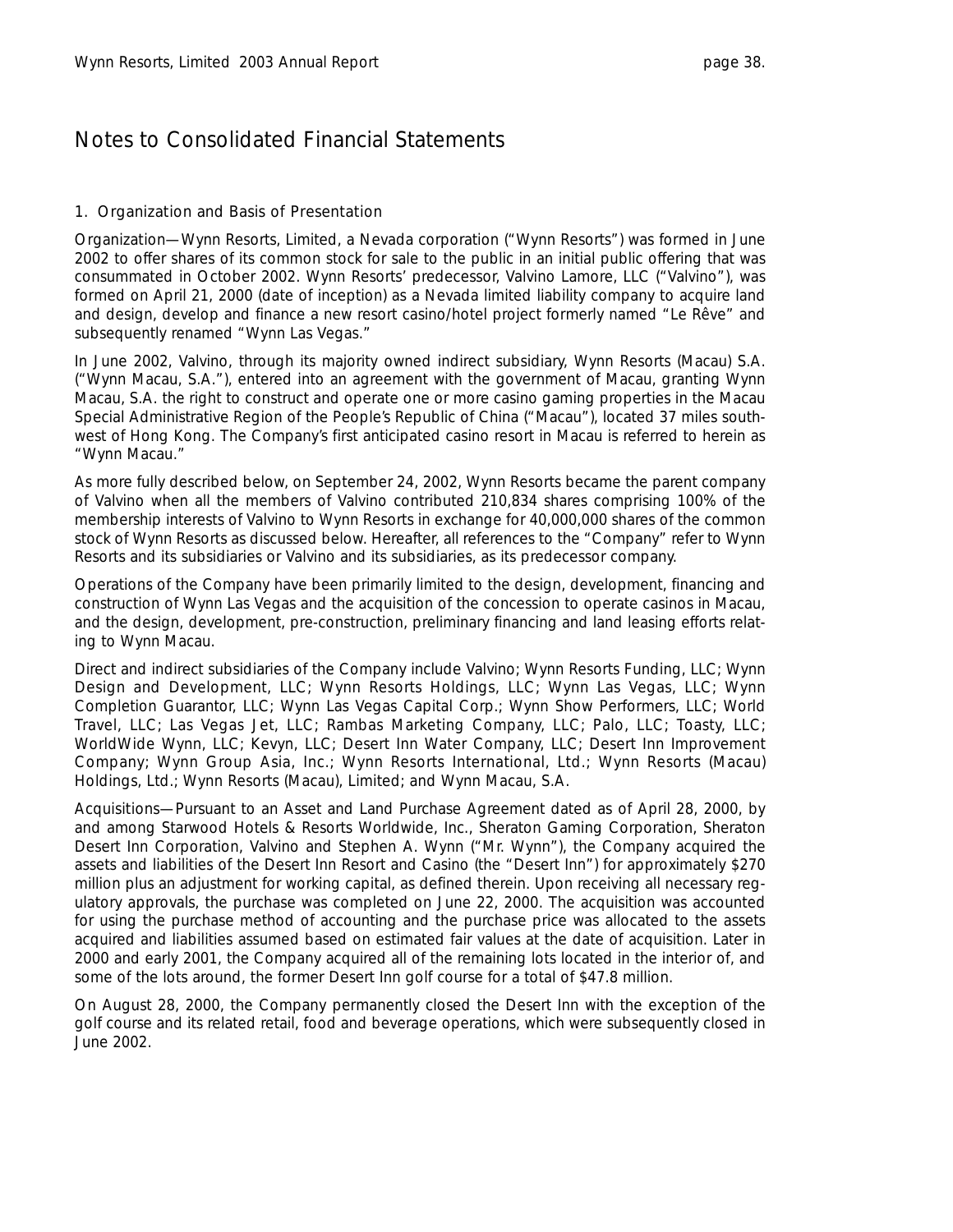# Notes to Consolidated Financial Statements

## 1. Organization and Basis of Presentation

Organization—Wynn Resorts, Limited, a Nevada corporation ("Wynn Resorts") was formed in June 2002 to offer shares of its common stock for sale to the public in an initial public offering that was consummated in October 2002. Wynn Resorts' predecessor, Valvino Lamore, LLC ("Valvino"), was formed on April 21, 2000 (date of inception) as a Nevada limited liability company to acquire land and design, develop and finance a new resort casino/hotel project formerly named "Le Rêve" and subsequently renamed "Wynn Las Vegas."

In June 2002, Valvino, through its majority owned indirect subsidiary, Wynn Resorts (Macau) S.A. ("Wynn Macau, S.A."), entered into an agreement with the government of Macau, granting Wynn Macau, S.A. the right to construct and operate one or more casino gaming properties in the Macau Special Administrative Region of the People's Republic of China ("Macau"), located 37 miles southwest of Hong Kong. The Company's first anticipated casino resort in Macau is referred to herein as "Wynn Macau."

As more fully described below, on September 24, 2002, Wynn Resorts became the parent company of Valvino when all the members of Valvino contributed 210,834 shares comprising 100% of the membership interests of Valvino to Wynn Resorts in exchange for 40,000,000 shares of the common stock of Wynn Resorts as discussed below. Hereafter, all references to the "Company" refer to Wynn Resorts and its subsidiaries or Valvino and its subsidiaries, as its predecessor company.

Operations of the Company have been primarily limited to the design, development, financing and construction of Wynn Las Vegas and the acquisition of the concession to operate casinos in Macau, and the design, development, pre-construction, preliminary financing and land leasing efforts relating to Wynn Macau.

Direct and indirect subsidiaries of the Company include Valvino; Wynn Resorts Funding, LLC; Wynn Design and Development, LLC; Wynn Resorts Holdings, LLC; Wynn Las Vegas, LLC; Wynn Completion Guarantor, LLC; Wynn Las Vegas Capital Corp.; Wynn Show Performers, LLC; World Travel, LLC; Las Vegas Jet, LLC; Rambas Marketing Company, LLC; Palo, LLC; Toasty, LLC; WorldWide Wynn, LLC; Kevyn, LLC; Desert Inn Water Company, LLC; Desert Inn Improvement Company; Wynn Group Asia, Inc.; Wynn Resorts International, Ltd.; Wynn Resorts (Macau) Holdings, Ltd.; Wynn Resorts (Macau), Limited; and Wynn Macau, S.A.

Acquisitions—Pursuant to an Asset and Land Purchase Agreement dated as of April 28, 2000, by and among Starwood Hotels & Resorts Worldwide, Inc., Sheraton Gaming Corporation, Sheraton Desert Inn Corporation, Valvino and Stephen A. Wynn ("Mr. Wynn"), the Company acquired the assets and liabilities of the Desert Inn Resort and Casino (the "Desert Inn") for approximately $270 million plus an adjustment for working capital, as defined therein. Upon receiving all necessary regulatory approvals, the purchase was completed on June 22, 2000. The acquisition was accounted for using the purchase method of accounting and the purchase price was allocated to the assets acquired and liabilities assumed based on estimated fair values at the date of acquisition. Later in 2000 and early 2001, the Company acquired all of the remaining lots located in the interior of, and some of the lots around, the former Desert Inn golf course for a total of $47.8 million.

On August 28, 2000, the Company permanently closed the Desert Inn with the exception of the golf course and its related retail, food and beverage operations, which were subsequently closed in June 2002.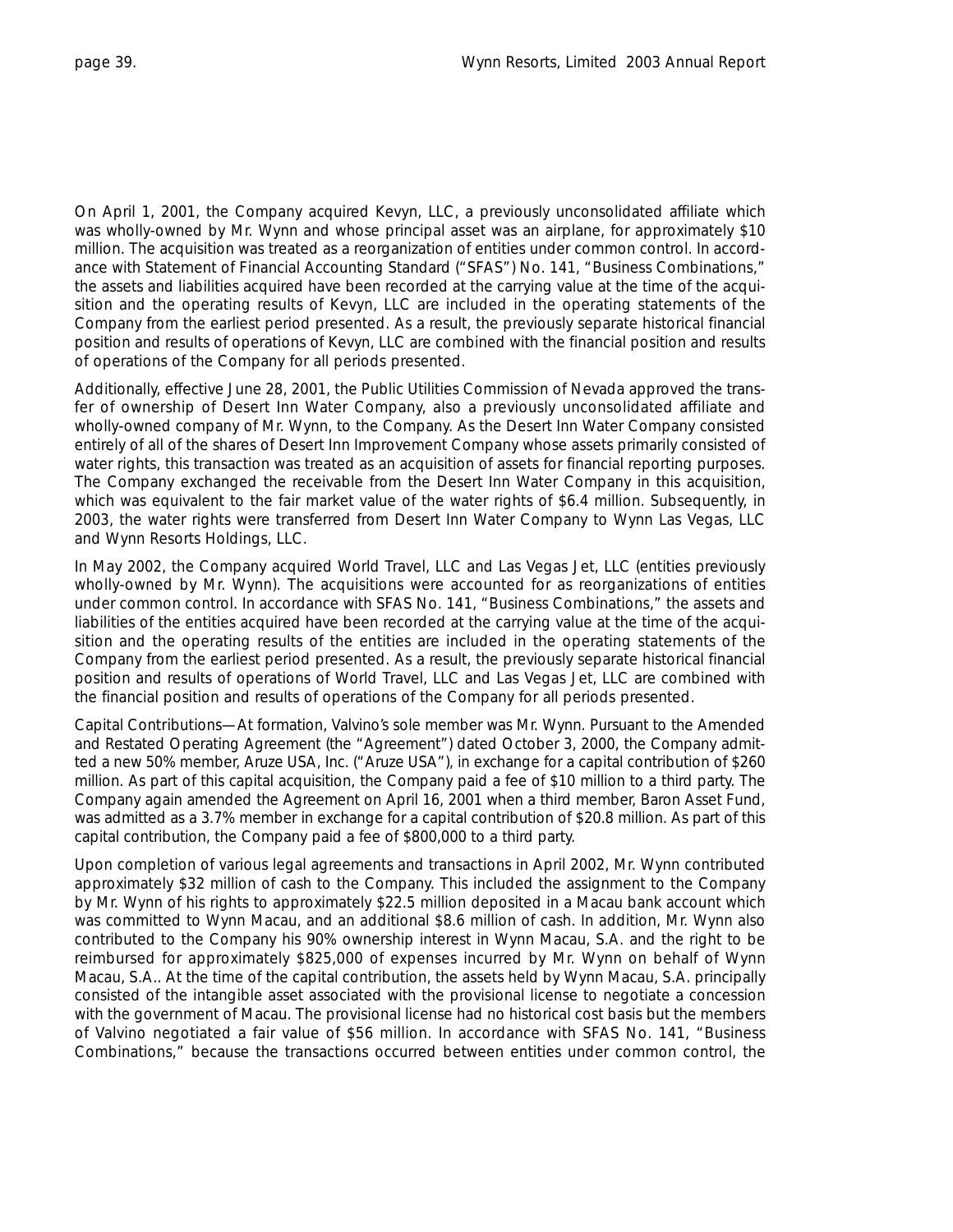On April 1, 2001, the Company acquired Kevyn, LLC, a previously unconsolidated affiliate which was wholly-owned by Mr. Wynn and whose principal asset was an airplane, for approximately $10 million. The acquisition was treated as a reorganization of entities under common control. In accordance with Statement of Financial Accounting Standard ("SFAS") No. 141, "Business Combinations," the assets and liabilities acquired have been recorded at the carrying value at the time of the acquisition and the operating results of Kevyn, LLC are included in the operating statements of the Company from the earliest period presented. As a result, the previously separate historical financial position and results of operations of Kevyn, LLC are combined with the financial position and results of operations of the Company for all periods presented.

Additionally, effective June 28, 2001, the Public Utilities Commission of Nevada approved the transfer of ownership of Desert Inn Water Company, also a previously unconsolidated affiliate and wholly-owned company of Mr. Wynn, to the Company. As the Desert Inn Water Company consisted entirely of all of the shares of Desert Inn Improvement Company whose assets primarily consisted of water rights, this transaction was treated as an acquisition of assets for financial reporting purposes. The Company exchanged the receivable from the Desert Inn Water Company in this acquisition, which was equivalent to the fair market value of the water rights of $6.4 million. Subsequently, in 2003, the water rights were transferred from Desert Inn Water Company to Wynn Las Vegas, LLC and Wynn Resorts Holdings, LLC.

In May 2002, the Company acquired World Travel, LLC and Las Vegas Jet, LLC (entities previously wholly-owned by Mr. Wynn). The acquisitions were accounted for as reorganizations of entities under common control. In accordance with SFAS No. 141, "Business Combinations," the assets and liabilities of the entities acquired have been recorded at the carrying value at the time of the acquisition and the operating results of the entities are included in the operating statements of the Company from the earliest period presented. As a result, the previously separate historical financial position and results of operations of World Travel, LLC and Las Vegas Jet, LLC are combined with the financial position and results of operations of the Company for all periods presented.

Capital Contributions—At formation, Valvino's sole member was Mr. Wynn. Pursuant to the Amended and Restated Operating Agreement (the "Agreement") dated October 3, 2000, the Company admitted a new 50% member, Aruze USA, Inc. ("Aruze USA"), in exchange for a capital contribution of $260 million. As part of this capital acquisition, the Company paid a fee of $10 million to a third party. The Company again amended the Agreement on April 16, 2001 when a third member, Baron Asset Fund, was admitted as a 3.7% member in exchange for a capital contribution of $20.8 million. As part of this capital contribution, the Company paid a fee of $800,000 to a third party.

Upon completion of various legal agreements and transactions in April 2002, Mr. Wynn contributed approximately $32 million of cash to the Company. This included the assignment to the Company by Mr. Wynn of his rights to approximately $22.5 million deposited in a Macau bank account which was committed to Wynn Macau, and an additional $8.6 million of cash. In addition, Mr. Wynn also contributed to the Company his 90% ownership interest in Wynn Macau, S.A. and the right to be reimbursed for approximately $825,000 of expenses incurred by Mr. Wynn on behalf of Wynn Macau, S.A.. At the time of the capital contribution, the assets held by Wynn Macau, S.A. principally consisted of the intangible asset associated with the provisional license to negotiate a concession with the government of Macau. The provisional license had no historical cost basis but the members of Valvino negotiated a fair value of $56 million. In accordance with SFAS No. 141, "Business Combinations," because the transactions occurred between entities under common control, the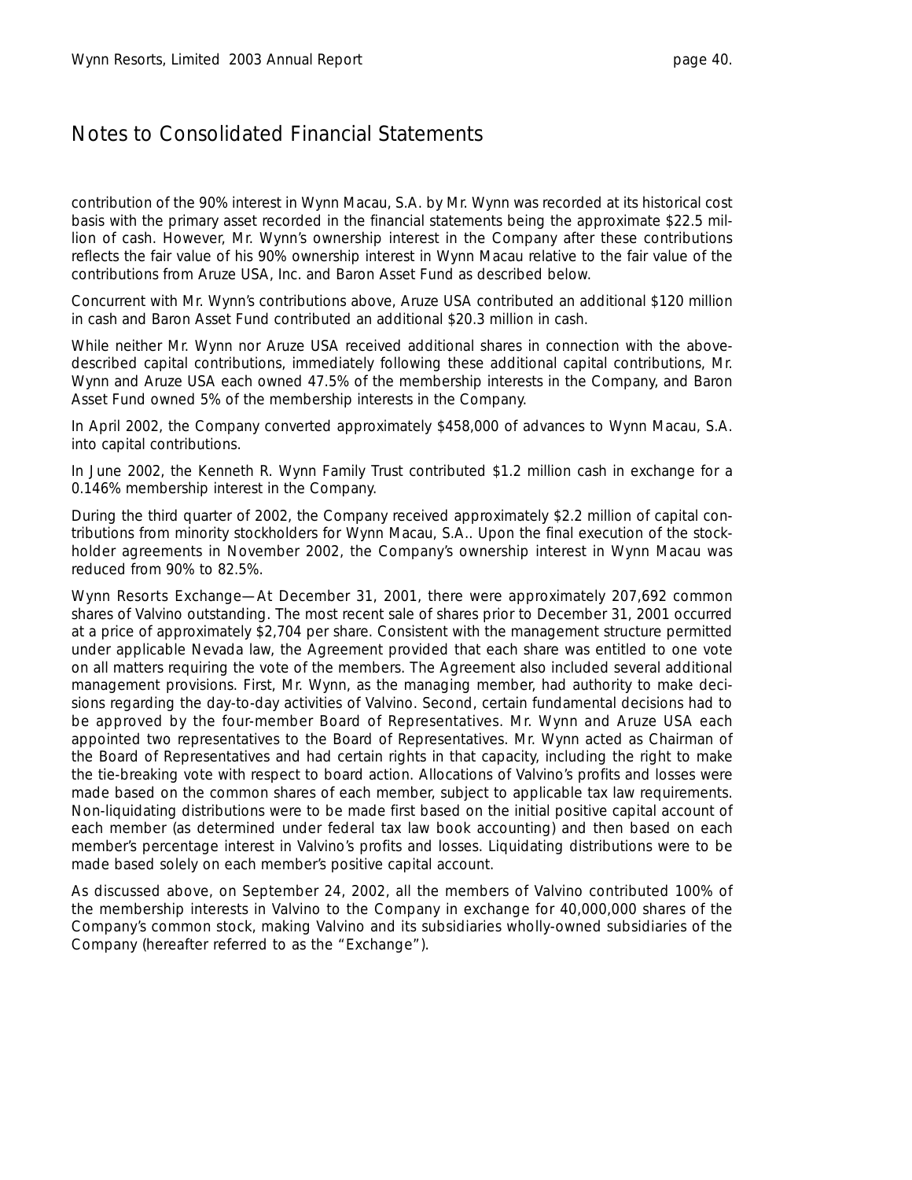# Notes to Consolidated Financial Statements

contribution of the 90% interest in Wynn Macau, S.A. by Mr. Wynn was recorded at its historical cost basis with the primary asset recorded in the financial statements being the approximate $22.5 million of cash. However, Mr. Wynn's ownership interest in the Company after these contributions reflects the fair value of his 90% ownership interest in Wynn Macau relative to the fair value of the contributions from Aruze USA, Inc. and Baron Asset Fund as described below.

Concurrent with Mr. Wynn's contributions above, Aruze USA contributed an additional $120 million in cash and Baron Asset Fund contributed an additional $20.3 million in cash.

While neither Mr. Wynn nor Aruze USA received additional shares in connection with the above-described capital contributions, immediately following these additional capital contributions, Mr. Wynn and Aruze USA each owned 47.5% of the membership interests in the Company, and Baron Asset Fund owned 5% of the membership interests in the Company.

In April 2002, the Company converted approximately $458,000 of advances to Wynn Macau, S.A. into capital contributions.

In June 2002, the Kenneth R. Wynn Family Trust contributed $1.2 million cash in exchange for a 0.146% membership interest in the Company.

During the third quarter of 2002, the Company received approximately $2.2 million of capital contributions from minority stockholders for Wynn Macau, S.A.. Upon the final execution of the stockholder agreements in November 2002, the Company's ownership interest in Wynn Macau was reduced from 90% to 82.5%.

Wynn Resorts Exchange—At December 31, 2001, there were approximately 207,692 common shares of Valvino outstanding. The most recent sale of shares prior to December 31, 2001 occurred at a price of approximately $2,704 per share. Consistent with the management structure permitted under applicable Nevada law, the Agreement provided that each share was entitled to one vote on all matters requiring the vote of the members. The Agreement also included several additional management provisions. First, Mr. Wynn, as the managing member, had authority to make decisions regarding the day-to-day activities of Valvino. Second, certain fundamental decisions had to be approved by the four-member Board of Representatives. Mr. Wynn and Aruze USA each appointed two representatives to the Board of Representatives. Mr. Wynn acted as Chairman of the Board of Representatives and had certain rights in that capacity, including the right to make the tie-breaking vote with respect to board action. Allocations of Valvino's profits and losses were made based on the common shares of each member, subject to applicable tax law requirements. Non-liquidating distributions were to be made first based on the initial positive capital account of each member (as determined under federal tax law book accounting) and then based on each member's percentage interest in Valvino's profits and losses. Liquidating distributions were to be made based solely on each member's positive capital account.

As discussed above, on September 24, 2002, all the members of Valvino contributed 100% of the membership interests in Valvino to the Company in exchange for 40,000,000 shares of the Company's common stock, making Valvino and its subsidiaries wholly-owned subsidiaries of the Company (hereafter referred to as the "Exchange").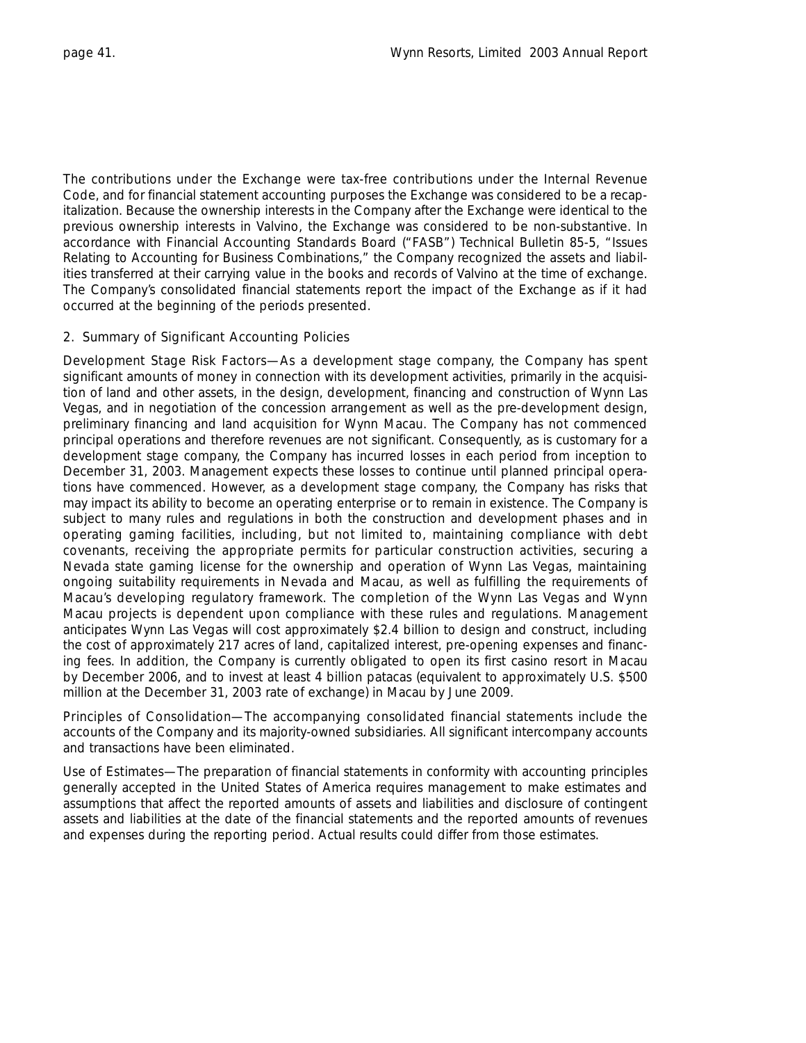The contributions under the Exchange were tax-free contributions under the Internal Revenue Code, and for financial statement accounting purposes the Exchange was considered to be a recapitalization. Because the ownership interests in the Company after the Exchange were identical to the previous ownership interests in Valvino, the Exchange was considered to be non-substantive. In accordance with Financial Accounting Standards Board ("FASB") Technical Bulletin 85-5, "Issues Relating to Accounting for Business Combinations," the Company recognized the assets and liabilities transferred at their carrying value in the books and records of Valvino at the time of exchange. The Company's consolidated financial statements report the impact of the Exchange as if it had occurred at the beginning of the periods presented.

## 2. Summary of Significant Accounting Policies

Development Stage Risk Factors—As a development stage company, the Company has spent significant amounts of money in connection with its development activities, primarily in the acquisition of land and other assets, in the design, development, financing and construction of Wynn Las Vegas, and in negotiation of the concession arrangement as well as the pre-development design, preliminary financing and land acquisition for Wynn Macau. The Company has not commenced principal operations and therefore revenues are not significant. Consequently, as is customary for a development stage company, the Company has incurred losses in each period from inception to December 31, 2003. Management expects these losses to continue until planned principal operations have commenced. However, as a development stage company, the Company has risks that may impact its ability to become an operating enterprise or to remain in existence. The Company is subject to many rules and regulations in both the construction and development phases and in operating gaming facilities, including, but not limited to, maintaining compliance with debt covenants, receiving the appropriate permits for particular construction activities, securing a Nevada state gaming license for the ownership and operation of Wynn Las Vegas, maintaining ongoing suitability requirements in Nevada and Macau, as well as fulfilling the requirements of Macau's developing regulatory framework. The completion of the Wynn Las Vegas and Wynn Macau projects is dependent upon compliance with these rules and regulations. Management anticipates Wynn Las Vegas will cost approximately $2.4 billion to design and construct, including the cost of approximately 217 acres of land, capitalized interest, pre-opening expenses and financing fees. In addition, the Company is currently obligated to open its first casino resort in Macau by December 2006, and to invest at least 4 billion patacas (equivalent to approximately U.S. $500 million at the December 31, 2003 rate of exchange) in Macau by June 2009.

Principles of Consolidation—The accompanying consolidated financial statements include the accounts of the Company and its majority-owned subsidiaries. All significant intercompany accounts and transactions have been eliminated.

Use of Estimates—The preparation of financial statements in conformity with accounting principles generally accepted in the United States of America requires management to make estimates and assumptions that affect the reported amounts of assets and liabilities and disclosure of contingent assets and liabilities at the date of the financial statements and the reported amounts of revenues and expenses during the reporting period. Actual results could differ from those estimates.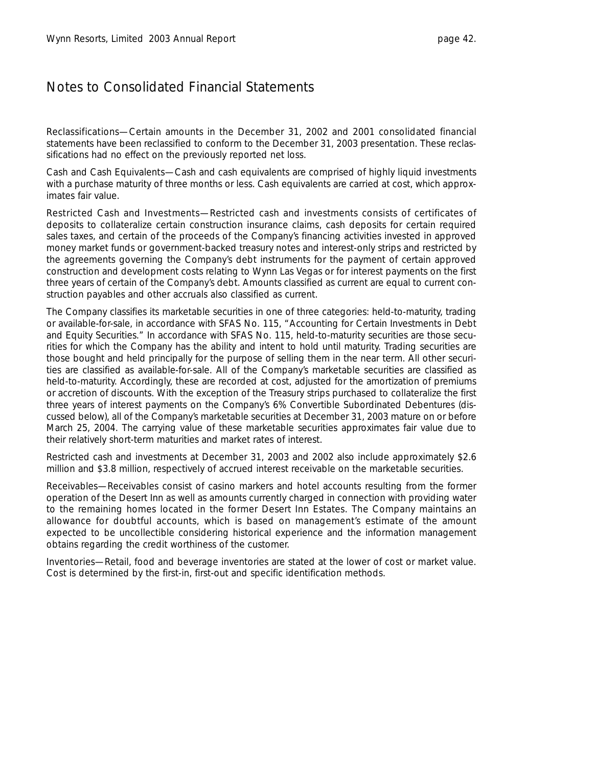# Notes to Consolidated Financial Statements

Reclassifications—Certain amounts in the December 31, 2002 and 2001 consolidated financial statements have been reclassified to conform to the December 31, 2003 presentation. These reclassifications had no effect on the previously reported net loss.

Cash and Cash Equivalents—Cash and cash equivalents are comprised of highly liquid investments with a purchase maturity of three months or less. Cash equivalents are carried at cost, which approximates fair value.

Restricted Cash and Investments—Restricted cash and investments consists of certificates of deposits to collateralize certain construction insurance claims, cash deposits for certain required sales taxes, and certain of the proceeds of the Company's financing activities invested in approved money market funds or government-backed treasury notes and interest-only strips and restricted by the agreements governing the Company's debt instruments for the payment of certain approved construction and development costs relating to Wynn Las Vegas or for interest payments on the first three years of certain of the Company's debt. Amounts classified as current are equal to current construction payables and other accruals also classified as current.

The Company classifies its marketable securities in one of three categories: held-to-maturity, trading or available-for-sale, in accordance with SFAS No. 115, "Accounting for Certain Investments in Debt and Equity Securities." In accordance with SFAS No. 115, held-to-maturity securities are those securities for which the Company has the ability and intent to hold until maturity. Trading securities are those bought and held principally for the purpose of selling them in the near term. All other securities are classified as available-for-sale. All of the Company's marketable securities are classified as held-to-maturity. Accordingly, these are recorded at cost, adjusted for the amortization of premiums or accretion of discounts. With the exception of the Treasury strips purchased to collateralize the first three years of interest payments on the Company's 6% Convertible Subordinated Debentures (discussed below), all of the Company's marketable securities at December 31, 2003 mature on or before March 25, 2004. The carrying value of these marketable securities approximates fair value due to their relatively short-term maturities and market rates of interest.

Restricted cash and investments at December 31, 2003 and 2002 also include approximately $2.6 million and $3.8 million, respectively of accrued interest receivable on the marketable securities.

Receivables—Receivables consist of casino markers and hotel accounts resulting from the former operation of the Desert Inn as well as amounts currently charged in connection with providing water to the remaining homes located in the former Desert Inn Estates. The Company maintains an allowance for doubtful accounts, which is based on management's estimate of the amount expected to be uncollectible considering historical experience and the information management obtains regarding the credit worthiness of the customer.

Inventories—Retail, food and beverage inventories are stated at the lower of cost or market value. Cost is determined by the first-in, first-out and specific identification methods.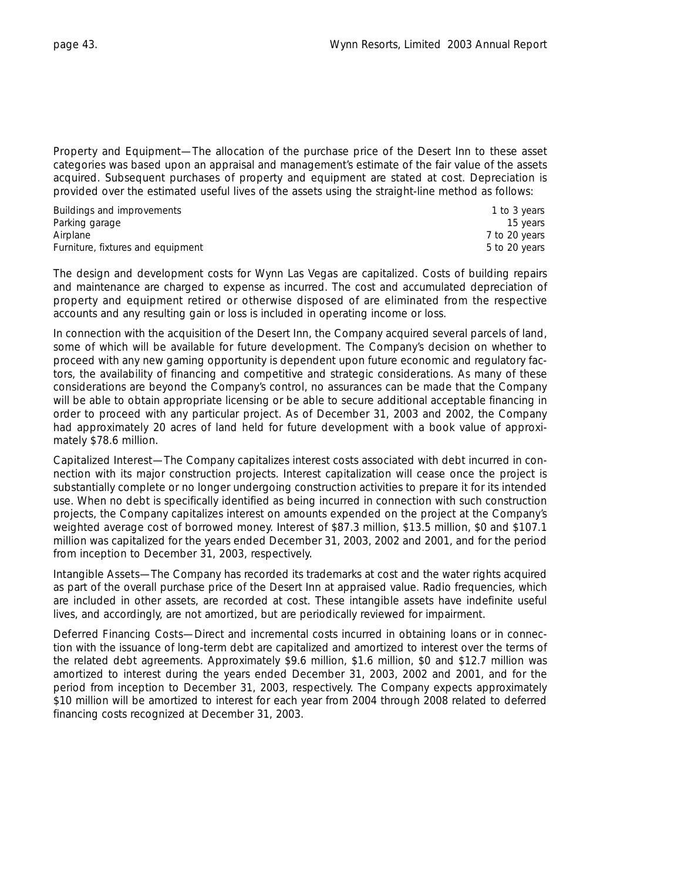Property and Equipment—The allocation of the purchase price of the Desert Inn to these asset categories was based upon an appraisal and management's estimate of the fair value of the assets acquired. Subsequent purchases of property and equipment are stated at cost. Depreciation is provided over the estimated useful lives of the assets using the straight-line method as follows:

| | |
|---|---|
| Buildings and improvements | 1 to 3 years |
| Parking garage | 15 years |
| Airplane | 7 to 20 years |
| Furniture, fixtures and equipment | 5 to 20 years |

The design and development costs for Wynn Las Vegas are capitalized. Costs of building repairs and maintenance are charged to expense as incurred. The cost and accumulated depreciation of property and equipment retired or otherwise disposed of are eliminated from the respective accounts and any resulting gain or loss is included in operating income or loss.

In connection with the acquisition of the Desert Inn, the Company acquired several parcels of land, some of which will be available for future development. The Company's decision on whether to proceed with any new gaming opportunity is dependent upon future economic and regulatory factors, the availability of financing and competitive and strategic considerations. As many of these considerations are beyond the Company's control, no assurances can be made that the Company will be able to obtain appropriate licensing or be able to secure additional acceptable financing in order to proceed with any particular project. As of December 31, 2003 and 2002, the Company had approximately 20 acres of land held for future development with a book value of approximately $78.6 million.

Capitalized Interest—The Company capitalizes interest costs associated with debt incurred in connection with its major construction projects. Interest capitalization will cease once the project is substantially complete or no longer undergoing construction activities to prepare it for its intended use. When no debt is specifically identified as being incurred in connection with such construction projects, the Company capitalizes interest on amounts expended on the project at the Company's weighted average cost of borrowed money. Interest of $87.3 million, $13.5 million, $0 and $107.1 million was capitalized for the years ended December 31, 2003, 2002 and 2001, and for the period from inception to December 31, 2003, respectively.

Intangible Assets—The Company has recorded its trademarks at cost and the water rights acquired as part of the overall purchase price of the Desert Inn at appraised value. Radio frequencies, which are included in other assets, are recorded at cost. These intangible assets have indefinite useful lives, and accordingly, are not amortized, but are periodically reviewed for impairment.

Deferred Financing Costs—Direct and incremental costs incurred in obtaining loans or in connection with the issuance of long-term debt are capitalized and amortized to interest over the terms of the related debt agreements. Approximately $9.6 million, $1.6 million, $0 and $12.7 million was amortized to interest during the years ended December 31, 2003, 2002 and 2001, and for the period from inception to December 31, 2003, respectively. The Company expects approximately $10 million will be amortized to interest for each year from 2004 through 2008 related to deferred financing costs recognized at December 31, 2003.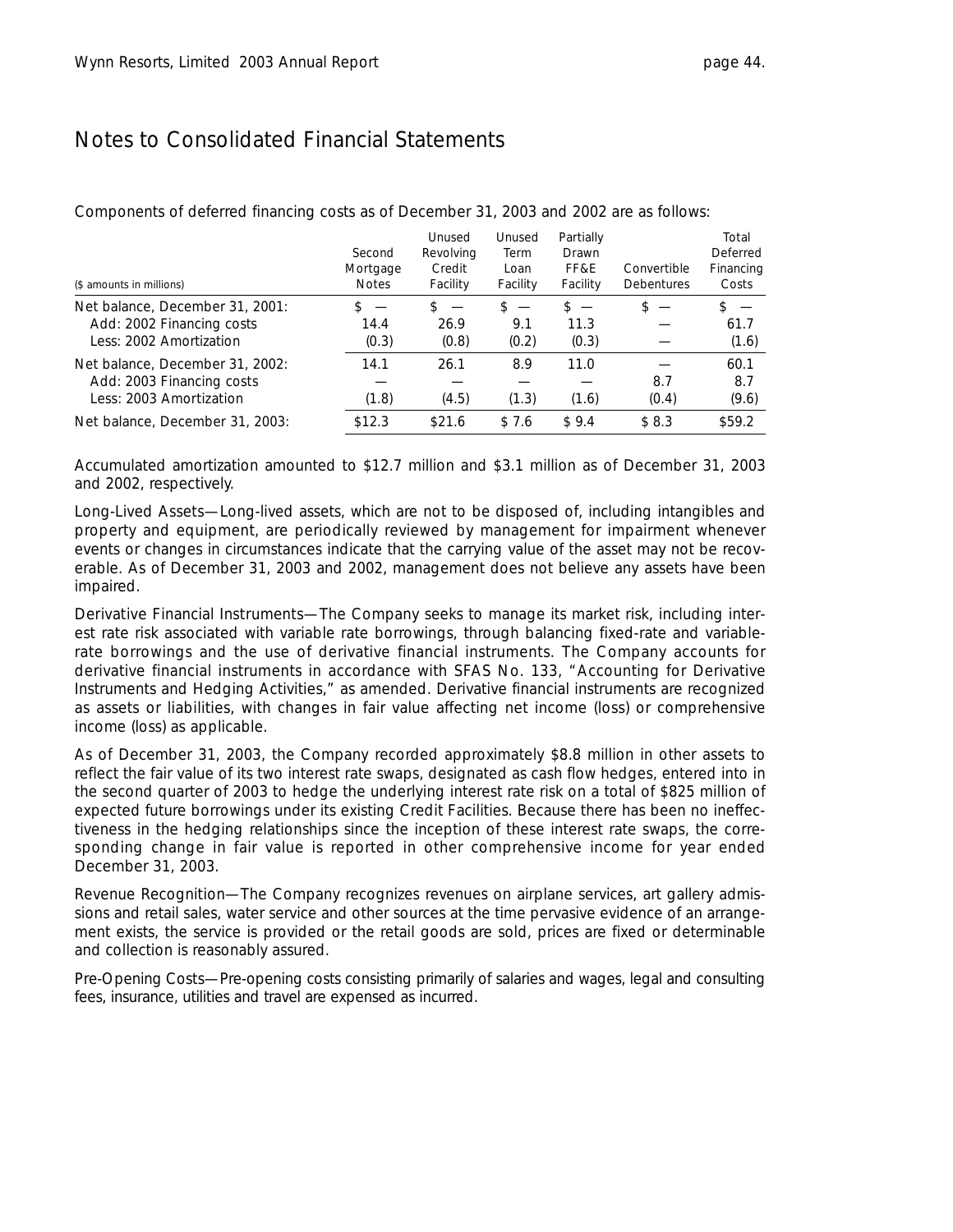# Notes to Consolidated Financial Statements

Components of deferred financing costs as of December 31, 2003 and 2002 are as follows:

| ($ amounts in millions) | Second Mortgage Notes | Unused Revolving Credit Facility | Unused Term Loan Facility | Partially Drawn FF&E Facility | Convertible Debentures | Total Deferred Financing Costs |
|---|---|---|---|---|---|---|
| Net balance, December 31, 2001: | $ — | $ — | $ — | $ — | $ — | $ — |
| Add: 2002 Financing costs | 14.4 | 26.9 | 9.1 | 11.3 | — | 61.7 |
| Less: 2002 Amortization | (0.3) | (0.8) | (0.2) | (0.3) | — | (1.6) |
| Net balance, December 31, 2002: | 14.1 | 26.1 | 8.9 | 11.0 | — | 60.1 |
| Add: 2003 Financing costs | — | — | — | — | 8.7 | 8.7 |
| Less: 2003 Amortization | (1.8) | (4.5) | (1.3) | (1.6) | (0.4) | (9.6) |
| Net balance, December 31, 2003: | $12.3 | $21.6 | $ 7.6 | $ 9.4 | $ 8.3 | $59.2 |

Accumulated amortization amounted to $12.7 million and $3.1 million as of December 31, 2003 and 2002, respectively.

Long-Lived Assets—Long-lived assets, which are not to be disposed of, including intangibles and property and equipment, are periodically reviewed by management for impairment whenever events or changes in circumstances indicate that the carrying value of the asset may not be recoverable. As of December 31, 2003 and 2002, management does not believe any assets have been impaired.

Derivative Financial Instruments—The Company seeks to manage its market risk, including interest rate risk associated with variable rate borrowings, through balancing fixed-rate and variable-rate borrowings and the use of derivative financial instruments. The Company accounts for derivative financial instruments in accordance with SFAS No. 133, "Accounting for Derivative Instruments and Hedging Activities," as amended. Derivative financial instruments are recognized as assets or liabilities, with changes in fair value affecting net income (loss) or comprehensive income (loss) as applicable.

As of December 31, 2003, the Company recorded approximately $8.8 million in other assets to reflect the fair value of its two interest rate swaps, designated as cash flow hedges, entered into in the second quarter of 2003 to hedge the underlying interest rate risk on a total of $825 million of expected future borrowings under its existing Credit Facilities. Because there has been no ineffectiveness in the hedging relationships since the inception of these interest rate swaps, the corresponding change in fair value is reported in other comprehensive income for year ended December 31, 2003.

Revenue Recognition—The Company recognizes revenues on airplane services, art gallery admissions and retail sales, water service and other sources at the time pervasive evidence of an arrangement exists, the service is provided or the retail goods are sold, prices are fixed or determinable and collection is reasonably assured.

Pre-Opening Costs—Pre-opening costs consisting primarily of salaries and wages, legal and consulting fees, insurance, utilities and travel are expensed as incurred.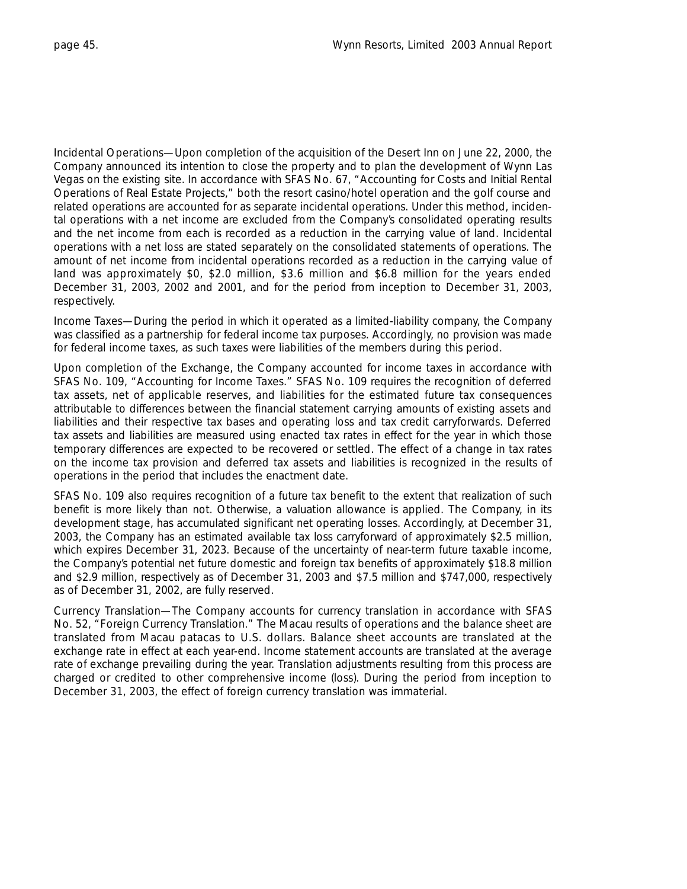Incidental Operations—Upon completion of the acquisition of the Desert Inn on June 22, 2000, the Company announced its intention to close the property and to plan the development of Wynn Las Vegas on the existing site. In accordance with SFAS No. 67, "Accounting for Costs and Initial Rental Operations of Real Estate Projects," both the resort casino/hotel operation and the golf course and related operations are accounted for as separate incidental operations. Under this method, incidental operations with a net income are excluded from the Company's consolidated operating results and the net income from each is recorded as a reduction in the carrying value of land. Incidental operations with a net loss are stated separately on the consolidated statements of operations. The amount of net income from incidental operations recorded as a reduction in the carrying value of land was approximately $0, $2.0 million, $3.6 million and $6.8 million for the years ended December 31, 2003, 2002 and 2001, and for the period from inception to December 31, 2003, respectively.

Income Taxes—During the period in which it operated as a limited-liability company, the Company was classified as a partnership for federal income tax purposes. Accordingly, no provision was made for federal income taxes, as such taxes were liabilities of the members during this period.

Upon completion of the Exchange, the Company accounted for income taxes in accordance with SFAS No. 109, "Accounting for Income Taxes." SFAS No. 109 requires the recognition of deferred tax assets, net of applicable reserves, and liabilities for the estimated future tax consequences attributable to differences between the financial statement carrying amounts of existing assets and liabilities and their respective tax bases and operating loss and tax credit carryforwards. Deferred tax assets and liabilities are measured using enacted tax rates in effect for the year in which those temporary differences are expected to be recovered or settled. The effect of a change in tax rates on the income tax provision and deferred tax assets and liabilities is recognized in the results of operations in the period that includes the enactment date.

SFAS No. 109 also requires recognition of a future tax benefit to the extent that realization of such benefit is more likely than not. Otherwise, a valuation allowance is applied. The Company, in its development stage, has accumulated significant net operating losses. Accordingly, at December 31, 2003, the Company has an estimated available tax loss carryforward of approximately $2.5 million, which expires December 31, 2023. Because of the uncertainty of near-term future taxable income, the Company's potential net future domestic and foreign tax benefits of approximately $18.8 million and $2.9 million, respectively as of December 31, 2003 and $7.5 million and $747,000, respectively as of December 31, 2002, are fully reserved.

Currency Translation—The Company accounts for currency translation in accordance with SFAS No. 52, "Foreign Currency Translation." The Macau results of operations and the balance sheet are translated from Macau patacas to U.S. dollars. Balance sheet accounts are translated at the exchange rate in effect at each year-end. Income statement accounts are translated at the average rate of exchange prevailing during the year. Translation adjustments resulting from this process are charged or credited to other comprehensive income (loss). During the period from inception to December 31, 2003, the effect of foreign currency translation was immaterial.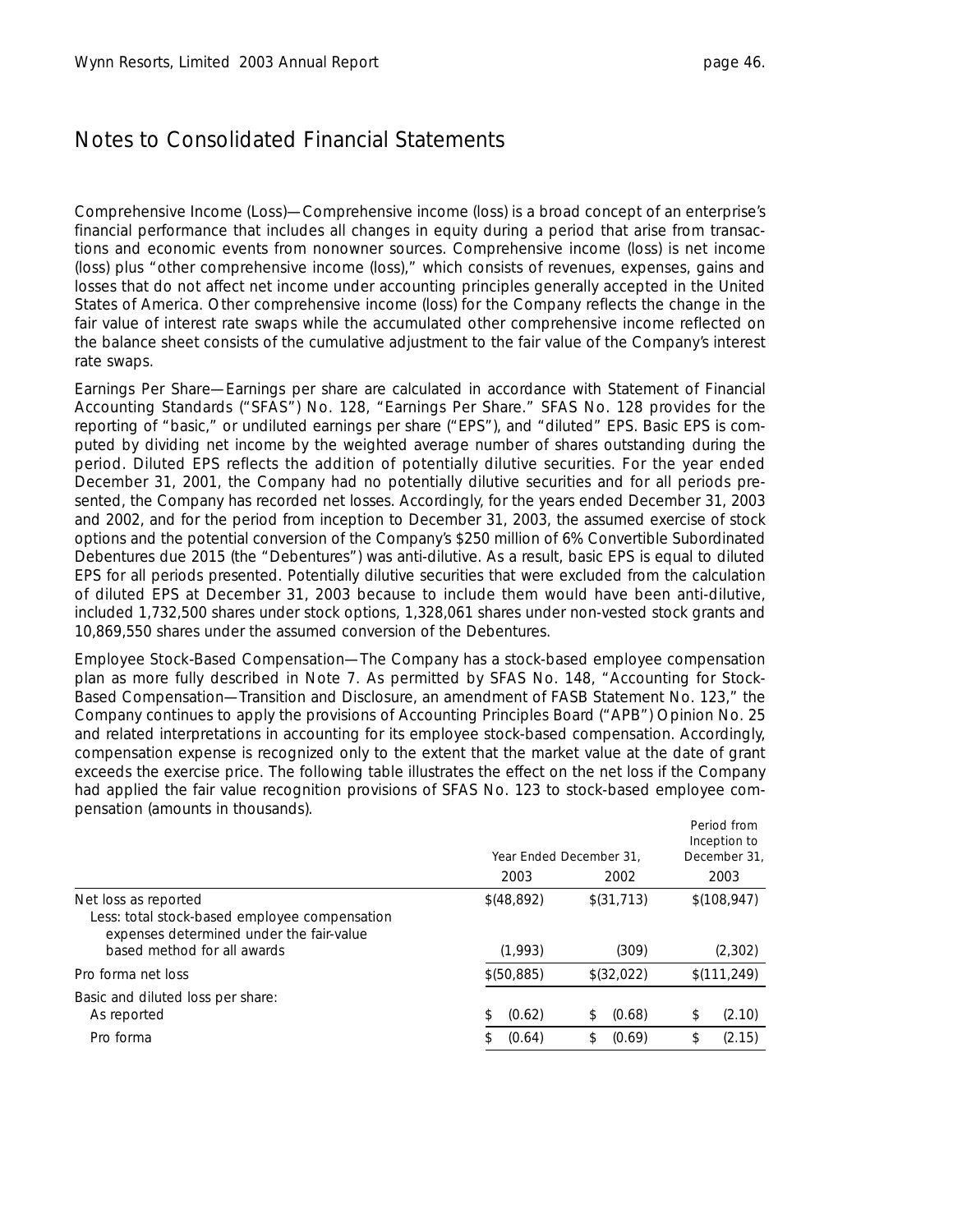# Notes to Consolidated Financial Statements

Comprehensive Income (Loss)—Comprehensive income (loss) is a broad concept of an enterprise's financial performance that includes all changes in equity during a period that arise from transactions and economic events from nonowner sources. Comprehensive income (loss) is net income (loss) plus "other comprehensive income (loss)," which consists of revenues, expenses, gains and losses that do not affect net income under accounting principles generally accepted in the United States of America. Other comprehensive income (loss) for the Company reflects the change in the fair value of interest rate swaps while the accumulated other comprehensive income reflected on the balance sheet consists of the cumulative adjustment to the fair value of the Company's interest rate swaps.

Earnings Per Share—Earnings per share are calculated in accordance with Statement of Financial Accounting Standards ("SFAS") No. 128, "Earnings Per Share." SFAS No. 128 provides for the reporting of "basic," or undiluted earnings per share ("EPS"), and "diluted" EPS. Basic EPS is computed by dividing net income by the weighted average number of shares outstanding during the period. Diluted EPS reflects the addition of potentially dilutive securities. For the year ended December 31, 2001, the Company had no potentially dilutive securities and for all periods presented, the Company has recorded net losses. Accordingly, for the years ended December 31, 2003 and 2002, and for the period from inception to December 31, 2003, the assumed exercise of stock options and the potential conversion of the Company's $250 million of 6% Convertible Subordinated Debentures due 2015 (the "Debentures") was anti-dilutive. As a result, basic EPS is equal to diluted EPS for all periods presented. Potentially dilutive securities that were excluded from the calculation of diluted EPS at December 31, 2003 because to include them would have been anti-dilutive, included 1,732,500 shares under stock options, 1,328,061 shares under non-vested stock grants and 10,869,550 shares under the assumed conversion of the Debentures.

Employee Stock-Based Compensation—The Company has a stock-based employee compensation plan as more fully described in Note 7. As permitted by SFAS No. 148, "Accounting for Stock-Based Compensation—Transition and Disclosure, an amendment of FASB Statement No. 123," the Company continues to apply the provisions of Accounting Principles Board ("APB") Opinion No. 25 and related interpretations in accounting for its employee stock-based compensation. Accordingly, compensation expense is recognized only to the extent that the market value at the date of grant exceeds the exercise price. The following table illustrates the effect on the net loss if the Company had applied the fair value recognition provisions of SFAS No. 123 to stock-based employee compensation (amounts in thousands).

| | Year Ended December 31, | | Period from Inception to December 31, |
|---|---|---|---|
| | 2003 | 2002 | 2003 |
| Net loss as reported | $(48,892) | $(31,713) | $(108,947) |
| Less: total stock-based employee compensation expenses determined under the fair-value based method for all awards | (1,993) | (309) | (2,302) |
| Pro forma net loss | $(50,885) | $(32,022) | $(111,249) |
| Basic and diluted loss per share: | | | |
| As reported | $ (0.62) | $ (0.68) | $ (2.10) |
| Pro forma | $ (0.64) | $ (0.69) | $ (2.15) |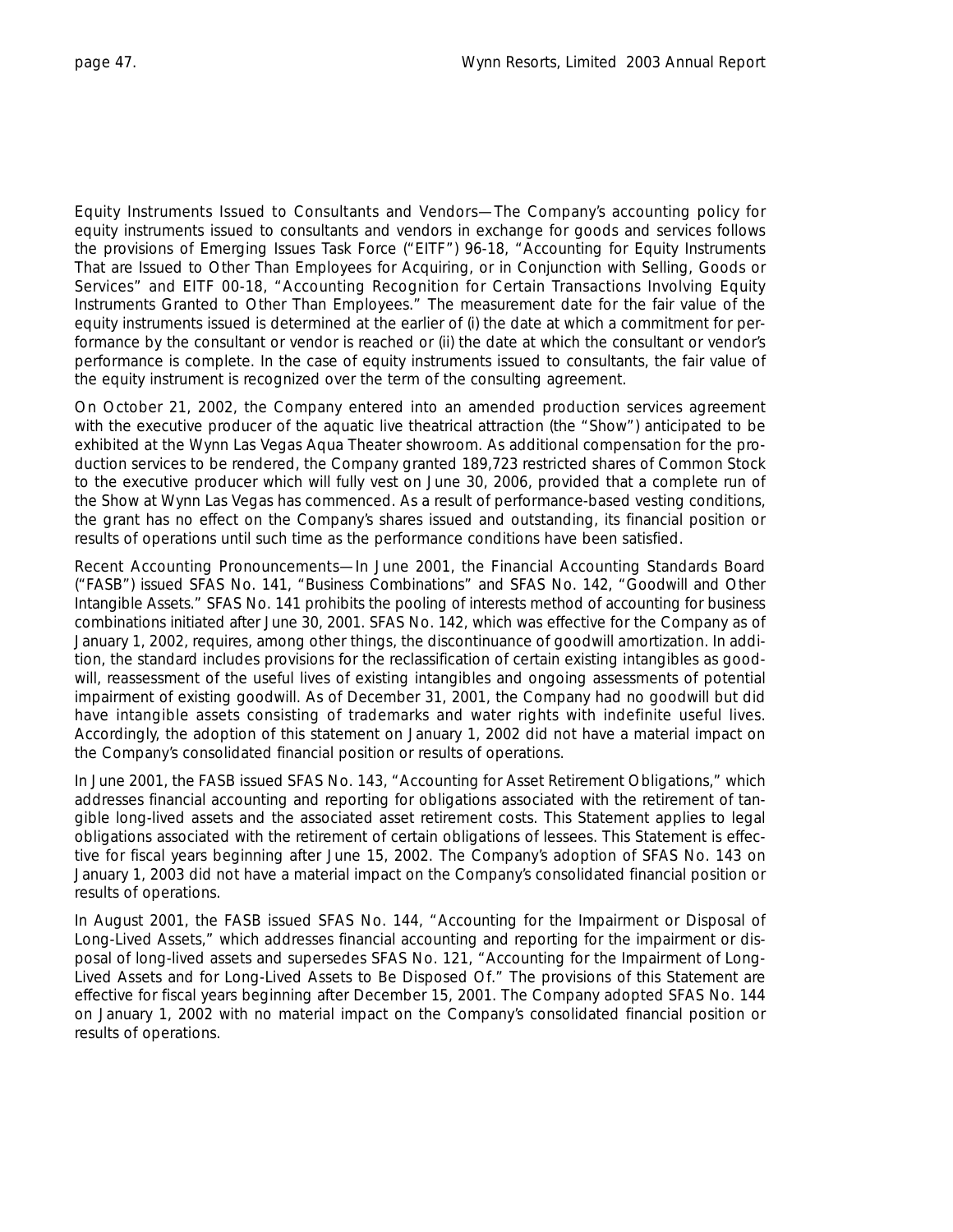Equity Instruments Issued to Consultants and Vendors—The Company's accounting policy for equity instruments issued to consultants and vendors in exchange for goods and services follows the provisions of Emerging Issues Task Force ("EITF") 96-18, "Accounting for Equity Instruments That are Issued to Other Than Employees for Acquiring, or in Conjunction with Selling, Goods or Services" and EITF 00-18, "Accounting Recognition for Certain Transactions Involving Equity Instruments Granted to Other Than Employees." The measurement date for the fair value of the equity instruments issued is determined at the earlier of (i) the date at which a commitment for performance by the consultant or vendor is reached or (ii) the date at which the consultant or vendor's performance is complete. In the case of equity instruments issued to consultants, the fair value of the equity instrument is recognized over the term of the consulting agreement.

On October 21, 2002, the Company entered into an amended production services agreement with the executive producer of the aquatic live theatrical attraction (the "Show") anticipated to be exhibited at the Wynn Las Vegas Aqua Theater showroom. As additional compensation for the production services to be rendered, the Company granted 189,723 restricted shares of Common Stock to the executive producer which will fully vest on June 30, 2006, provided that a complete run of the Show at Wynn Las Vegas has commenced. As a result of performance-based vesting conditions, the grant has no effect on the Company's shares issued and outstanding, its financial position or results of operations until such time as the performance conditions have been satisfied.

Recent Accounting Pronouncements—In June 2001, the Financial Accounting Standards Board ("FASB") issued SFAS No. 141, "Business Combinations" and SFAS No. 142, "Goodwill and Other Intangible Assets." SFAS No. 141 prohibits the pooling of interests method of accounting for business combinations initiated after June 30, 2001. SFAS No. 142, which was effective for the Company as of January 1, 2002, requires, among other things, the discontinuance of goodwill amortization. In addition, the standard includes provisions for the reclassification of certain existing intangibles as goodwill, reassessment of the useful lives of existing intangibles and ongoing assessments of potential impairment of existing goodwill. As of December 31, 2001, the Company had no goodwill but did have intangible assets consisting of trademarks and water rights with indefinite useful lives. Accordingly, the adoption of this statement on January 1, 2002 did not have a material impact on the Company's consolidated financial position or results of operations.

In June 2001, the FASB issued SFAS No. 143, "Accounting for Asset Retirement Obligations," which addresses financial accounting and reporting for obligations associated with the retirement of tangible long-lived assets and the associated asset retirement costs. This Statement applies to legal obligations associated with the retirement of certain obligations of lessees. This Statement is effective for fiscal years beginning after June 15, 2002. The Company's adoption of SFAS No. 143 on January 1, 2003 did not have a material impact on the Company's consolidated financial position or results of operations.

In August 2001, the FASB issued SFAS No. 144, "Accounting for the Impairment or Disposal of Long-Lived Assets," which addresses financial accounting and reporting for the impairment or disposal of long-lived assets and supersedes SFAS No. 121, "Accounting for the Impairment of Long-Lived Assets and for Long-Lived Assets to Be Disposed Of." The provisions of this Statement are effective for fiscal years beginning after December 15, 2001. The Company adopted SFAS No. 144 on January 1, 2002 with no material impact on the Company's consolidated financial position or results of operations.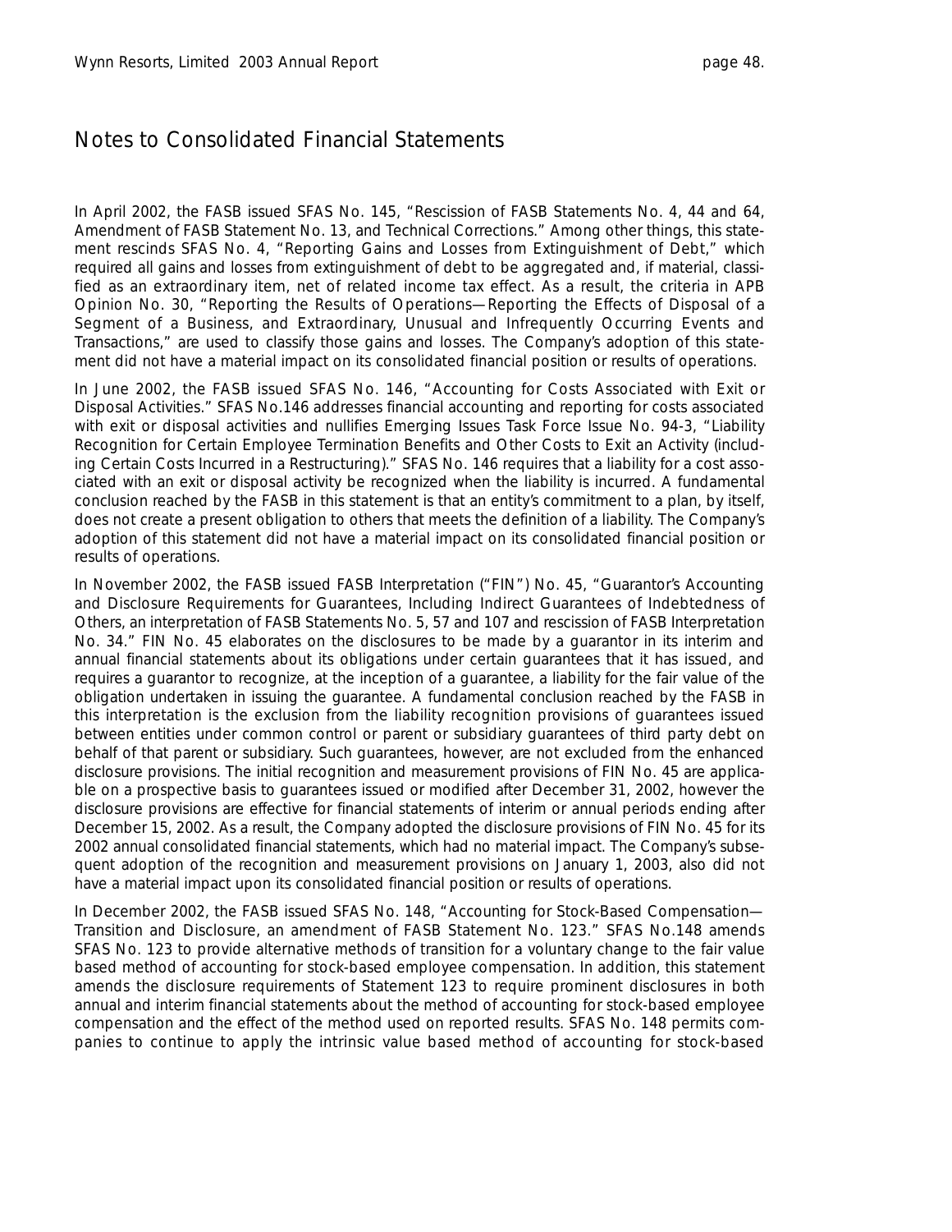# Notes to Consolidated Financial Statements

In April 2002, the FASB issued SFAS No. 145, "Rescission of FASB Statements No. 4, 44 and 64, Amendment of FASB Statement No. 13, and Technical Corrections." Among other things, this statement rescinds SFAS No. 4, "Reporting Gains and Losses from Extinguishment of Debt," which required all gains and losses from extinguishment of debt to be aggregated and, if material, classified as an extraordinary item, net of related income tax effect. As a result, the criteria in APB Opinion No. 30, "Reporting the Results of Operations—Reporting the Effects of Disposal of a Segment of a Business, and Extraordinary, Unusual and Infrequently Occurring Events and Transactions," are used to classify those gains and losses. The Company's adoption of this statement did not have a material impact on its consolidated financial position or results of operations.

In June 2002, the FASB issued SFAS No. 146, "Accounting for Costs Associated with Exit or Disposal Activities." SFAS No.146 addresses financial accounting and reporting for costs associated with exit or disposal activities and nullifies Emerging Issues Task Force Issue No. 94-3, "Liability Recognition for Certain Employee Termination Benefits and Other Costs to Exit an Activity (including Certain Costs Incurred in a Restructuring)." SFAS No. 146 requires that a liability for a cost associated with an exit or disposal activity be recognized when the liability is incurred. A fundamental conclusion reached by the FASB in this statement is that an entity's commitment to a plan, by itself, does not create a present obligation to others that meets the definition of a liability. The Company's adoption of this statement did not have a material impact on its consolidated financial position or results of operations.

In November 2002, the FASB issued FASB Interpretation ("FIN") No. 45, "Guarantor's Accounting and Disclosure Requirements for Guarantees, Including Indirect Guarantees of Indebtedness of Others, an interpretation of FASB Statements No. 5, 57 and 107 and rescission of FASB Interpretation No. 34." FIN No. 45 elaborates on the disclosures to be made by a guarantor in its interim and annual financial statements about its obligations under certain guarantees that it has issued, and requires a guarantor to recognize, at the inception of a guarantee, a liability for the fair value of the obligation undertaken in issuing the guarantee. A fundamental conclusion reached by the FASB in this interpretation is the exclusion from the liability recognition provisions of guarantees issued between entities under common control or parent or subsidiary guarantees of third party debt on behalf of that parent or subsidiary. Such guarantees, however, are not excluded from the enhanced disclosure provisions. The initial recognition and measurement provisions of FIN No. 45 are applicable on a prospective basis to guarantees issued or modified after December 31, 2002, however the disclosure provisions are effective for financial statements of interim or annual periods ending after December 15, 2002. As a result, the Company adopted the disclosure provisions of FIN No. 45 for its 2002 annual consolidated financial statements, which had no material impact. The Company's subsequent adoption of the recognition and measurement provisions on January 1, 2003, also did not have a material impact upon its consolidated financial position or results of operations.

In December 2002, the FASB issued SFAS No. 148, "Accounting for Stock-Based Compensation—Transition and Disclosure, an amendment of FASB Statement No. 123." SFAS No.148 amends SFAS No. 123 to provide alternative methods of transition for a voluntary change to the fair value based method of accounting for stock-based employee compensation. In addition, this statement amends the disclosure requirements of Statement 123 to require prominent disclosures in both annual and interim financial statements about the method of accounting for stock-based employee compensation and the effect of the method used on reported results. SFAS No. 148 permits companies to continue to apply the intrinsic value based method of accounting for stock-based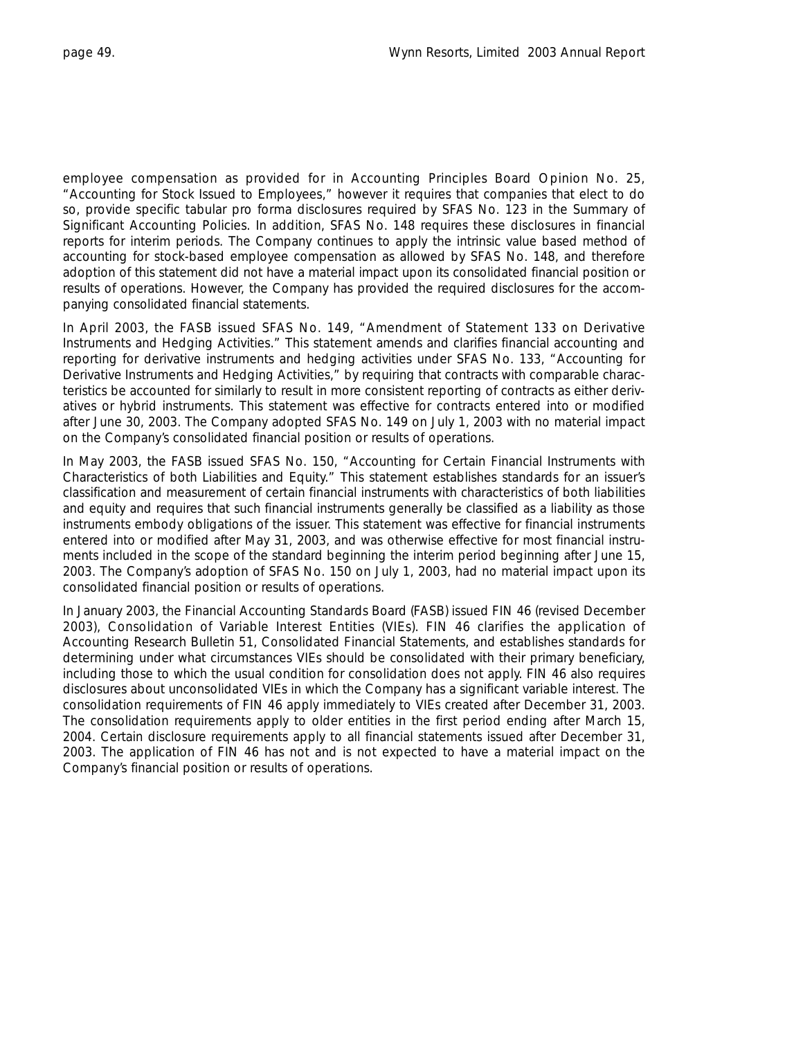employee compensation as provided for in Accounting Principles Board Opinion No. 25, "Accounting for Stock Issued to Employees," however it requires that companies that elect to do so, provide specific tabular pro forma disclosures required by SFAS No. 123 in the Summary of Significant Accounting Policies. In addition, SFAS No. 148 requires these disclosures in financial reports for interim periods. The Company continues to apply the intrinsic value based method of accounting for stock-based employee compensation as allowed by SFAS No. 148, and therefore adoption of this statement did not have a material impact upon its consolidated financial position or results of operations. However, the Company has provided the required disclosures for the accompanying consolidated financial statements.

In April 2003, the FASB issued SFAS No. 149, "Amendment of Statement 133 on Derivative Instruments and Hedging Activities." This statement amends and clarifies financial accounting and reporting for derivative instruments and hedging activities under SFAS No. 133, "Accounting for Derivative Instruments and Hedging Activities," by requiring that contracts with comparable characteristics be accounted for similarly to result in more consistent reporting of contracts as either derivatives or hybrid instruments. This statement was effective for contracts entered into or modified after June 30, 2003. The Company adopted SFAS No. 149 on July 1, 2003 with no material impact on the Company's consolidated financial position or results of operations.

In May 2003, the FASB issued SFAS No. 150, "Accounting for Certain Financial Instruments with Characteristics of both Liabilities and Equity." This statement establishes standards for an issuer's classification and measurement of certain financial instruments with characteristics of both liabilities and equity and requires that such financial instruments generally be classified as a liability as those instruments embody obligations of the issuer. This statement was effective for financial instruments entered into or modified after May 31, 2003, and was otherwise effective for most financial instruments included in the scope of the standard beginning the interim period beginning after June 15, 2003. The Company's adoption of SFAS No. 150 on July 1, 2003, had no material impact upon its consolidated financial position or results of operations.

In January 2003, the Financial Accounting Standards Board (FASB) issued FIN 46 (revised December 2003), Consolidation of Variable Interest Entities (VIEs). FIN 46 clarifies the application of Accounting Research Bulletin 51, Consolidated Financial Statements, and establishes standards for determining under what circumstances VIEs should be consolidated with their primary beneficiary, including those to which the usual condition for consolidation does not apply. FIN 46 also requires disclosures about unconsolidated VIEs in which the Company has a significant variable interest. The consolidation requirements of FIN 46 apply immediately to VIEs created after December 31, 2003. The consolidation requirements apply to older entities in the first period ending after March 15, 2004. Certain disclosure requirements apply to all financial statements issued after December 31, 2003. The application of FIN 46 has not and is not expected to have a material impact on the Company's financial position or results of operations.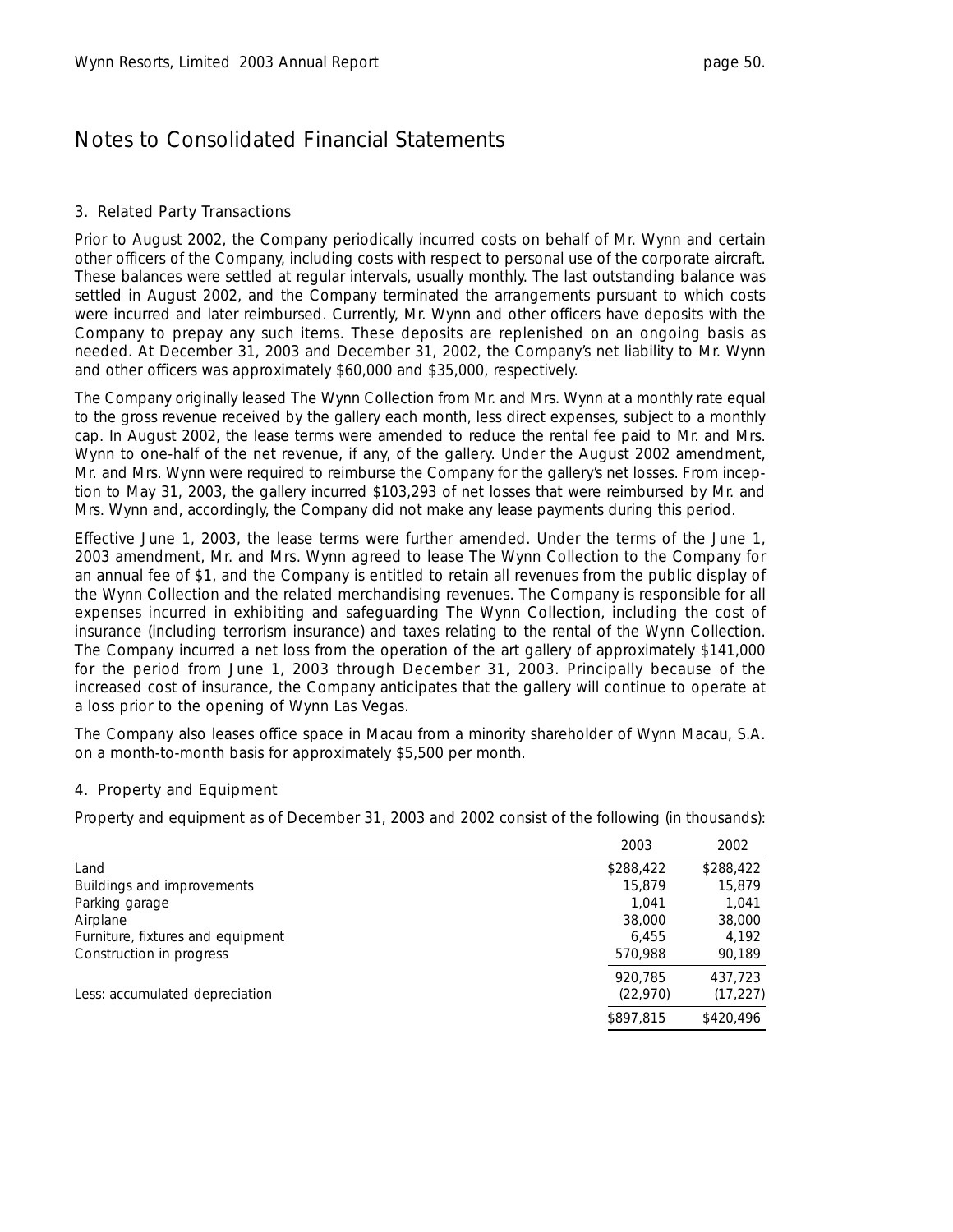# Notes to Consolidated Financial Statements

## 3. Related Party Transactions

Prior to August 2002, the Company periodically incurred costs on behalf of Mr. Wynn and certain other officers of the Company, including costs with respect to personal use of the corporate aircraft. These balances were settled at regular intervals, usually monthly. The last outstanding balance was settled in August 2002, and the Company terminated the arrangements pursuant to which costs were incurred and later reimbursed. Currently, Mr. Wynn and other officers have deposits with the Company to prepay any such items. These deposits are replenished on an ongoing basis as needed. At December 31, 2003 and December 31, 2002, the Company's net liability to Mr. Wynn and other officers was approximately $60,000 and $35,000, respectively.

The Company originally leased The Wynn Collection from Mr. and Mrs. Wynn at a monthly rate equal to the gross revenue received by the gallery each month, less direct expenses, subject to a monthly cap. In August 2002, the lease terms were amended to reduce the rental fee paid to Mr. and Mrs. Wynn to one-half of the net revenue, if any, of the gallery. Under the August 2002 amendment, Mr. and Mrs. Wynn were required to reimburse the Company for the gallery's net losses. From inception to May 31, 2003, the gallery incurred $103,293 of net losses that were reimbursed by Mr. and Mrs. Wynn and, accordingly, the Company did not make any lease payments during this period.

Effective June 1, 2003, the lease terms were further amended. Under the terms of the June 1, 2003 amendment, Mr. and Mrs. Wynn agreed to lease The Wynn Collection to the Company for an annual fee of $1, and the Company is entitled to retain all revenues from the public display of the Wynn Collection and the related merchandising revenues. The Company is responsible for all expenses incurred in exhibiting and safeguarding The Wynn Collection, including the cost of insurance (including terrorism insurance) and taxes relating to the rental of the Wynn Collection. The Company incurred a net loss from the operation of the art gallery of approximately $141,000 for the period from June 1, 2003 through December 31, 2003. Principally because of the increased cost of insurance, the Company anticipates that the gallery will continue to operate at a loss prior to the opening of Wynn Las Vegas.

The Company also leases office space in Macau from a minority shareholder of Wynn Macau, S.A. on a month-to-month basis for approximately $5,500 per month.

## 4. Property and Equipment

Property and equipment as of December 31, 2003 and 2002 consist of the following (in thousands):

| | 2003 | 2002 |
|---|---|---|
| Land | $288,422 | $288,422 |
| Buildings and improvements | 15,879 | 15,879 |
| Parking garage | 1,041 | 1,041 |
| Airplane | 38,000 | 38,000 |
| Furniture, fixtures and equipment | 6,455 | 4,192 |
| Construction in progress | 570,988 | 90,189 |
| | 920,785 | 437,723 |
| Less: accumulated depreciation | (22,970) | (17,227) |
| | $897,815 | $420,496 |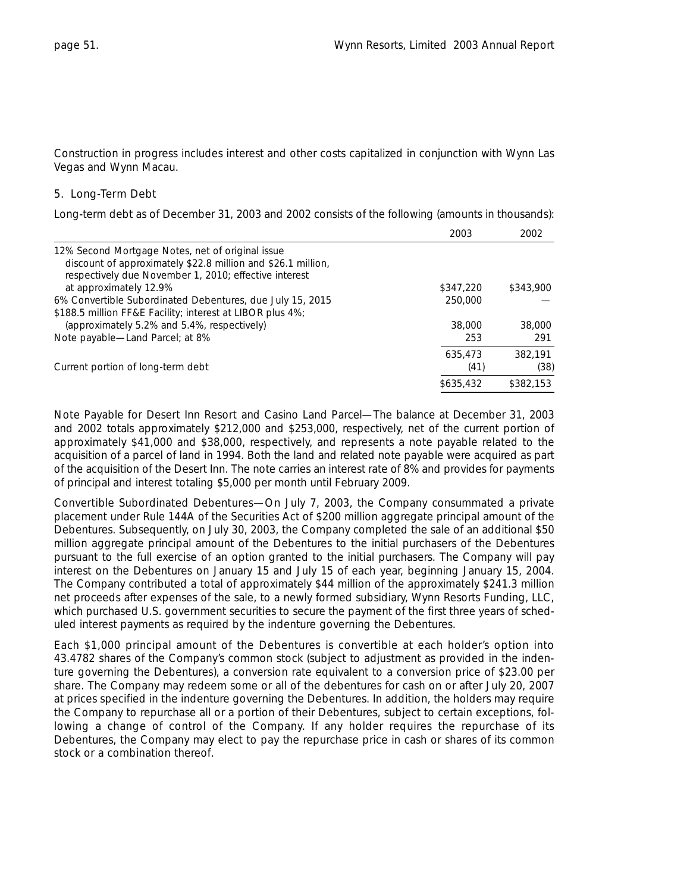Construction in progress includes interest and other costs capitalized in conjunction with Wynn Las Vegas and Wynn Macau.

## 5. Long-Term Debt

Long-term debt as of December 31, 2003 and 2002 consists of the following (amounts in thousands):

| | 2003 | 2002 |
|---|---|---|
| 12% Second Mortgage Notes, net of original issue discount of approximately $22.8 million and $26.1 million, respectively due November 1, 2010; effective interest at approximately 12.9% | $347,220 | $343,900 |
| 6% Convertible Subordinated Debentures, due July 15, 2015 | 250,000 | — |
| $188.5 million FF&E Facility; interest at LIBOR plus 4%; (approximately 5.2% and 5.4%, respectively) | 38,000 | 38,000 |
| Note payable—Land Parcel; at 8% | 253 | 291 |
| | 635,473 | 382,191 |
| Current portion of long-term debt | (41) | (38) |
| | $635,432 | $382,153 |

Note Payable for Desert Inn Resort and Casino Land Parcel—The balance at December 31, 2003 and 2002 totals approximately $212,000 and $253,000, respectively, net of the current portion of approximately $41,000 and $38,000, respectively, and represents a note payable related to the acquisition of a parcel of land in 1994. Both the land and related note payable were acquired as part of the acquisition of the Desert Inn. The note carries an interest rate of 8% and provides for payments of principal and interest totaling $5,000 per month until February 2009.

Convertible Subordinated Debentures—On July 7, 2003, the Company consummated a private placement under Rule 144A of the Securities Act of $200 million aggregate principal amount of the Debentures. Subsequently, on July 30, 2003, the Company completed the sale of an additional $50 million aggregate principal amount of the Debentures to the initial purchasers of the Debentures pursuant to the full exercise of an option granted to the initial purchasers. The Company will pay interest on the Debentures on January 15 and July 15 of each year, beginning January 15, 2004. The Company contributed a total of approximately $44 million of the approximately $241.3 million net proceeds after expenses of the sale, to a newly formed subsidiary, Wynn Resorts Funding, LLC, which purchased U.S. government securities to secure the payment of the first three years of scheduled interest payments as required by the indenture governing the Debentures.

Each $1,000 principal amount of the Debentures is convertible at each holder's option into 43.4782 shares of the Company's common stock (subject to adjustment as provided in the indenture governing the Debentures), a conversion rate equivalent to a conversion price of $23.00 per share. The Company may redeem some or all of the debentures for cash on or after July 20, 2007 at prices specified in the indenture governing the Debentures. In addition, the holders may require the Company to repurchase all or a portion of their Debentures, subject to certain exceptions, following a change of control of the Company. If any holder requires the repurchase of its Debentures, the Company may elect to pay the repurchase price in cash or shares of its common stock or a combination thereof.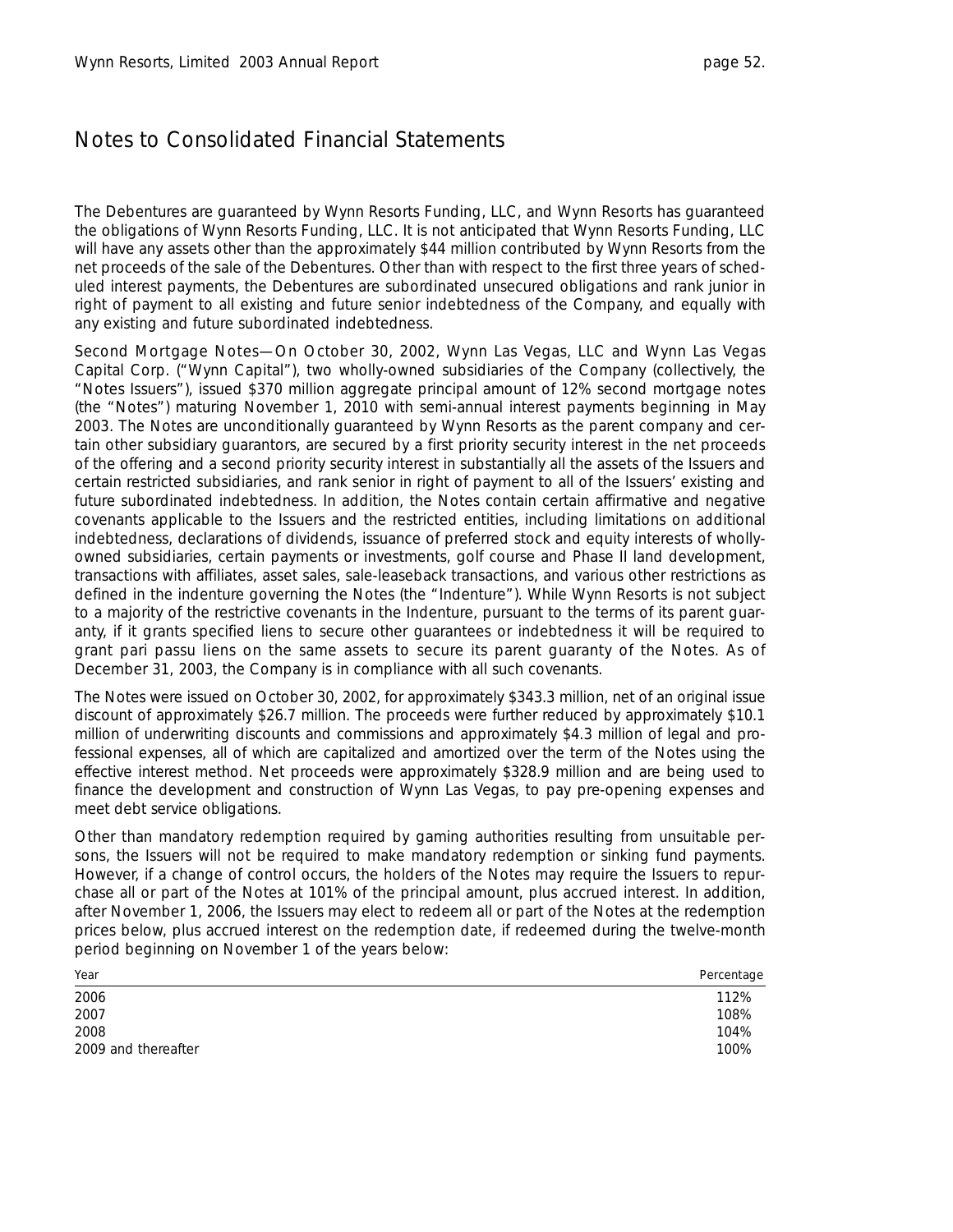# Notes to Consolidated Financial Statements

The Debentures are guaranteed by Wynn Resorts Funding, LLC, and Wynn Resorts has guaranteed the obligations of Wynn Resorts Funding, LLC. It is not anticipated that Wynn Resorts Funding, LLC will have any assets other than the approximately $44 million contributed by Wynn Resorts from the net proceeds of the sale of the Debentures. Other than with respect to the first three years of scheduled interest payments, the Debentures are subordinated unsecured obligations and rank junior in right of payment to all existing and future senior indebtedness of the Company, and equally with any existing and future subordinated indebtedness.

Second Mortgage Notes—On October 30, 2002, Wynn Las Vegas, LLC and Wynn Las Vegas Capital Corp. ("Wynn Capital"), two wholly-owned subsidiaries of the Company (collectively, the "Notes Issuers"), issued $370 million aggregate principal amount of 12% second mortgage notes (the "Notes") maturing November 1, 2010 with semi-annual interest payments beginning in May 2003. The Notes are unconditionally guaranteed by Wynn Resorts as the parent company and certain other subsidiary guarantors, are secured by a first priority security interest in the net proceeds of the offering and a second priority security interest in substantially all the assets of the Issuers and certain restricted subsidiaries, and rank senior in right of payment to all of the Issuers' existing and future subordinated indebtedness. In addition, the Notes contain certain affirmative and negative covenants applicable to the Issuers and the restricted entities, including limitations on additional indebtedness, declarations of dividends, issuance of preferred stock and equity interests of wholly-owned subsidiaries, certain payments or investments, golf course and Phase II land development, transactions with affiliates, asset sales, sale-leaseback transactions, and various other restrictions as defined in the indenture governing the Notes (the "Indenture"). While Wynn Resorts is not subject to a majority of the restrictive covenants in the Indenture, pursuant to the terms of its parent guaranty, if it grants specified liens to secure other guarantees or indebtedness it will be required to grant pari passu liens on the same assets to secure its parent guaranty of the Notes. As of December 31, 2003, the Company is in compliance with all such covenants.

The Notes were issued on October 30, 2002, for approximately $343.3 million, net of an original issue discount of approximately $26.7 million. The proceeds were further reduced by approximately $10.1 million of underwriting discounts and commissions and approximately $4.3 million of legal and professional expenses, all of which are capitalized and amortized over the term of the Notes using the effective interest method. Net proceeds were approximately $328.9 million and are being used to finance the development and construction of Wynn Las Vegas, to pay pre-opening expenses and meet debt service obligations.

Other than mandatory redemption required by gaming authorities resulting from unsuitable persons, the Issuers will not be required to make mandatory redemption or sinking fund payments. However, if a change of control occurs, the holders of the Notes may require the Issuers to repurchase all or part of the Notes at 101% of the principal amount, plus accrued interest. In addition, after November 1, 2006, the Issuers may elect to redeem all or part of the Notes at the redemption prices below, plus accrued interest on the redemption date, if redeemed during the twelve-month period beginning on November 1 of the years below:

| Year | Percentage |
|---|---|
| 2006 | 112% |
| 2007 | 108% |
| 2008 | 104% |
| 2009 and thereafter | 100% |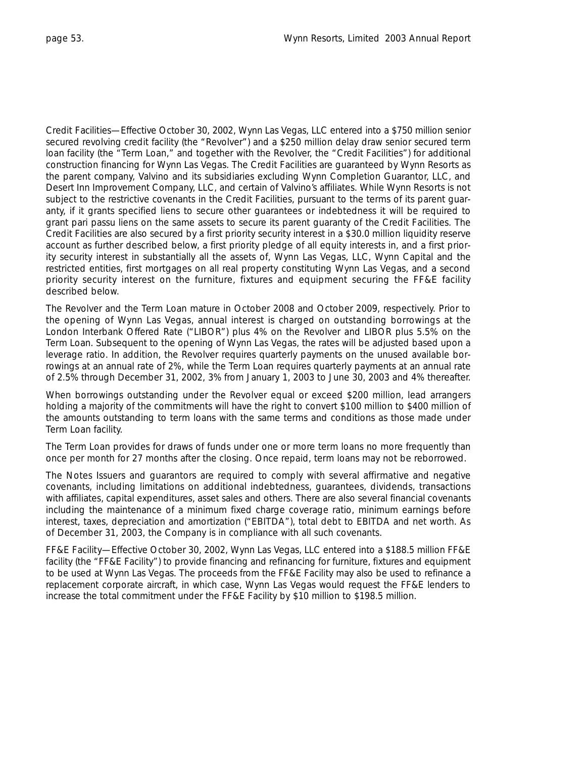Credit Facilities—Effective October 30, 2002, Wynn Las Vegas, LLC entered into a $750 million senior secured revolving credit facility (the "Revolver") and a $250 million delay draw senior secured term loan facility (the "Term Loan," and together with the Revolver, the "Credit Facilities") for additional construction financing for Wynn Las Vegas. The Credit Facilities are guaranteed by Wynn Resorts as the parent company, Valvino and its subsidiaries excluding Wynn Completion Guarantor, LLC, and Desert Inn Improvement Company, LLC, and certain of Valvino's affiliates. While Wynn Resorts is not subject to the restrictive covenants in the Credit Facilities, pursuant to the terms of its parent guaranty, if it grants specified liens to secure other guarantees or indebtedness it will be required to grant pari passu liens on the same assets to secure its parent guaranty of the Credit Facilities. The Credit Facilities are also secured by a first priority security interest in a $30.0 million liquidity reserve account as further described below, a first priority pledge of all equity interests in, and a first priority security interest in substantially all the assets of, Wynn Las Vegas, LLC, Wynn Capital and the restricted entities, first mortgages on all real property constituting Wynn Las Vegas, and a second priority security interest on the furniture, fixtures and equipment securing the FF&E facility described below.

The Revolver and the Term Loan mature in October 2008 and October 2009, respectively. Prior to the opening of Wynn Las Vegas, annual interest is charged on outstanding borrowings at the London Interbank Offered Rate ("LIBOR") plus 4% on the Revolver and LIBOR plus 5.5% on the Term Loan. Subsequent to the opening of Wynn Las Vegas, the rates will be adjusted based upon a leverage ratio. In addition, the Revolver requires quarterly payments on the unused available borrowings at an annual rate of 2%, while the Term Loan requires quarterly payments at an annual rate of 2.5% through December 31, 2002, 3% from January 1, 2003 to June 30, 2003 and 4% thereafter.

When borrowings outstanding under the Revolver equal or exceed $200 million, lead arrangers holding a majority of the commitments will have the right to convert $100 million to $400 million of the amounts outstanding to term loans with the same terms and conditions as those made under Term Loan facility.

The Term Loan provides for draws of funds under one or more term loans no more frequently than once per month for 27 months after the closing. Once repaid, term loans may not be reborrowed.

The Notes Issuers and guarantors are required to comply with several affirmative and negative covenants, including limitations on additional indebtedness, guarantees, dividends, transactions with affiliates, capital expenditures, asset sales and others. There are also several financial covenants including the maintenance of a minimum fixed charge coverage ratio, minimum earnings before interest, taxes, depreciation and amortization ("EBITDA"), total debt to EBITDA and net worth. As of December 31, 2003, the Company is in compliance with all such covenants.

FF&E Facility—Effective October 30, 2002, Wynn Las Vegas, LLC entered into a $188.5 million FF&E facility (the "FF&E Facility") to provide financing and refinancing for furniture, fixtures and equipment to be used at Wynn Las Vegas. The proceeds from the FF&E Facility may also be used to refinance a replacement corporate aircraft, in which case, Wynn Las Vegas would request the FF&E lenders to increase the total commitment under the FF&E Facility by $10 million to $198.5 million.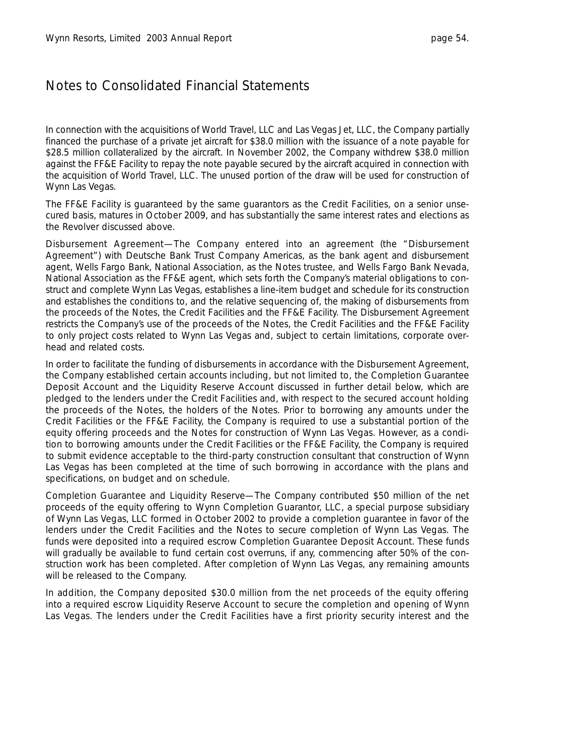# Notes to Consolidated Financial Statements

In connection with the acquisitions of World Travel, LLC and Las Vegas Jet, LLC, the Company partially financed the purchase of a private jet aircraft for $38.0 million with the issuance of a note payable for $28.5 million collateralized by the aircraft. In November 2002, the Company withdrew $38.0 million against the FF&E Facility to repay the note payable secured by the aircraft acquired in connection with the acquisition of World Travel, LLC. The unused portion of the draw will be used for construction of Wynn Las Vegas.

The FF&E Facility is guaranteed by the same guarantors as the Credit Facilities, on a senior unsecured basis, matures in October 2009, and has substantially the same interest rates and elections as the Revolver discussed above.

Disbursement Agreement—The Company entered into an agreement (the "Disbursement Agreement") with Deutsche Bank Trust Company Americas, as the bank agent and disbursement agent, Wells Fargo Bank, National Association, as the Notes trustee, and Wells Fargo Bank Nevada, National Association as the FF&E agent, which sets forth the Company's material obligations to construct and complete Wynn Las Vegas, establishes a line-item budget and schedule for its construction and establishes the conditions to, and the relative sequencing of, the making of disbursements from the proceeds of the Notes, the Credit Facilities and the FF&E Facility. The Disbursement Agreement restricts the Company's use of the proceeds of the Notes, the Credit Facilities and the FF&E Facility to only project costs related to Wynn Las Vegas and, subject to certain limitations, corporate overhead and related costs.

In order to facilitate the funding of disbursements in accordance with the Disbursement Agreement, the Company established certain accounts including, but not limited to, the Completion Guarantee Deposit Account and the Liquidity Reserve Account discussed in further detail below, which are pledged to the lenders under the Credit Facilities and, with respect to the secured account holding the proceeds of the Notes, the holders of the Notes. Prior to borrowing any amounts under the Credit Facilities or the FF&E Facility, the Company is required to use a substantial portion of the equity offering proceeds and the Notes for construction of Wynn Las Vegas. However, as a condition to borrowing amounts under the Credit Facilities or the FF&E Facility, the Company is required to submit evidence acceptable to the third-party construction consultant that construction of Wynn Las Vegas has been completed at the time of such borrowing in accordance with the plans and specifications, on budget and on schedule.

Completion Guarantee and Liquidity Reserve—The Company contributed $50 million of the net proceeds of the equity offering to Wynn Completion Guarantor, LLC, a special purpose subsidiary of Wynn Las Vegas, LLC formed in October 2002 to provide a completion guarantee in favor of the lenders under the Credit Facilities and the Notes to secure completion of Wynn Las Vegas. The funds were deposited into a required escrow Completion Guarantee Deposit Account. These funds will gradually be available to fund certain cost overruns, if any, commencing after 50% of the construction work has been completed. After completion of Wynn Las Vegas, any remaining amounts will be released to the Company.

In addition, the Company deposited $30.0 million from the net proceeds of the equity offering into a required escrow Liquidity Reserve Account to secure the completion and opening of Wynn Las Vegas. The lenders under the Credit Facilities have a first priority security interest and the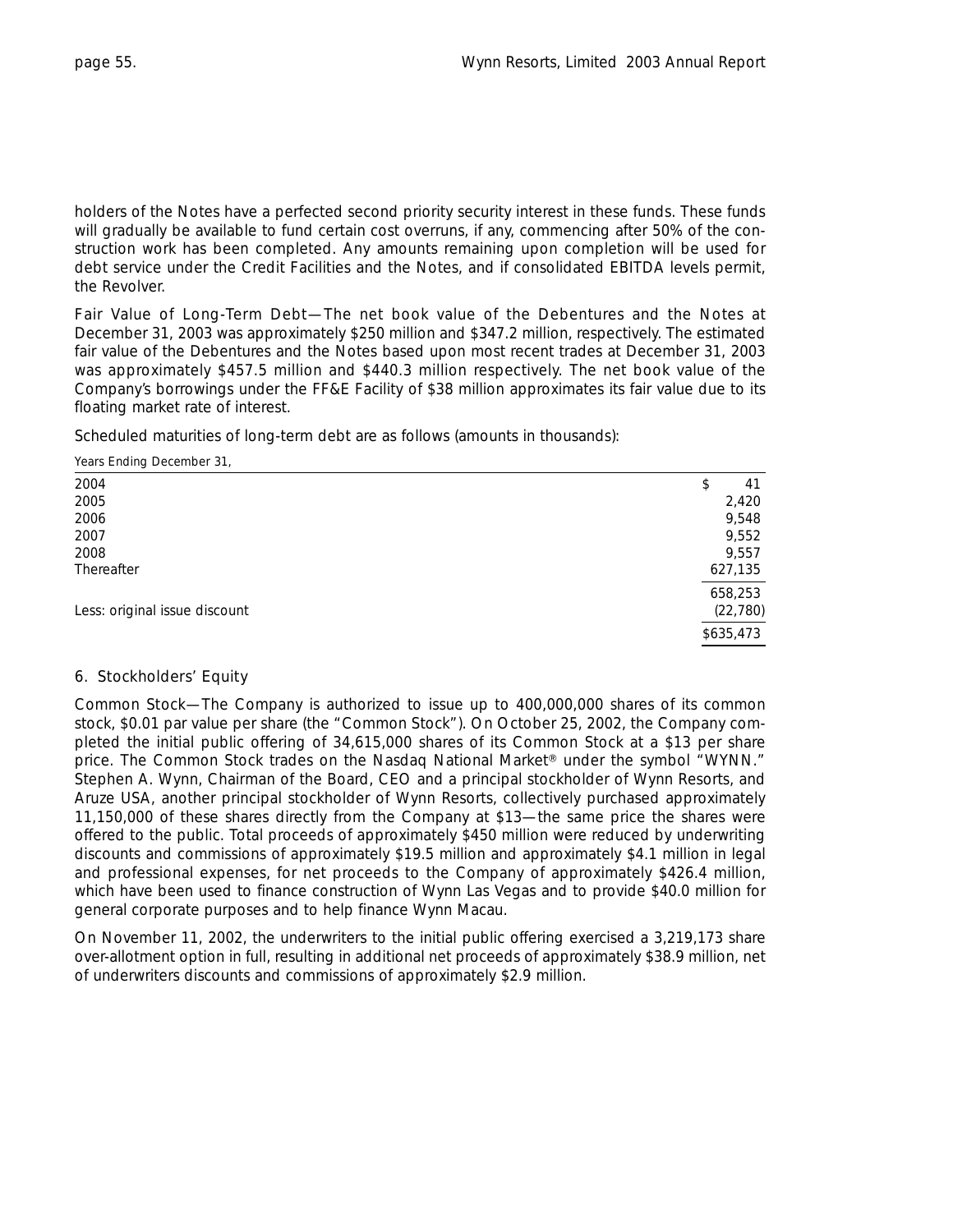holders of the Notes have a perfected second priority security interest in these funds. These funds will gradually be available to fund certain cost overruns, if any, commencing after 50% of the construction work has been completed. Any amounts remaining upon completion will be used for debt service under the Credit Facilities and the Notes, and if consolidated EBITDA levels permit, the Revolver.

Fair Value of Long-Term Debt—The net book value of the Debentures and the Notes at December 31, 2003 was approximately $250 million and $347.2 million, respectively. The estimated fair value of the Debentures and the Notes based upon most recent trades at December 31, 2003 was approximately $457.5 million and $440.3 million respectively. The net book value of the Company's borrowings under the FF&E Facility of $38 million approximates its fair value due to its floating market rate of interest.

Scheduled maturities of long-term debt are as follows (amounts in thousands):

| Years Ending December 31, | |
|---|---|
| 2004 | $ 41 |
| 2005 | 2,420 |
| 2006 | 9,548 |
| 2007 | 9,552 |
| 2008 | 9,557 |
| Thereafter | 627,135 |
| | 658,253 |
| Less: original issue discount | (22,780) |
| | $635,473 |

## 6. Stockholders' Equity

Common Stock—The Company is authorized to issue up to 400,000,000 shares of its common stock, $0.01 par value per share (the "Common Stock"). On October 25, 2002, the Company completed the initial public offering of 34,615,000 shares of its Common Stock at a $13 per share price. The Common Stock trades on the Nasdaq National Market® under the symbol "WYNN." Stephen A. Wynn, Chairman of the Board, CEO and a principal stockholder of Wynn Resorts, and Aruze USA, another principal stockholder of Wynn Resorts, collectively purchased approximately 11,150,000 of these shares directly from the Company at $13—the same price the shares were offered to the public. Total proceeds of approximately $450 million were reduced by underwriting discounts and commissions of approximately $19.5 million and approximately $4.1 million in legal and professional expenses, for net proceeds to the Company of approximately $426.4 million, which have been used to finance construction of Wynn Las Vegas and to provide $40.0 million for general corporate purposes and to help finance Wynn Macau.

On November 11, 2002, the underwriters to the initial public offering exercised a 3,219,173 share over-allotment option in full, resulting in additional net proceeds of approximately $38.9 million, net of underwriters discounts and commissions of approximately $2.9 million.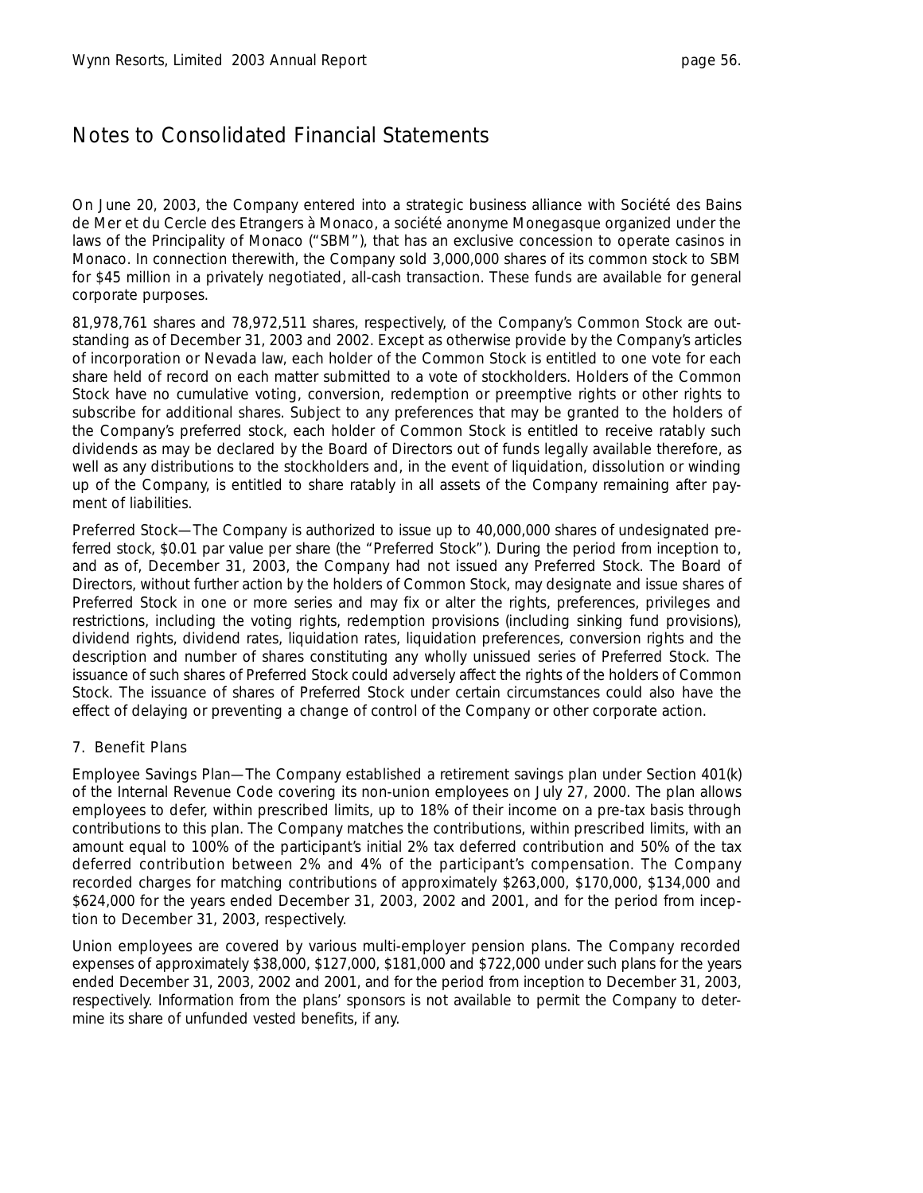# Notes to Consolidated Financial Statements

On June 20, 2003, the Company entered into a strategic business alliance with Société des Bains de Mer et du Cercle des Etrangers à Monaco, a société anonyme Monegasque organized under the laws of the Principality of Monaco ("SBM"), that has an exclusive concession to operate casinos in Monaco. In connection therewith, the Company sold 3,000,000 shares of its common stock to SBM for $45 million in a privately negotiated, all-cash transaction. These funds are available for general corporate purposes.

81,978,761 shares and 78,972,511 shares, respectively, of the Company's Common Stock are outstanding as of December 31, 2003 and 2002. Except as otherwise provide by the Company's articles of incorporation or Nevada law, each holder of the Common Stock is entitled to one vote for each share held of record on each matter submitted to a vote of stockholders. Holders of the Common Stock have no cumulative voting, conversion, redemption or preemptive rights or other rights to subscribe for additional shares. Subject to any preferences that may be granted to the holders of the Company's preferred stock, each holder of Common Stock is entitled to receive ratably such dividends as may be declared by the Board of Directors out of funds legally available therefore, as well as any distributions to the stockholders and, in the event of liquidation, dissolution or winding up of the Company, is entitled to share ratably in all assets of the Company remaining after payment of liabilities.

Preferred Stock—The Company is authorized to issue up to 40,000,000 shares of undesignated preferred stock, $0.01 par value per share (the "Preferred Stock"). During the period from inception to, and as of, December 31, 2003, the Company had not issued any Preferred Stock. The Board of Directors, without further action by the holders of Common Stock, may designate and issue shares of Preferred Stock in one or more series and may fix or alter the rights, preferences, privileges and restrictions, including the voting rights, redemption provisions (including sinking fund provisions), dividend rights, dividend rates, liquidation rates, liquidation preferences, conversion rights and the description and number of shares constituting any wholly unissued series of Preferred Stock. The issuance of such shares of Preferred Stock could adversely affect the rights of the holders of Common Stock. The issuance of shares of Preferred Stock under certain circumstances could also have the effect of delaying or preventing a change of control of the Company or other corporate action.

## 7. Benefit Plans

Employee Savings Plan—The Company established a retirement savings plan under Section 401(k) of the Internal Revenue Code covering its non-union employees on July 27, 2000. The plan allows employees to defer, within prescribed limits, up to 18% of their income on a pre-tax basis through contributions to this plan. The Company matches the contributions, within prescribed limits, with an amount equal to 100% of the participant's initial 2% tax deferred contribution and 50% of the tax deferred contribution between 2% and 4% of the participant's compensation. The Company recorded charges for matching contributions of approximately $263,000, $170,000, $134,000 and $624,000 for the years ended December 31, 2003, 2002 and 2001, and for the period from inception to December 31, 2003, respectively.

Union employees are covered by various multi-employer pension plans. The Company recorded expenses of approximately $38,000, $127,000, $181,000 and $722,000 under such plans for the years ended December 31, 2003, 2002 and 2001, and for the period from inception to December 31, 2003, respectively. Information from the plans' sponsors is not available to permit the Company to determine its share of unfunded vested benefits, if any.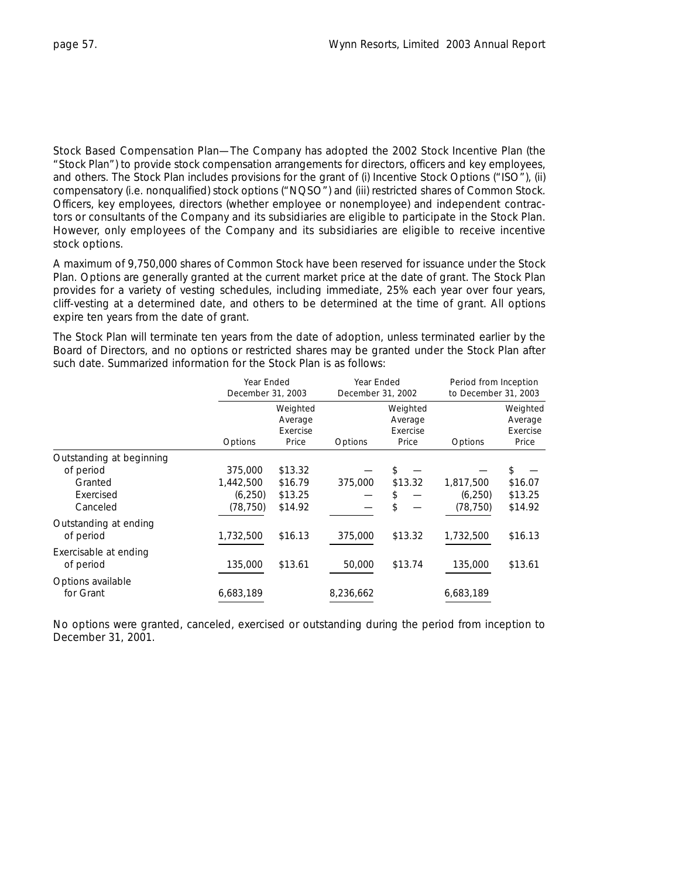Stock Based Compensation Plan—The Company has adopted the 2002 Stock Incentive Plan (the "Stock Plan") to provide stock compensation arrangements for directors, officers and key employees, and others. The Stock Plan includes provisions for the grant of (i) Incentive Stock Options ("ISO"), (ii) compensatory (i.e. nonqualified) stock options ("NQSO") and (iii) restricted shares of Common Stock. Officers, key employees, directors (whether employee or nonemployee) and independent contractors or consultants of the Company and its subsidiaries are eligible to participate in the Stock Plan. However, only employees of the Company and its subsidiaries are eligible to receive incentive stock options.

A maximum of 9,750,000 shares of Common Stock have been reserved for issuance under the Stock Plan. Options are generally granted at the current market price at the date of grant. The Stock Plan provides for a variety of vesting schedules, including immediate, 25% each year over four years, cliff-vesting at a determined date, and others to be determined at the time of grant. All options expire ten years from the date of grant.

The Stock Plan will terminate ten years from the date of adoption, unless terminated earlier by the Board of Directors, and no options or restricted shares may be granted under the Stock Plan after such date. Summarized information for the Stock Plan is as follows:

| | Year Ended December 31, 2003 | | Year Ended December 31, 2002 | | Period from Inception to December 31, 2003 | |
|---|---|---|---|---|---|---|
| | Options | Weighted Average Exercise Price | Options | Weighted Average Exercise Price | Options | Weighted Average Exercise Price |
| Outstanding at beginning of period | 375,000 | $13.32 | — | $ — | — | $ — |
| Granted | 1,442,500 | $16.79 | 375,000 | $13.32 | 1,817,500 | $16.07 |
| Exercised | (6,250) | $13.25 | — | $ — | (6,250) | $13.25 |
| Canceled | (78,750) | $14.92 | — | $ — | (78,750) | $14.92 |
| Outstanding at ending of period | 1,732,500 | $16.13 | 375,000 | $13.32 | 1,732,500 | $16.13 |
| Exercisable at ending of period | 135,000 | $13.61 | 50,000 | $13.74 | 135,000 | $13.61 |
| Options available for Grant | 6,683,189 | | 8,236,662 | | 6,683,189 | |

No options were granted, canceled, exercised or outstanding during the period from inception to December 31, 2001.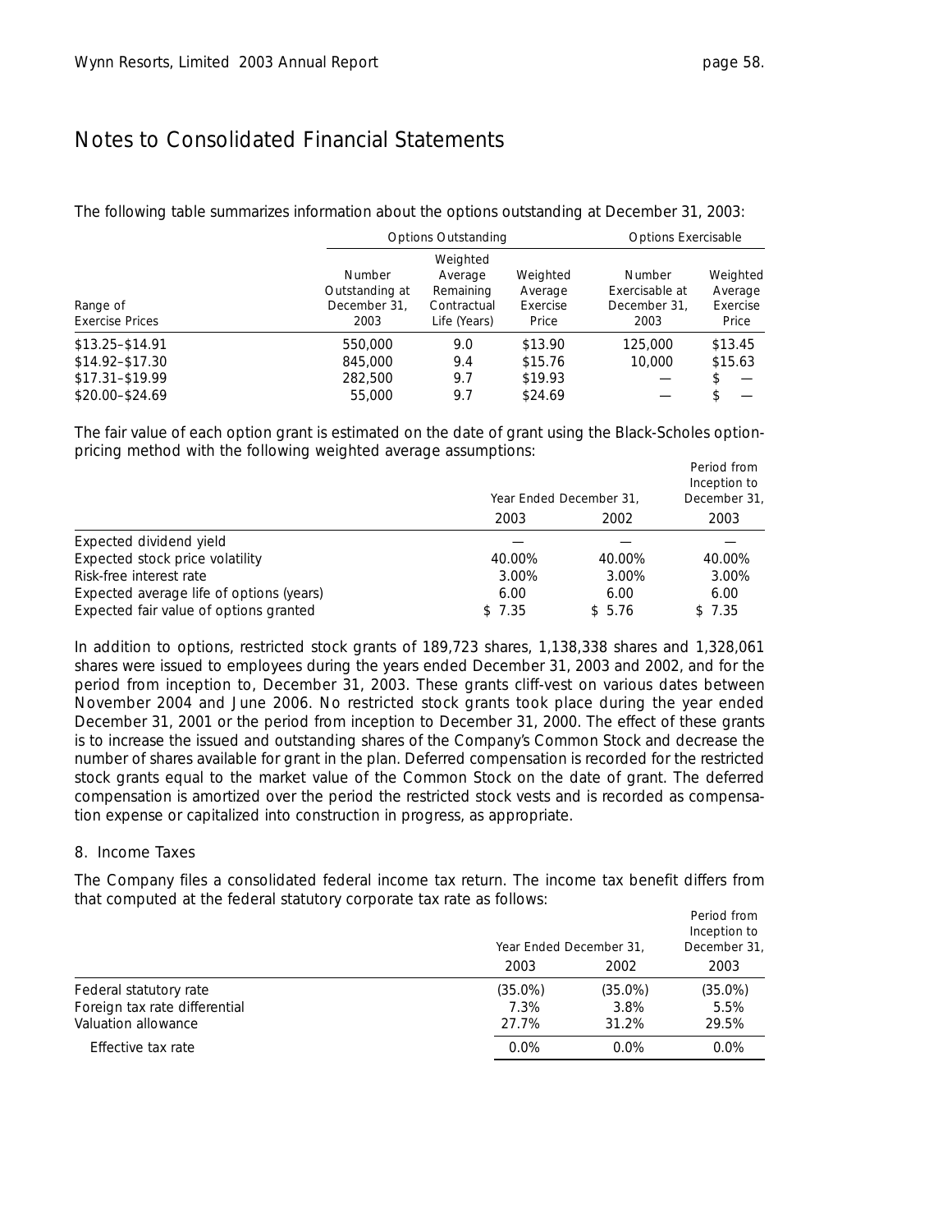## Notes to Consolidated Financial Statements

The following table summarizes information about the options outstanding at December 31, 2003:

| | Options Outstanding | | | Options Exercisable | |
|---|---|---|---|---|---|
| Range of Exercise Prices | Number Outstanding at December 31, 2003 | Weighted Average Remaining Contractual Life (Years) | Weighted Average Exercise Price | Number Exercisable at December 31, 2003 | Weighted Average Exercise Price |
| $13.25–$14.91 | 550,000 | 9.0 | $13.90 | 125,000 | $13.45 |
| $14.92–$17.30 | 845,000 | 9.4 | $15.76 | 10,000 | $15.63 |
| $17.31–$19.99 | 282,500 | 9.7 | $19.93 | — | $ — |
| $20.00–$24.69 | 55,000 | 9.7 | $24.69 | — | $ — |

The fair value of each option grant is estimated on the date of grant using the Black-Scholes option-pricing method with the following weighted average assumptions:

| | Year Ended December 31, | | Period from Inception to December 31, |
|---|---|---|---|
| | 2003 | 2002 | 2003 |
| Expected dividend yield | — | — | — |
| Expected stock price volatility | 40.00% | 40.00% | 40.00% |
| Risk-free interest rate | 3.00% | 3.00% | 3.00% |
| Expected average life of options (years) | 6.00 | 6.00 | 6.00 |
| Expected fair value of options granted | $ 7.35 | $ 5.76 | $ 7.35 |

In addition to options, restricted stock grants of 189,723 shares, 1,138,338 shares and 1,328,061 shares were issued to employees during the years ended December 31, 2003 and 2002, and for the period from inception to, December 31, 2003. These grants cliff-vest on various dates between November 2004 and June 2006. No restricted stock grants took place during the year ended December 31, 2001 or the period from inception to December 31, 2000. The effect of these grants is to increase the issued and outstanding shares of the Company's Common Stock and decrease the number of shares available for grant in the plan. Deferred compensation is recorded for the restricted stock grants equal to the market value of the Common Stock on the date of grant. The deferred compensation is amortized over the period the restricted stock vests and is recorded as compensation expense or capitalized into construction in progress, as appropriate.

### 8. Income Taxes

The Company files a consolidated federal income tax return. The income tax benefit differs from that computed at the federal statutory corporate tax rate as follows:

| | Year Ended December 31, | | Period from Inception to December 31, |
|---|---|---|---|
| | 2003 | 2002 | 2003 |
| Federal statutory rate | (35.0%) | (35.0%) | (35.0%) |
| Foreign tax rate differential | 7.3% | 3.8% | 5.5% |
| Valuation allowance | 27.7% | 31.2% | 29.5% |
| Effective tax rate | 0.0% | 0.0% | 0.0% |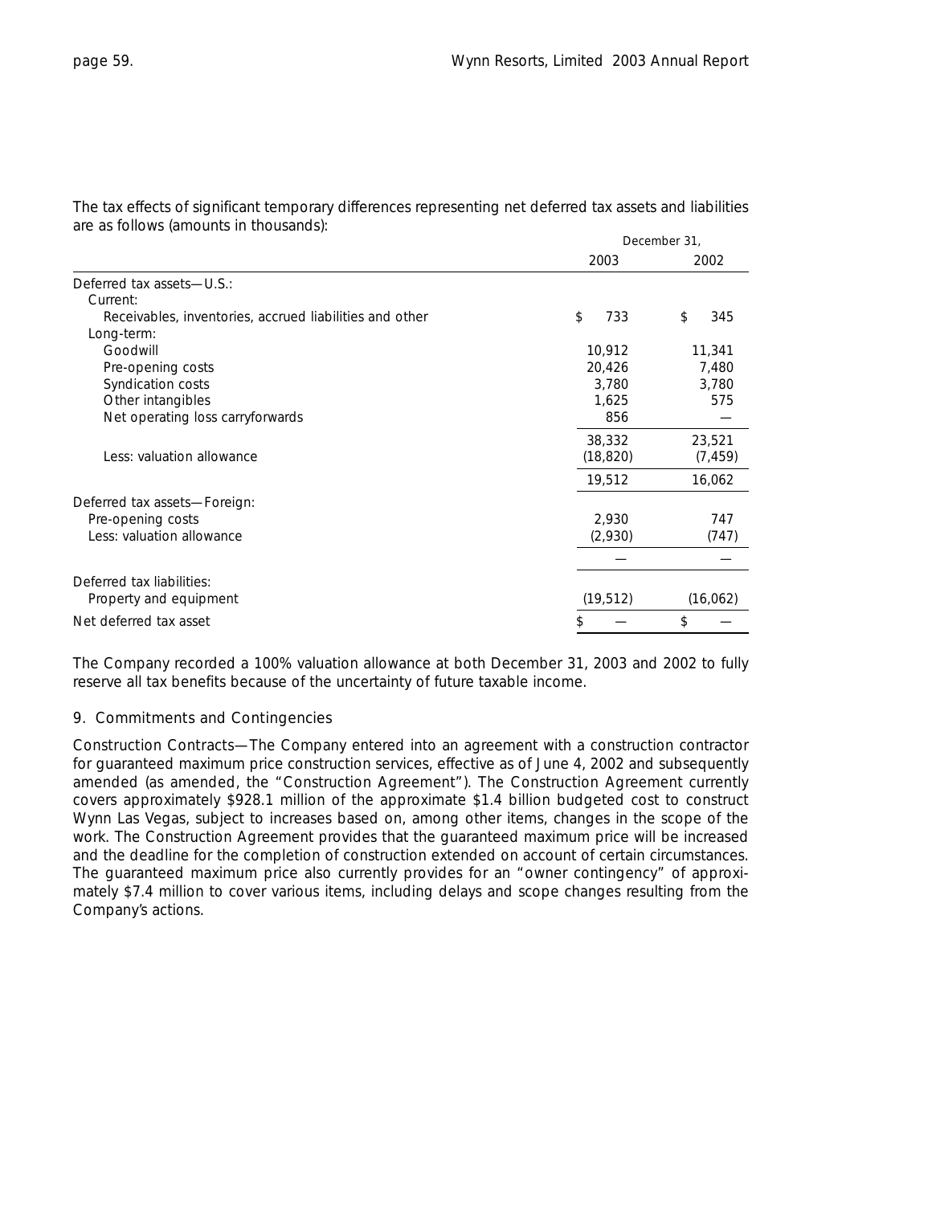The tax effects of significant temporary differences representing net deferred tax assets and liabilities are as follows (amounts in thousands):

| | December 31, | |
|---|---|---|
| | 2003 | 2002 |
| Deferred tax assets—U.S.: | | |
| Current: | | |
| Receivables, inventories, accrued liabilities and other | $ 733 | $ 345 |
| Long-term: | | |
| Goodwill | 10,912 | 11,341 |
| Pre-opening costs | 20,426 | 7,480 |
| Syndication costs | 3,780 | 3,780 |
| Other intangibles | 1,625 | 575 |
| Net operating loss carryforwards | 856 | — |
| | 38,332 | 23,521 |
| Less: valuation allowance | (18,820) | (7,459) |
| | 19,512 | 16,062 |
| Deferred tax assets—Foreign: | | |
| Pre-opening costs | 2,930 | 747 |
| Less: valuation allowance | (2,930) | (747) |
| | — | — |
| Deferred tax liabilities: | | |
| Property and equipment | (19,512) | (16,062) |
| Net deferred tax asset | $ — | $ — |

The Company recorded a 100% valuation allowance at both December 31, 2003 and 2002 to fully reserve all tax benefits because of the uncertainty of future taxable income.

## 9. Commitments and Contingencies

Construction Contracts—The Company entered into an agreement with a construction contractor for guaranteed maximum price construction services, effective as of June 4, 2002 and subsequently amended (as amended, the "Construction Agreement"). The Construction Agreement currently covers approximately $928.1 million of the approximate $1.4 billion budgeted cost to construct Wynn Las Vegas, subject to increases based on, among other items, changes in the scope of the work. The Construction Agreement provides that the guaranteed maximum price will be increased and the deadline for the completion of construction extended on account of certain circumstances. The guaranteed maximum price also currently provides for an "owner contingency" of approximately $7.4 million to cover various items, including delays and scope changes resulting from the Company's actions.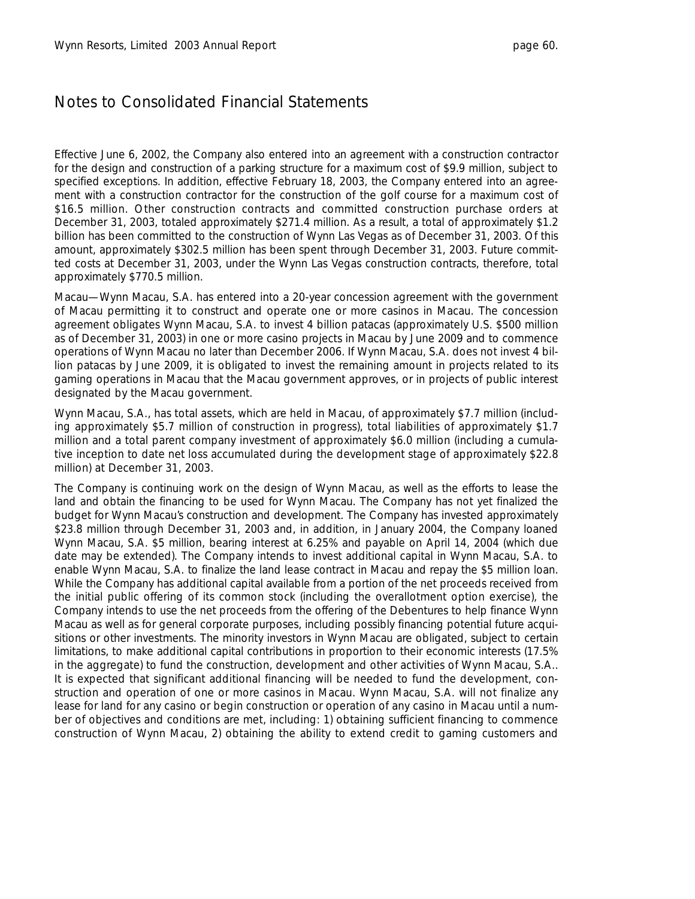## Notes to Consolidated Financial Statements

Effective June 6, 2002, the Company also entered into an agreement with a construction contractor for the design and construction of a parking structure for a maximum cost of $9.9 million, subject to specified exceptions. In addition, effective February 18, 2003, the Company entered into an agreement with a construction contractor for the construction of the golf course for a maximum cost of $16.5 million. Other construction contracts and committed construction purchase orders at December 31, 2003, totaled approximately $271.4 million. As a result, a total of approximately $1.2 billion has been committed to the construction of Wynn Las Vegas as of December 31, 2003. Of this amount, approximately $302.5 million has been spent through December 31, 2003. Future committed costs at December 31, 2003, under the Wynn Las Vegas construction contracts, therefore, total approximately $770.5 million.

Macau—Wynn Macau, S.A. has entered into a 20-year concession agreement with the government of Macau permitting it to construct and operate one or more casinos in Macau. The concession agreement obligates Wynn Macau, S.A. to invest 4 billion patacas (approximately U.S. $500 million as of December 31, 2003) in one or more casino projects in Macau by June 2009 and to commence operations of Wynn Macau no later than December 2006. If Wynn Macau, S.A. does not invest 4 billion patacas by June 2009, it is obligated to invest the remaining amount in projects related to its gaming operations in Macau that the Macau government approves, or in projects of public interest designated by the Macau government.

Wynn Macau, S.A., has total assets, which are held in Macau, of approximately $7.7 million (including approximately $5.7 million of construction in progress), total liabilities of approximately $1.7 million and a total parent company investment of approximately $6.0 million (including a cumulative inception to date net loss accumulated during the development stage of approximately $22.8 million) at December 31, 2003.

The Company is continuing work on the design of Wynn Macau, as well as the efforts to lease the land and obtain the financing to be used for Wynn Macau. The Company has not yet finalized the budget for Wynn Macau's construction and development. The Company has invested approximately $23.8 million through December 31, 2003 and, in addition, in January 2004, the Company loaned Wynn Macau, S.A. $5 million, bearing interest at 6.25% and payable on April 14, 2004 (which due date may be extended). The Company intends to invest additional capital in Wynn Macau, S.A. to enable Wynn Macau, S.A. to finalize the land lease contract in Macau and repay the $5 million loan. While the Company has additional capital available from a portion of the net proceeds received from the initial public offering of its common stock (including the overallotment option exercise), the Company intends to use the net proceeds from the offering of the Debentures to help finance Wynn Macau as well as for general corporate purposes, including possibly financing potential future acquisitions or other investments. The minority investors in Wynn Macau are obligated, subject to certain limitations, to make additional capital contributions in proportion to their economic interests (17.5% in the aggregate) to fund the construction, development and other activities of Wynn Macau, S.A.. It is expected that significant additional financing will be needed to fund the development, construction and operation of one or more casinos in Macau. Wynn Macau, S.A. will not finalize any lease for land for any casino or begin construction or operation of any casino in Macau until a number of objectives and conditions are met, including: 1) obtaining sufficient financing to commence construction of Wynn Macau, 2) obtaining the ability to extend credit to gaming customers and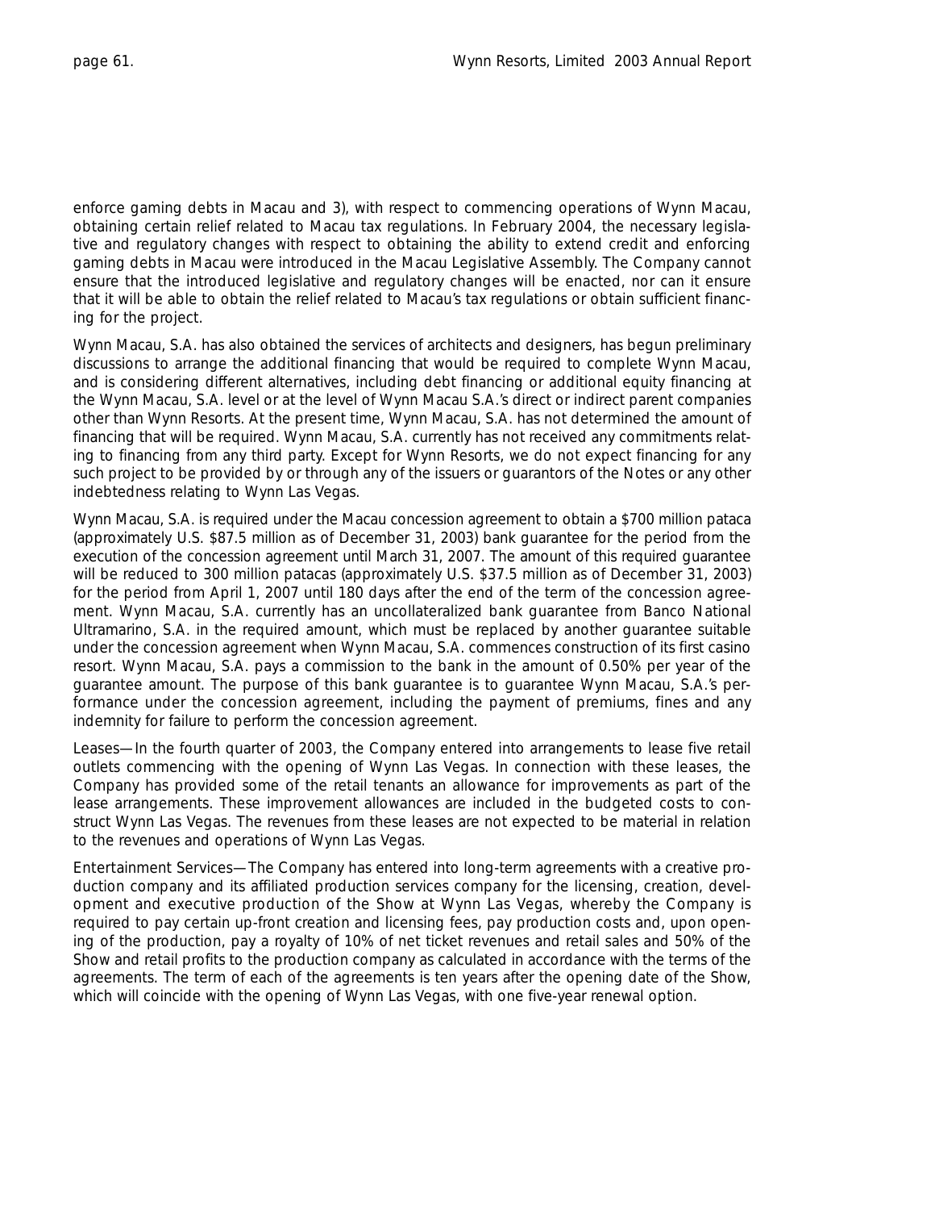enforce gaming debts in Macau and 3), with respect to commencing operations of Wynn Macau, obtaining certain relief related to Macau tax regulations. In February 2004, the necessary legislative and regulatory changes with respect to obtaining the ability to extend credit and enforcing gaming debts in Macau were introduced in the Macau Legislative Assembly. The Company cannot ensure that the introduced legislative and regulatory changes will be enacted, nor can it ensure that it will be able to obtain the relief related to Macau's tax regulations or obtain sufficient financing for the project.

Wynn Macau, S.A. has also obtained the services of architects and designers, has begun preliminary discussions to arrange the additional financing that would be required to complete Wynn Macau, and is considering different alternatives, including debt financing or additional equity financing at the Wynn Macau, S.A. level or at the level of Wynn Macau S.A.'s direct or indirect parent companies other than Wynn Resorts. At the present time, Wynn Macau, S.A. has not determined the amount of financing that will be required. Wynn Macau, S.A. currently has not received any commitments relating to financing from any third party. Except for Wynn Resorts, we do not expect financing for any such project to be provided by or through any of the issuers or guarantors of the Notes or any other indebtedness relating to Wynn Las Vegas.

Wynn Macau, S.A. is required under the Macau concession agreement to obtain a $700 million pataca (approximately U.S. $87.5 million as of December 31, 2003) bank guarantee for the period from the execution of the concession agreement until March 31, 2007. The amount of this required guarantee will be reduced to 300 million patacas (approximately U.S. $37.5 million as of December 31, 2003) for the period from April 1, 2007 until 180 days after the end of the term of the concession agreement. Wynn Macau, S.A. currently has an uncollateralized bank guarantee from Banco National Ultramarino, S.A. in the required amount, which must be replaced by another guarantee suitable under the concession agreement when Wynn Macau, S.A. commences construction of its first casino resort. Wynn Macau, S.A. pays a commission to the bank in the amount of 0.50% per year of the guarantee amount. The purpose of this bank guarantee is to guarantee Wynn Macau, S.A.'s performance under the concession agreement, including the payment of premiums, fines and any indemnity for failure to perform the concession agreement.

Leases—In the fourth quarter of 2003, the Company entered into arrangements to lease five retail outlets commencing with the opening of Wynn Las Vegas. In connection with these leases, the Company has provided some of the retail tenants an allowance for improvements as part of the lease arrangements. These improvement allowances are included in the budgeted costs to construct Wynn Las Vegas. The revenues from these leases are not expected to be material in relation to the revenues and operations of Wynn Las Vegas.

Entertainment Services—The Company has entered into long-term agreements with a creative production company and its affiliated production services company for the licensing, creation, development and executive production of the Show at Wynn Las Vegas, whereby the Company is required to pay certain up-front creation and licensing fees, pay production costs and, upon opening of the production, pay a royalty of 10% of net ticket revenues and retail sales and 50% of the Show and retail profits to the production company as calculated in accordance with the terms of the agreements. The term of each of the agreements is ten years after the opening date of the Show, which will coincide with the opening of Wynn Las Vegas, with one five-year renewal option.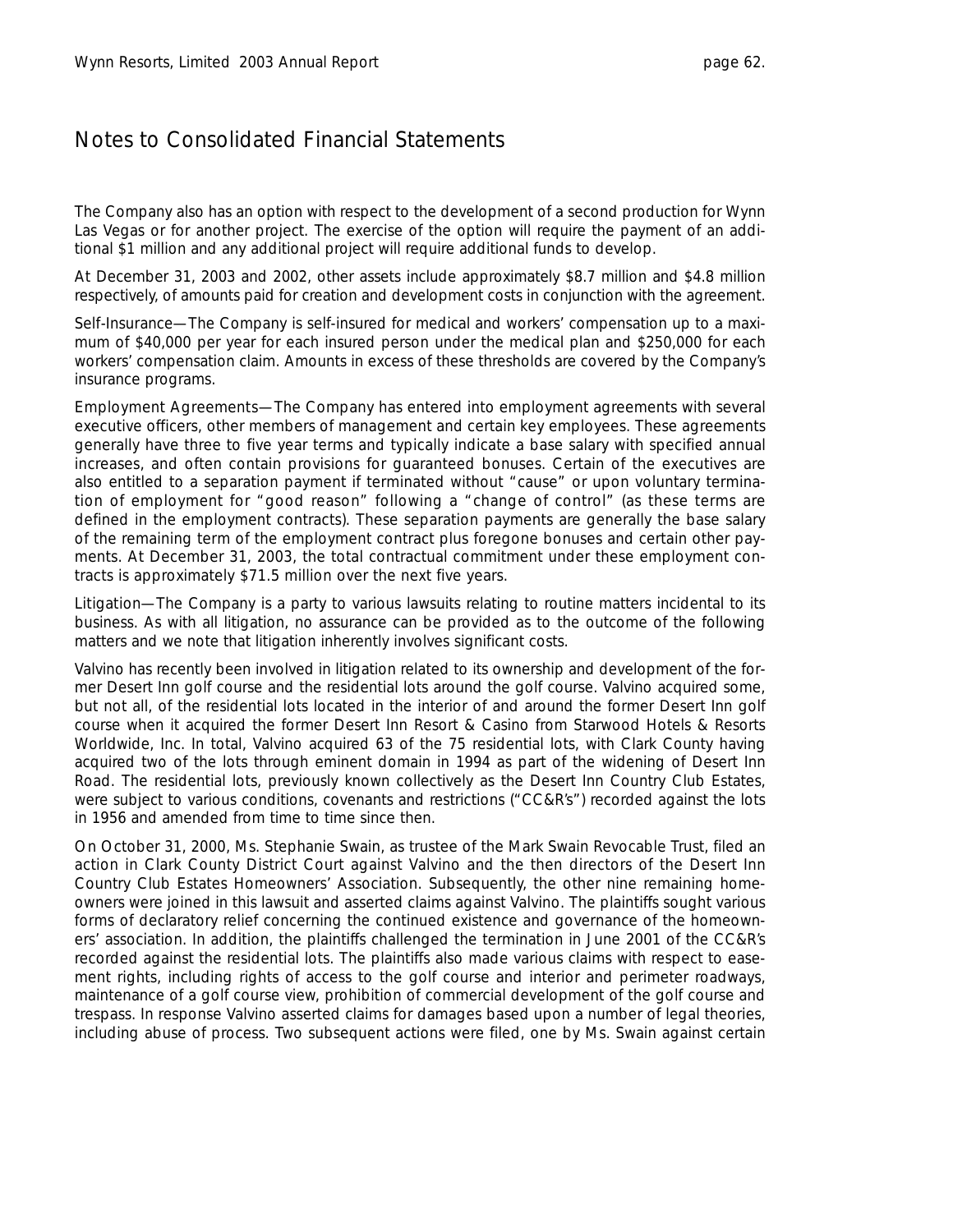## Notes to Consolidated Financial Statements

The Company also has an option with respect to the development of a second production for Wynn Las Vegas or for another project. The exercise of the option will require the payment of an additional $1 million and any additional project will require additional funds to develop.

At December 31, 2003 and 2002, other assets include approximately $8.7 million and $4.8 million respectively, of amounts paid for creation and development costs in conjunction with the agreement.

Self-Insurance—The Company is self-insured for medical and workers' compensation up to a maximum of $40,000 per year for each insured person under the medical plan and $250,000 for each workers' compensation claim. Amounts in excess of these thresholds are covered by the Company's insurance programs.

Employment Agreements—The Company has entered into employment agreements with several executive officers, other members of management and certain key employees. These agreements generally have three to five year terms and typically indicate a base salary with specified annual increases, and often contain provisions for guaranteed bonuses. Certain of the executives are also entitled to a separation payment if terminated without "cause" or upon voluntary termination of employment for "good reason" following a "change of control" (as these terms are defined in the employment contracts). These separation payments are generally the base salary of the remaining term of the employment contract plus foregone bonuses and certain other payments. At December 31, 2003, the total contractual commitment under these employment contracts is approximately $71.5 million over the next five years.

Litigation—The Company is a party to various lawsuits relating to routine matters incidental to its business. As with all litigation, no assurance can be provided as to the outcome of the following matters and we note that litigation inherently involves significant costs.

Valvino has recently been involved in litigation related to its ownership and development of the former Desert Inn golf course and the residential lots around the golf course. Valvino acquired some, but not all, of the residential lots located in the interior of and around the former Desert Inn golf course when it acquired the former Desert Inn Resort & Casino from Starwood Hotels & Resorts Worldwide, Inc. In total, Valvino acquired 63 of the 75 residential lots, with Clark County having acquired two of the lots through eminent domain in 1994 as part of the widening of Desert Inn Road. The residential lots, previously known collectively as the Desert Inn Country Club Estates, were subject to various conditions, covenants and restrictions ("CC&R's") recorded against the lots in 1956 and amended from time to time since then.

On October 31, 2000, Ms. Stephanie Swain, as trustee of the Mark Swain Revocable Trust, filed an action in Clark County District Court against Valvino and the then directors of the Desert Inn Country Club Estates Homeowners' Association. Subsequently, the other nine remaining homeowners were joined in this lawsuit and asserted claims against Valvino. The plaintiffs sought various forms of declaratory relief concerning the continued existence and governance of the homeowners' association. In addition, the plaintiffs challenged the termination in June 2001 of the CC&R's recorded against the residential lots. The plaintiffs also made various claims with respect to easement rights, including rights of access to the golf course and interior and perimeter roadways, maintenance of a golf course view, prohibition of commercial development of the golf course and trespass. In response Valvino asserted claims for damages based upon a number of legal theories, including abuse of process. Two subsequent actions were filed, one by Ms. Swain against certain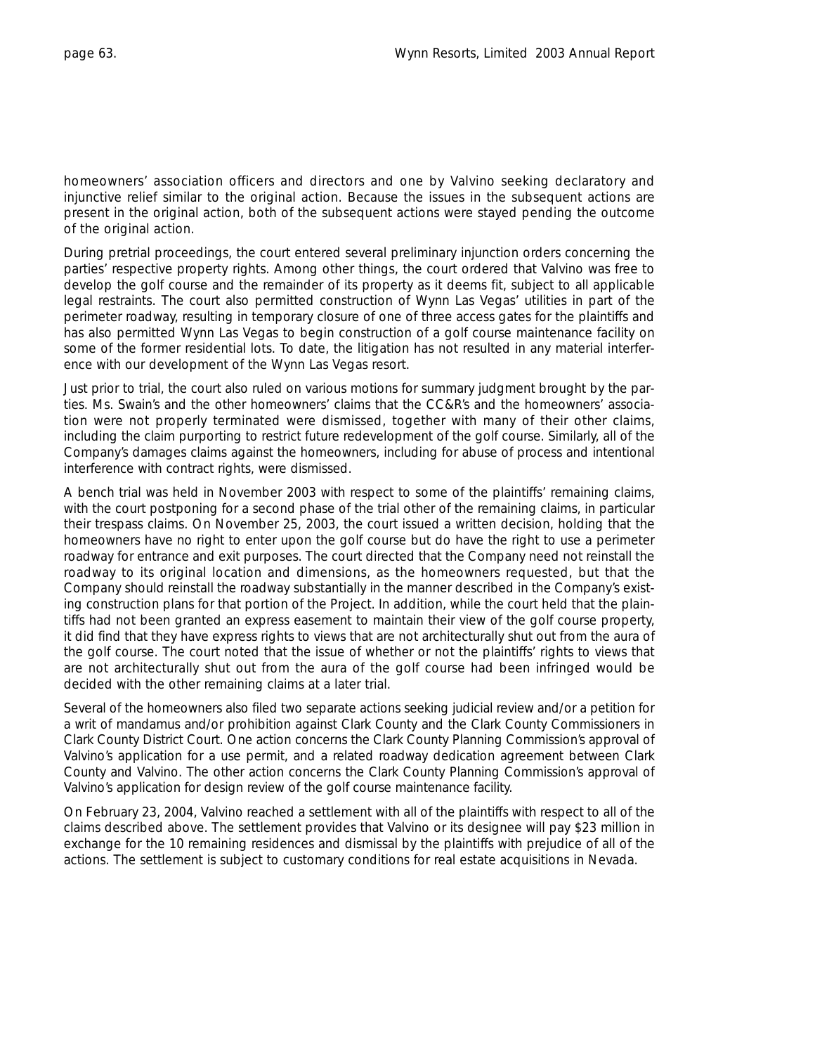homeowners' association officers and directors and one by Valvino seeking declaratory and injunctive relief similar to the original action. Because the issues in the subsequent actions are present in the original action, both of the subsequent actions were stayed pending the outcome of the original action.

During pretrial proceedings, the court entered several preliminary injunction orders concerning the parties' respective property rights. Among other things, the court ordered that Valvino was free to develop the golf course and the remainder of its property as it deems fit, subject to all applicable legal restraints. The court also permitted construction of Wynn Las Vegas' utilities in part of the perimeter roadway, resulting in temporary closure of one of three access gates for the plaintiffs and has also permitted Wynn Las Vegas to begin construction of a golf course maintenance facility on some of the former residential lots. To date, the litigation has not resulted in any material interference with our development of the Wynn Las Vegas resort.

Just prior to trial, the court also ruled on various motions for summary judgment brought by the parties. Ms. Swain's and the other homeowners' claims that the CC&R's and the homeowners' association were not properly terminated were dismissed, together with many of their other claims, including the claim purporting to restrict future redevelopment of the golf course. Similarly, all of the Company's damages claims against the homeowners, including for abuse of process and intentional interference with contract rights, were dismissed.

A bench trial was held in November 2003 with respect to some of the plaintiffs' remaining claims, with the court postponing for a second phase of the trial other of the remaining claims, in particular their trespass claims. On November 25, 2003, the court issued a written decision, holding that the homeowners have no right to enter upon the golf course but do have the right to use a perimeter roadway for entrance and exit purposes. The court directed that the Company need not reinstall the roadway to its original location and dimensions, as the homeowners requested, but that the Company should reinstall the roadway substantially in the manner described in the Company's existing construction plans for that portion of the Project. In addition, while the court held that the plaintiffs had not been granted an express easement to maintain their view of the golf course property, it did find that they have express rights to views that are not architecturally shut out from the aura of the golf course. The court noted that the issue of whether or not the plaintiffs' rights to views that are not architecturally shut out from the aura of the golf course had been infringed would be decided with the other remaining claims at a later trial.

Several of the homeowners also filed two separate actions seeking judicial review and/or a petition for a writ of mandamus and/or prohibition against Clark County and the Clark County Commissioners in Clark County District Court. One action concerns the Clark County Planning Commission's approval of Valvino's application for a use permit, and a related roadway dedication agreement between Clark County and Valvino. The other action concerns the Clark County Planning Commission's approval of Valvino's application for design review of the golf course maintenance facility.

On February 23, 2004, Valvino reached a settlement with all of the plaintiffs with respect to all of the claims described above. The settlement provides that Valvino or its designee will pay $23 million in exchange for the 10 remaining residences and dismissal by the plaintiffs with prejudice of all of the actions. The settlement is subject to customary conditions for real estate acquisitions in Nevada.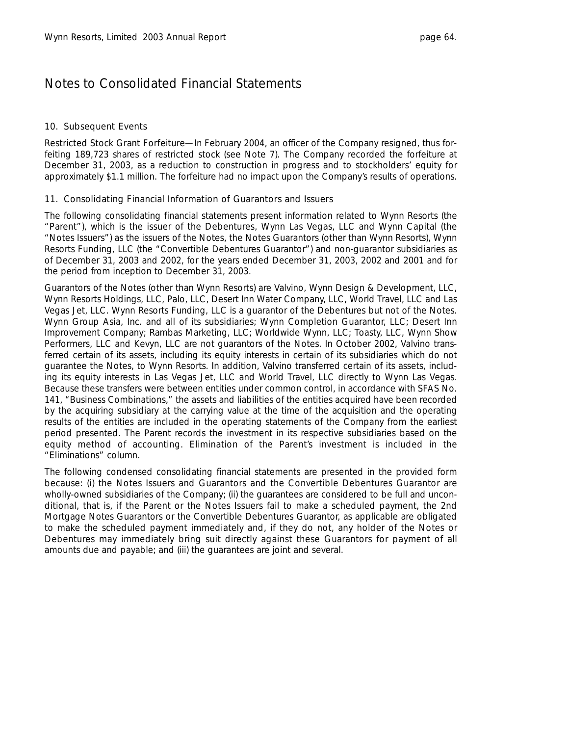# Notes to Consolidated Financial Statements

## 10. Subsequent Events

Restricted Stock Grant Forfeiture—In February 2004, an officer of the Company resigned, thus forfeiting 189,723 shares of restricted stock (see Note 7). The Company recorded the forfeiture at December 31, 2003, as a reduction to construction in progress and to stockholders' equity for approximately $1.1 million. The forfeiture had no impact upon the Company's results of operations.

## 11. Consolidating Financial Information of Guarantors and Issuers

The following consolidating financial statements present information related to Wynn Resorts (the "Parent"), which is the issuer of the Debentures, Wynn Las Vegas, LLC and Wynn Capital (the "Notes Issuers") as the issuers of the Notes, the Notes Guarantors (other than Wynn Resorts), Wynn Resorts Funding, LLC (the "Convertible Debentures Guarantor") and non-guarantor subsidiaries as of December 31, 2003 and 2002, for the years ended December 31, 2003, 2002 and 2001 and for the period from inception to December 31, 2003.

Guarantors of the Notes (other than Wynn Resorts) are Valvino, Wynn Design & Development, LLC, Wynn Resorts Holdings, LLC, Palo, LLC, Desert Inn Water Company, LLC, World Travel, LLC and Las Vegas Jet, LLC. Wynn Resorts Funding, LLC is a guarantor of the Debentures but not of the Notes. Wynn Group Asia, Inc. and all of its subsidiaries; Wynn Completion Guarantor, LLC; Desert Inn Improvement Company; Rambas Marketing, LLC; Worldwide Wynn, LLC; Toasty, LLC, Wynn Show Performers, LLC and Kevyn, LLC are not guarantors of the Notes. In October 2002, Valvino transferred certain of its assets, including its equity interests in certain of its subsidiaries which do not guarantee the Notes, to Wynn Resorts. In addition, Valvino transferred certain of its assets, including its equity interests in Las Vegas Jet, LLC and World Travel, LLC directly to Wynn Las Vegas. Because these transfers were between entities under common control, in accordance with SFAS No. 141, "Business Combinations," the assets and liabilities of the entities acquired have been recorded by the acquiring subsidiary at the carrying value at the time of the acquisition and the operating results of the entities are included in the operating statements of the Company from the earliest period presented. The Parent records the investment in its respective subsidiaries based on the equity method of accounting. Elimination of the Parent's investment is included in the "Eliminations" column.

The following condensed consolidating financial statements are presented in the provided form because: (i) the Notes Issuers and Guarantors and the Convertible Debentures Guarantor are wholly-owned subsidiaries of the Company; (ii) the guarantees are considered to be full and unconditional, that is, if the Parent or the Notes Issuers fail to make a scheduled payment, the 2nd Mortgage Notes Guarantors or the Convertible Debentures Guarantor, as applicable are obligated to make the scheduled payment immediately and, if they do not, any holder of the Notes or Debentures may immediately bring suit directly against these Guarantors for payment of all amounts due and payable; and (iii) the guarantees are joint and several.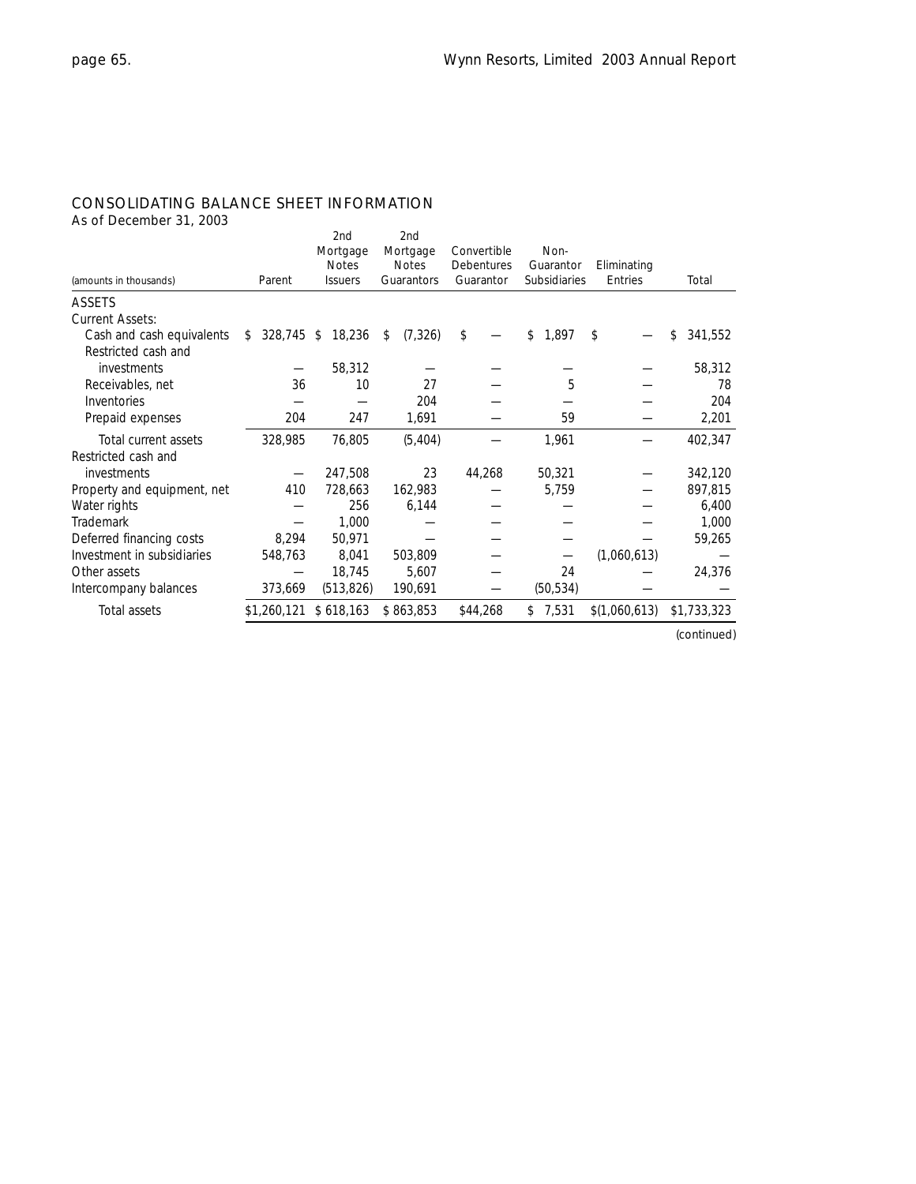## CONSOLIDATING BALANCE SHEET INFORMATION

As of December 31, 2003

| (amounts in thousands) | Parent | 2nd Mortgage Notes Issuers | 2nd Mortgage Notes Guarantors | Convertible Debentures Guarantor | Non-Guarantor Subsidiaries | Eliminating Entries | Total |
|---|---|---|---|---|---|---|---|
| ASSETS | | | | | | | |
| Current Assets: | | | | | | | |
| Cash and cash equivalents | $ 328,745 | $ 18,236 | $ (7,326) | $ — | $ 1,897 | $ — | $ 341,552 |
| Restricted cash and investments | — | 58,312 | — | — | — | — | 58,312 |
| Receivables, net | 36 | 10 | 27 | — | 5 | — | 78 |
| Inventories | — | — | 204 | — | — | — | 204 |
| Prepaid expenses | 204 | 247 | 1,691 | — | 59 | — | 2,201 |
| Total current assets | 328,985 | 76,805 | (5,404) | — | 1,961 | — | 402,347 |
| Restricted cash and investments | — | 247,508 | 23 | 44,268 | 50,321 | — | 342,120 |
| Property and equipment, net | 410 | 728,663 | 162,983 | — | 5,759 | — | 897,815 |
| Water rights | — | 256 | 6,144 | — | — | — | 6,400 |
| Trademark | — | 1,000 | — | — | — | — | 1,000 |
| Deferred financing costs | 8,294 | 50,971 | — | — | — | — | 59,265 |
| Investment in subsidiaries | 548,763 | 8,041 | 503,809 | — | — | (1,060,613) | — |
| Other assets | — | 18,745 | 5,607 | — | 24 | — | 24,376 |
| Intercompany balances | 373,669 | (513,826) | 190,691 | — | (50,534) | — | — |
| Total assets | $1,260,121 | $ 618,163 | $ 863,853 | $44,268 | $ 7,531 | $(1,060,613) | $1,733,323 |

(continued)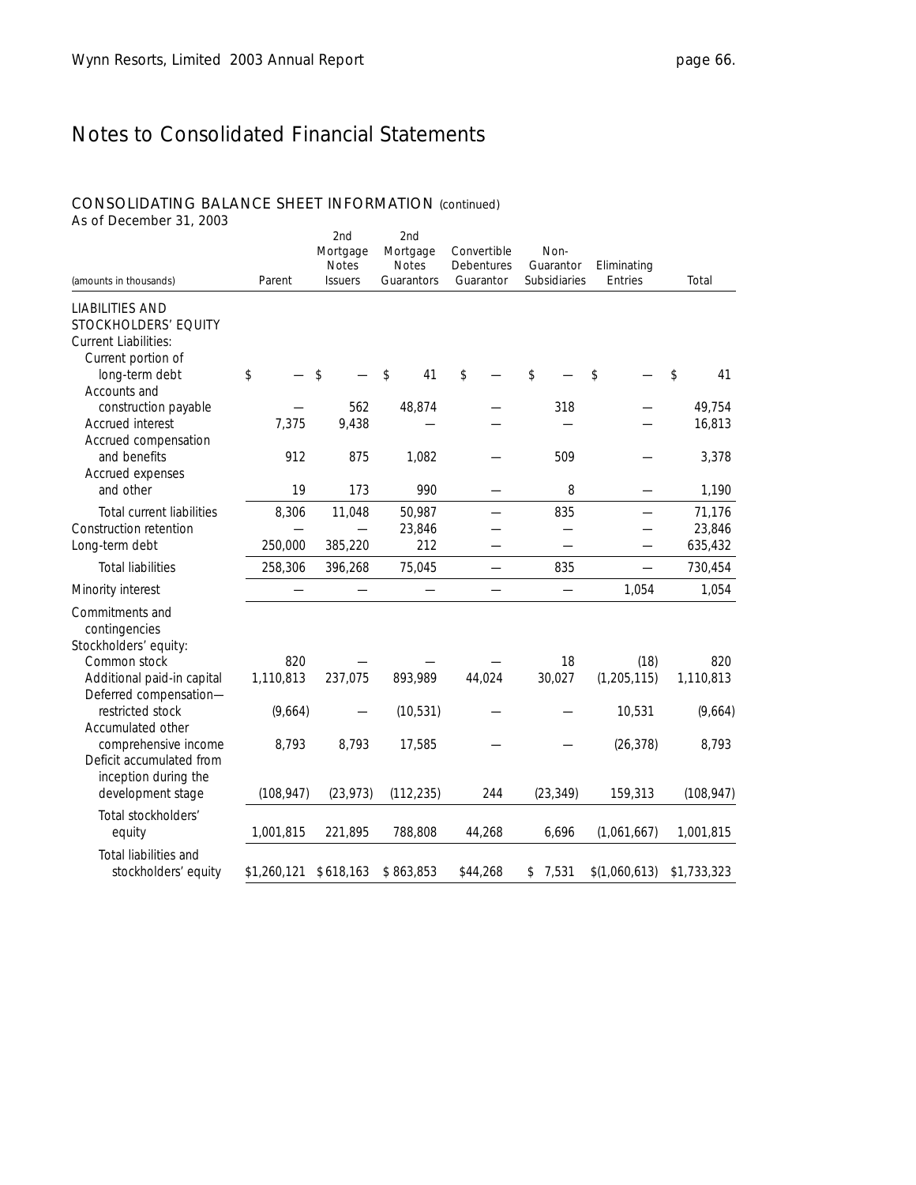# Notes to Consolidated Financial Statements

## CONSOLIDATING BALANCE SHEET INFORMATION (continued)

As of December 31, 2003

| (amounts in thousands) | Parent | 2nd Mortgage Notes Issuers | 2nd Mortgage Notes Guarantors | Convertible Debentures Guarantor | Non-Guarantor Subsidiaries | Eliminating Entries | Total |
|---|---|---|---|---|---|---|---|
| LIABILITIES AND STOCKHOLDERS' EQUITY | | | | | | | |
| Current Liabilities: | | | | | | | |
| Current portion of long-term debt | $ — | $ — | $ 41 | $ — | $ — | $ — | $ 41 |
| Accounts and construction payable | — | 562 | 48,874 | — | 318 | — | 49,754 |
| Accrued interest | 7,375 | 9,438 | — | — | — | — | 16,813 |
| Accrued compensation and benefits | 912 | 875 | 1,082 | — | 509 | — | 3,378 |
| Accrued expenses and other | 19 | 173 | 990 | — | 8 | — | 1,190 |
| Total current liabilities | 8,306 | 11,048 | 50,987 | — | 835 | — | 71,176 |
| Construction retention | — | — | 23,846 | — | — | — | 23,846 |
| Long-term debt | 250,000 | 385,220 | 212 | — | — | — | 635,432 |
| Total liabilities | 258,306 | 396,268 | 75,045 | — | 835 | — | 730,454 |
| Minority interest | — | — | — | — | — | 1,054 | 1,054 |
| Commitments and contingencies | | | | | | | |
| Stockholders' equity: | | | | | | | |
| Common stock | 820 | — | — | — | 18 | (18) | 820 |
| Additional paid-in capital | 1,110,813 | 237,075 | 893,989 | 44,024 | 30,027 | (1,205,115) | 1,110,813 |
| Deferred compensation—restricted stock | (9,664) | — | (10,531) | — | — | 10,531 | (9,664) |
| Accumulated other comprehensive income | 8,793 | 8,793 | 17,585 | — | — | (26,378) | 8,793 |
| Deficit accumulated from inception during the development stage | (108,947) | (23,973) | (112,235) | 244 | (23,349) | 159,313 | (108,947) |
| Total stockholders' equity | 1,001,815 | 221,895 | 788,808 | 44,268 | 6,696 | (1,061,667) | 1,001,815 |
| Total liabilities and stockholders' equity | $1,260,121 | $618,163 | $ 863,853 | $44,268 | $ 7,531 | $(1,060,613) | $1,733,323 |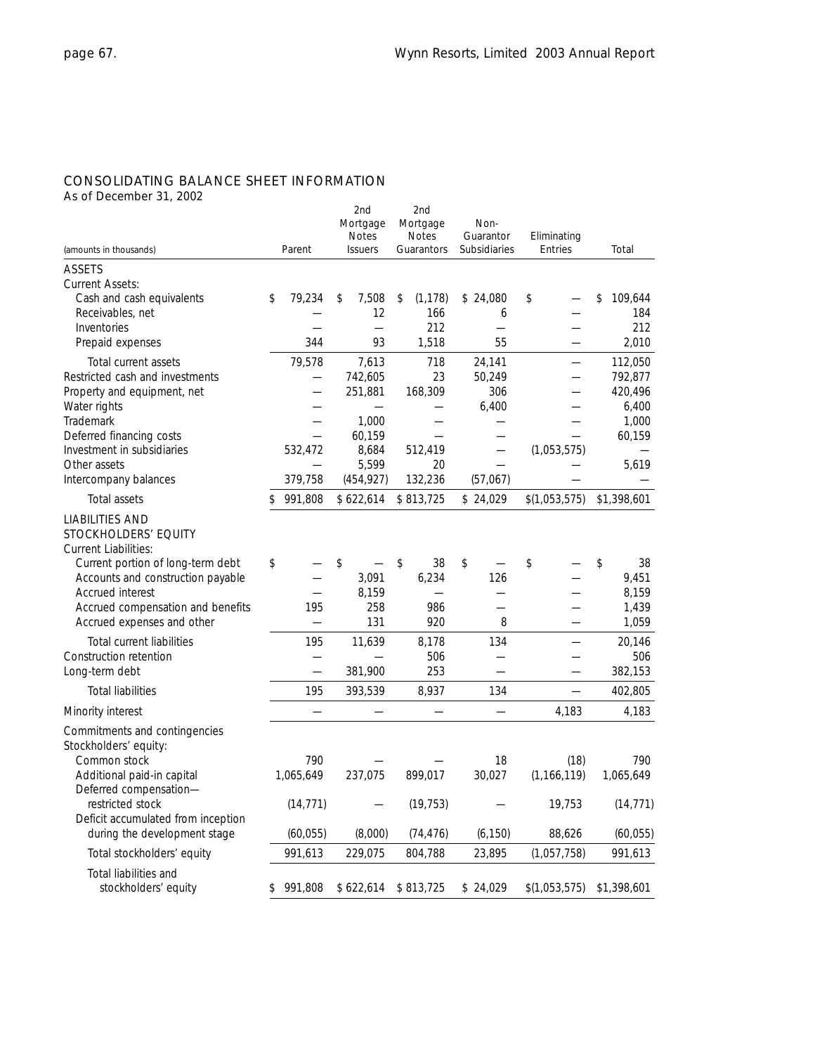## CONSOLIDATING BALANCE SHEET INFORMATION

As of December 31, 2002

| (amounts in thousands) | Parent | 2nd Mortgage Notes Issuers | 2nd Mortgage Notes Guarantors | Non-Guarantor Subsidiaries | Eliminating Entries | Total |
|---|---|---|---|---|---|---|
| **ASSETS** | | | | | | |
| Current Assets: | | | | | | |
| Cash and cash equivalents | $ 79,234 | $ 7,508 | $ (1,178) | $ 24,080 | $ — | $ 109,644 |
| Receivables, net | — | 12 | 166 | 6 | — | 184 |
| Inventories | — | — | 212 | — | — | 212 |
| Prepaid expenses | 344 | 93 | 1,518 | 55 | — | 2,010 |
| Total current assets | 79,578 | 7,613 | 718 | 24,141 | — | 112,050 |
| Restricted cash and investments | — | 742,605 | 23 | 50,249 | — | 792,877 |
| Property and equipment, net | — | 251,881 | 168,309 | 306 | — | 420,496 |
| Water rights | — | — | — | 6,400 | — | 6,400 |
| Trademark | — | 1,000 | — | — | — | 1,000 |
| Deferred financing costs | — | 60,159 | — | — | — | 60,159 |
| Investment in subsidiaries | 532,472 | 8,684 | 512,419 | — | (1,053,575) | — |
| Other assets | — | 5,599 | 20 | — | — | 5,619 |
| Intercompany balances | 379,758 | (454,927) | 132,236 | (57,067) | — | — |
| Total assets | $ 991,808 | $ 622,614 | $ 813,725 | $ 24,029 | $(1,053,575) | $1,398,601 |
| **LIABILITIES AND STOCKHOLDERS' EQUITY** | | | | | | |
| Current Liabilities: | | | | | | |
| Current portion of long-term debt | $ — | $ — | $ 38 | $ — | $ — | $ 38 |
| Accounts and construction payable | — | 3,091 | 6,234 | 126 | — | 9,451 |
| Accrued interest | — | 8,159 | — | — | — | 8,159 |
| Accrued compensation and benefits | 195 | 258 | 986 | — | — | 1,439 |
| Accrued expenses and other | — | 131 | 920 | 8 | — | 1,059 |
| Total current liabilities | 195 | 11,639 | 8,178 | 134 | — | 20,146 |
| Construction retention | — | — | 506 | — | — | 506 |
| Long-term debt | — | 381,900 | 253 | — | — | 382,153 |
| Total liabilities | 195 | 393,539 | 8,937 | 134 | — | 402,805 |
| Minority interest | — | — | — | — | 4,183 | 4,183 |
| Commitments and contingencies | | | | | | |
| Stockholders' equity: | | | | | | |
| Common stock | 790 | — | — | 18 | (18) | 790 |
| Additional paid-in capital | 1,065,649 | 237,075 | 899,017 | 30,027 | (1,166,119) | 1,065,649 |
| Deferred compensation—restricted stock | (14,771) | — | (19,753) | — | 19,753 | (14,771) |
| Deficit accumulated from inception during the development stage | (60,055) | (8,000) | (74,476) | (6,150) | 88,626 | (60,055) |
| Total stockholders' equity | 991,613 | 229,075 | 804,788 | 23,895 | (1,057,758) | 991,613 |
| Total liabilities and stockholders' equity | $ 991,808 | $ 622,614 | $ 813,725 | $ 24,029 | $(1,053,575) | $1,398,601 |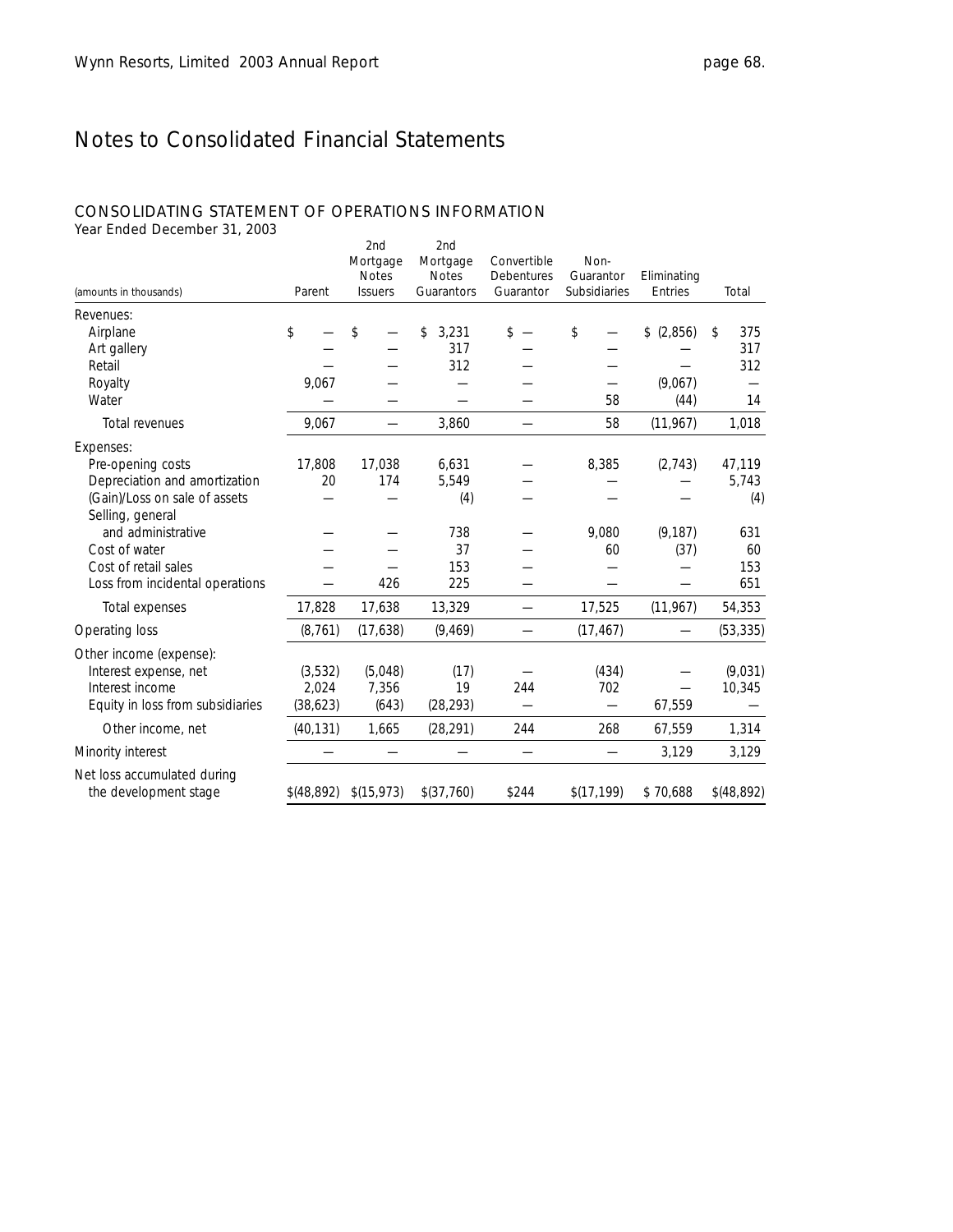# Notes to Consolidated Financial Statements

## CONSOLIDATING STATEMENT OF OPERATIONS INFORMATION

Year Ended December 31, 2003

| (amounts in thousands) | Parent | 2nd Mortgage Notes Issuers | 2nd Mortgage Notes Guarantors | Convertible Debentures Guarantor | Non-Guarantor Subsidiaries | Eliminating Entries | Total |
|---|---|---|---|---|---|---|---|
| Revenues: | | | | | | | |
| Airplane | $ — | $ — | $ 3,231 | $ — | $ — | $ (2,856) | $ 375 |
| Art gallery | — | — | 317 | — | — | — | 317 |
| Retail | — | — | 312 | — | — | — | 312 |
| Royalty | 9,067 | — | — | — | — | (9,067) | — |
| Water | — | — | — | — | 58 | (44) | 14 |
| Total revenues | 9,067 | — | 3,860 | — | 58 | (11,967) | 1,018 |
| Expenses: | | | | | | | |
| Pre-opening costs | 17,808 | 17,038 | 6,631 | — | 8,385 | (2,743) | 47,119 |
| Depreciation and amortization | 20 | 174 | 5,549 | — | — | — | 5,743 |
| (Gain)/Loss on sale of assets | — | — | (4) | — | — | — | (4) |
| Selling, general and administrative | — | — | 738 | — | 9,080 | (9,187) | 631 |
| Cost of water | — | — | 37 | — | 60 | (37) | 60 |
| Cost of retail sales | — | — | 153 | — | — | — | 153 |
| Loss from incidental operations | — | 426 | 225 | — | — | — | 651 |
| Total expenses | 17,828 | 17,638 | 13,329 | — | 17,525 | (11,967) | 54,353 |
| Operating loss | (8,761) | (17,638) | (9,469) | — | (17,467) | — | (53,335) |
| Other income (expense): | | | | | | | |
| Interest expense, net | (3,532) | (5,048) | (17) | — | (434) | — | (9,031) |
| Interest income | 2,024 | 7,356 | 19 | 244 | 702 | — | 10,345 |
| Equity in loss from subsidiaries | (38,623) | (643) | (28,293) | — | — | 67,559 | — |
| Other income, net | (40,131) | 1,665 | (28,291) | 244 | 268 | 67,559 | 1,314 |
| Minority interest | — | — | — | — | — | 3,129 | 3,129 |
| Net loss accumulated during the development stage | $(48,892) | $(15,973) | $(37,760) | $244 | $(17,199) | $ 70,688 | $(48,892) |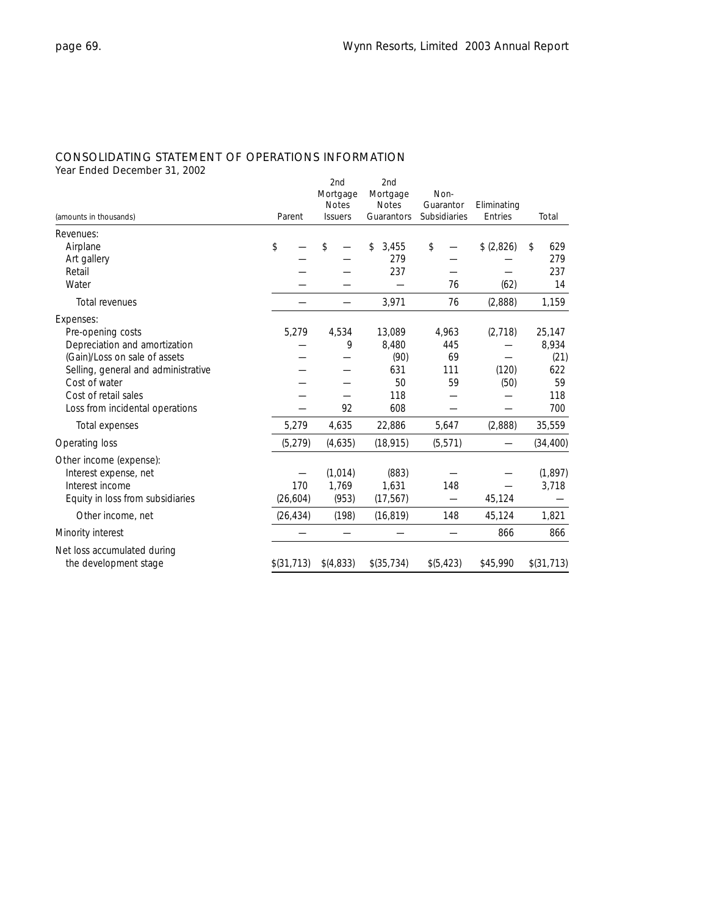## CONSOLIDATING STATEMENT OF OPERATIONS INFORMATION

Year Ended December 31, 2002

| (amounts in thousands) | Parent | 2nd Mortgage Notes Issuers | 2nd Mortgage Notes Guarantors | Non-Guarantor Subsidiaries | Eliminating Entries | Total |
|---|---|---|---|---|---|---|
| Revenues: | | | | | | |
| Airplane | $ — | $ — | $ 3,455 | $ — | $ (2,826) | $ 629 |
| Art gallery | — | — | 279 | — | — | 279 |
| Retail | — | — | 237 | — | — | 237 |
| Water | — | — | — | 76 | (62) | 14 |
| Total revenues | — | — | 3,971 | 76 | (2,888) | 1,159 |
| Expenses: | | | | | | |
| Pre-opening costs | 5,279 | 4,534 | 13,089 | 4,963 | (2,718) | 25,147 |
| Depreciation and amortization | — | 9 | 8,480 | 445 | — | 8,934 |
| (Gain)/Loss on sale of assets | — | — | (90) | 69 | — | (21) |
| Selling, general and administrative | — | — | 631 | 111 | (120) | 622 |
| Cost of water | — | — | 50 | 59 | (50) | 59 |
| Cost of retail sales | — | — | 118 | — | — | 118 |
| Loss from incidental operations | — | 92 | 608 | — | — | 700 |
| Total expenses | 5,279 | 4,635 | 22,886 | 5,647 | (2,888) | 35,559 |
| Operating loss | (5,279) | (4,635) | (18,915) | (5,571) | — | (34,400) |
| Other income (expense): | | | | | | |
| Interest expense, net | — | (1,014) | (883) | — | — | (1,897) |
| Interest income | 170 | 1,769 | 1,631 | 148 | — | 3,718 |
| Equity in loss from subsidiaries | (26,604) | (953) | (17,567) | — | 45,124 | — |
| Other income, net | (26,434) | (198) | (16,819) | 148 | 45,124 | 1,821 |
| Minority interest | — | — | — | — | 866 | 866 |
| Net loss accumulated during the development stage | $(31,713) | $(4,833) | $(35,734) | $(5,423) | $45,990 | $(31,713) |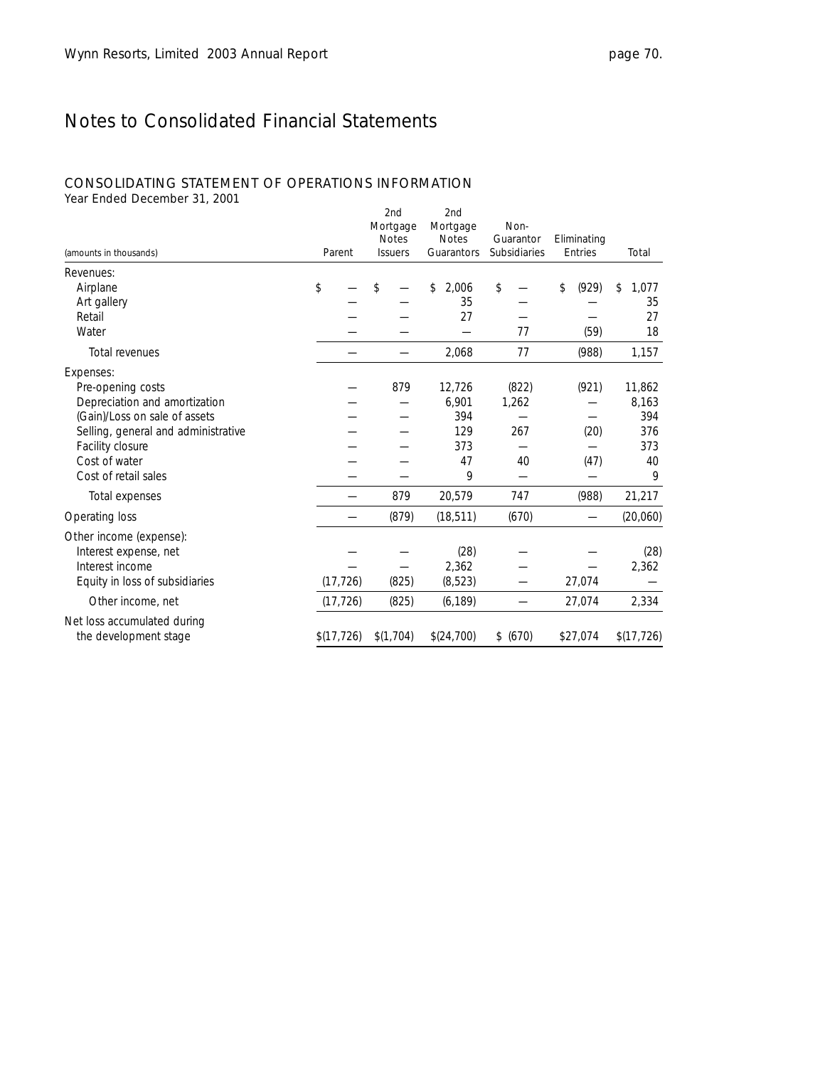# Notes to Consolidated Financial Statements

## CONSOLIDATING STATEMENT OF OPERATIONS INFORMATION

Year Ended December 31, 2001

| (amounts in thousands) | Parent | 2nd Mortgage Notes Issuers | 2nd Mortgage Notes Guarantors | Non-Guarantor Subsidiaries | Eliminating Entries | Total |
|---|---|---|---|---|---|---|
| Revenues: | | | | | | |
| Airplane | $ — | $ — | $ 2,006 | $ — | $ (929) | $ 1,077 |
| Art gallery | — | — | 35 | — | — | 35 |
| Retail | — | — | 27 | — | — | 27 |
| Water | — | — | — | 77 | (59) | 18 |
| Total revenues | — | — | 2,068 | 77 | (988) | 1,157 |
| Expenses: | | | | | | |
| Pre-opening costs | — | 879 | 12,726 | (822) | (921) | 11,862 |
| Depreciation and amortization | — | — | 6,901 | 1,262 | — | 8,163 |
| (Gain)/Loss on sale of assets | — | — | 394 | — | — | 394 |
| Selling, general and administrative | — | — | 129 | 267 | (20) | 376 |
| Facility closure | — | — | 373 | — | — | 373 |
| Cost of water | — | — | 47 | 40 | (47) | 40 |
| Cost of retail sales | — | — | 9 | — | — | 9 |
| Total expenses | — | 879 | 20,579 | 747 | (988) | 21,217 |
| Operating loss | — | (879) | (18,511) | (670) | — | (20,060) |
| Other income (expense): | | | | | | |
| Interest expense, net | — | — | (28) | — | — | (28) |
| Interest income | — | — | 2,362 | — | — | 2,362 |
| Equity in loss of subsidiaries | (17,726) | (825) | (8,523) | — | 27,074 | — |
| Other income, net | (17,726) | (825) | (6,189) | — | 27,074 | 2,334 |
| Net loss accumulated during the development stage | $(17,726) | $(1,704) | $(24,700) | $ (670) | $27,074 | $(17,726) |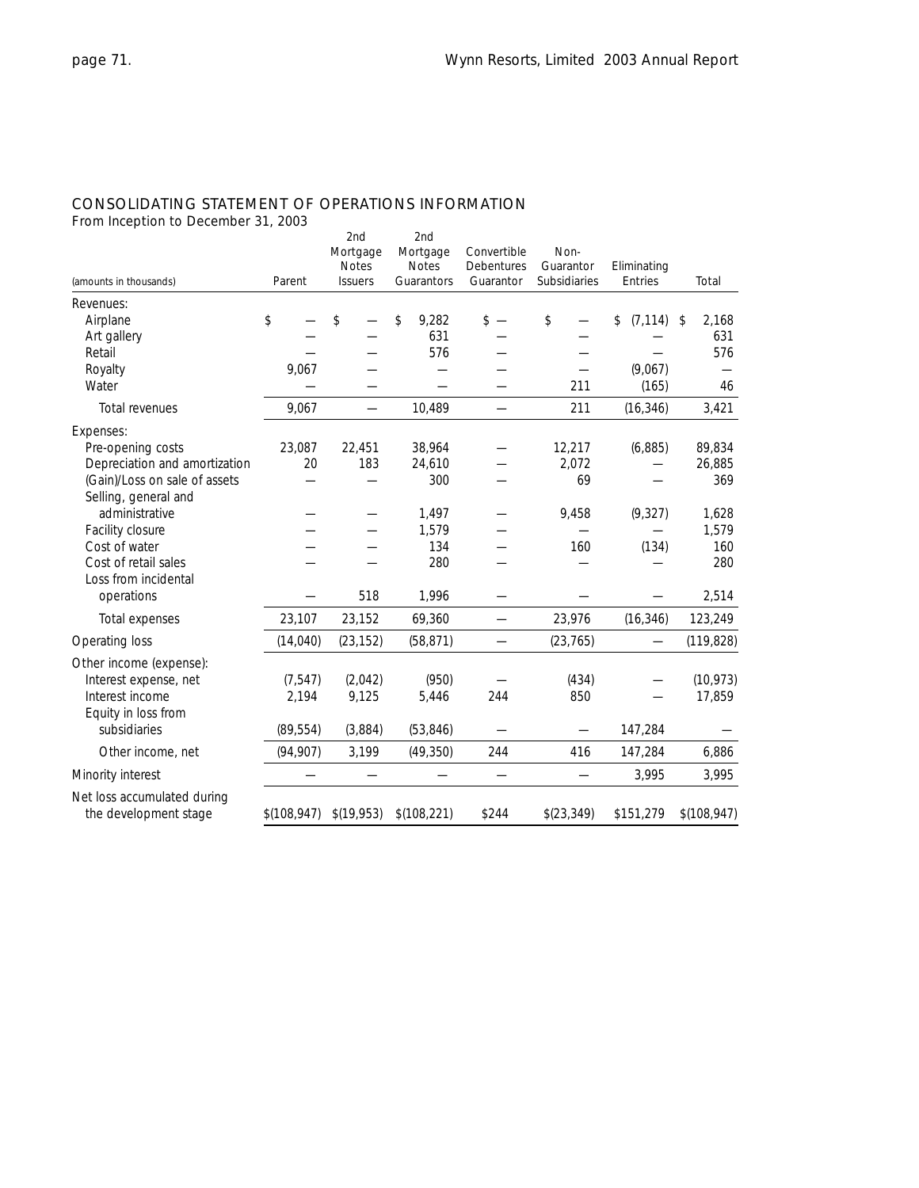## CONSOLIDATING STATEMENT OF OPERATIONS INFORMATION

From Inception to December 31, 2003

| (amounts in thousands) | Parent | 2nd Mortgage Notes Issuers | 2nd Mortgage Notes Guarantors | Convertible Debentures Guarantor | Non-Guarantor Subsidiaries | Eliminating Entries | Total |
|---|---|---|---|---|---|---|---|
| Revenues: | | | | | | | |
| Airplane | $ — | $ — | $ 9,282 | $ — | $ — | $ (7,114) | $ 2,168 |
| Art gallery | — | — | 631 | — | — | — | 631 |
| Retail | — | — | 576 | — | — | — | 576 |
| Royalty | 9,067 | — | — | — | — | (9,067) | — |
| Water | — | — | — | — | 211 | (165) | 46 |
| Total revenues | 9,067 | — | 10,489 | — | 211 | (16,346) | 3,421 |
| Expenses: | | | | | | | |
| Pre-opening costs | 23,087 | 22,451 | 38,964 | — | 12,217 | (6,885) | 89,834 |
| Depreciation and amortization | 20 | 183 | 24,610 | — | 2,072 | — | 26,885 |
| (Gain)/Loss on sale of assets | — | — | 300 | — | 69 | — | 369 |
| Selling, general and administrative | — | — | 1,497 | — | 9,458 | (9,327) | 1,628 |
| Facility closure | — | — | 1,579 | — | — | — | 1,579 |
| Cost of water | — | — | 134 | — | 160 | (134) | 160 |
| Cost of retail sales | — | — | 280 | — | — | — | 280 |
| Loss from incidental operations | — | 518 | 1,996 | — | — | — | 2,514 |
| Total expenses | 23,107 | 23,152 | 69,360 | — | 23,976 | (16,346) | 123,249 |
| Operating loss | (14,040) | (23,152) | (58,871) | — | (23,765) | — | (119,828) |
| Other income (expense): | | | | | | | |
| Interest expense, net | (7,547) | (2,042) | (950) | — | (434) | — | (10,973) |
| Interest income | 2,194 | 9,125 | 5,446 | 244 | 850 | — | 17,859 |
| Equity in loss from subsidiaries | (89,554) | (3,884) | (53,846) | — | — | 147,284 | — |
| Other income, net | (94,907) | 3,199 | (49,350) | 244 | 416 | 147,284 | 6,886 |
| Minority interest | — | — | — | — | — | 3,995 | 3,995 |
| Net loss accumulated during the development stage | $(108,947) | $(19,953) | $(108,221) | $244 | $(23,349) | $151,279 | $(108,947) |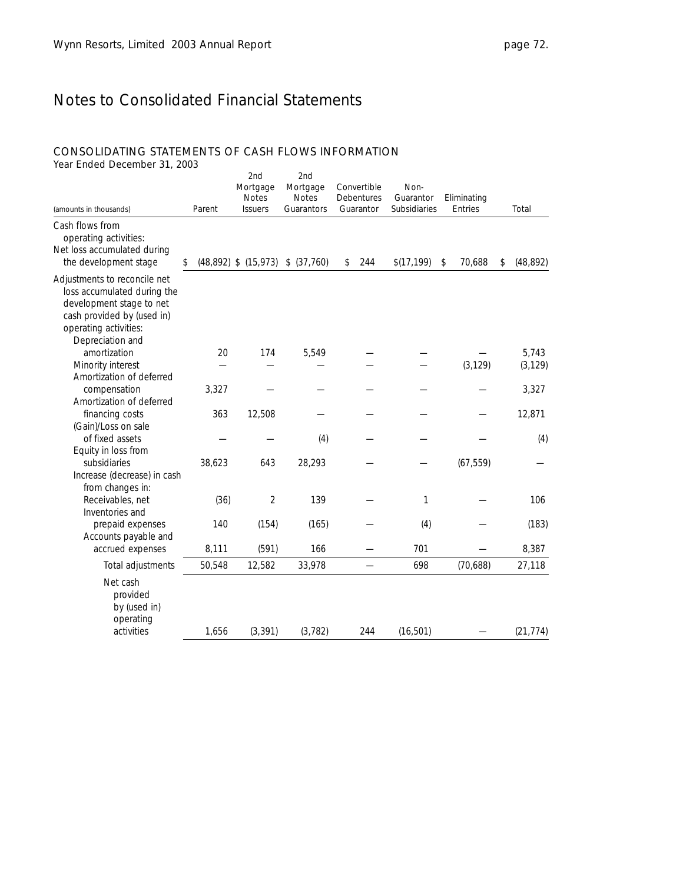# Notes to Consolidated Financial Statements

## CONSOLIDATING STATEMENTS OF CASH FLOWS INFORMATION

Year Ended December 31, 2003

| (amounts in thousands) | Parent | 2nd Mortgage Notes Issuers | 2nd Mortgage Notes Guarantors | Convertible Debentures Guarantor | Non-Guarantor Subsidiaries | Eliminating Entries | Total |
|---|---|---|---|---|---|---|---|
| Cash flows from operating activities: | | | | | | | |
| Net loss accumulated during the development stage | $ (48,892) | $ (15,973) | $ (37,760) | $ 244 | $(17,199) | $ 70,688 | $ (48,892) |
| Adjustments to reconcile net loss accumulated during the development stage to net cash provided by (used in) operating activities: | | | | | | | |
| Depreciation and amortization | 20 | 174 | 5,549 | — | — | — | 5,743 |
| Minority interest | — | — | — | — | — | (3,129) | (3,129) |
| Amortization of deferred compensation | 3,327 | — | — | — | — | — | 3,327 |
| Amortization of deferred financing costs | 363 | 12,508 | — | — | — | — | 12,871 |
| (Gain)/Loss on sale of fixed assets | — | — | (4) | — | — | — | (4) |
| Equity in loss from subsidiaries | 38,623 | 643 | 28,293 | — | — | (67,559) | — |
| Increase (decrease) in cash from changes in: | | | | | | | |
| Receivables, net | (36) | 2 | 139 | — | 1 | — | 106 |
| Inventories and prepaid expenses | 140 | (154) | (165) | — | (4) | — | (183) |
| Accounts payable and accrued expenses | 8,111 | (591) | 166 | — | 701 | — | 8,387 |
| Total adjustments | 50,548 | 12,582 | 33,978 | — | 698 | (70,688) | 27,118 |
| Net cash provided by (used in) operating activities | 1,656 | (3,391) | (3,782) | 244 | (16,501) | — | (21,774) |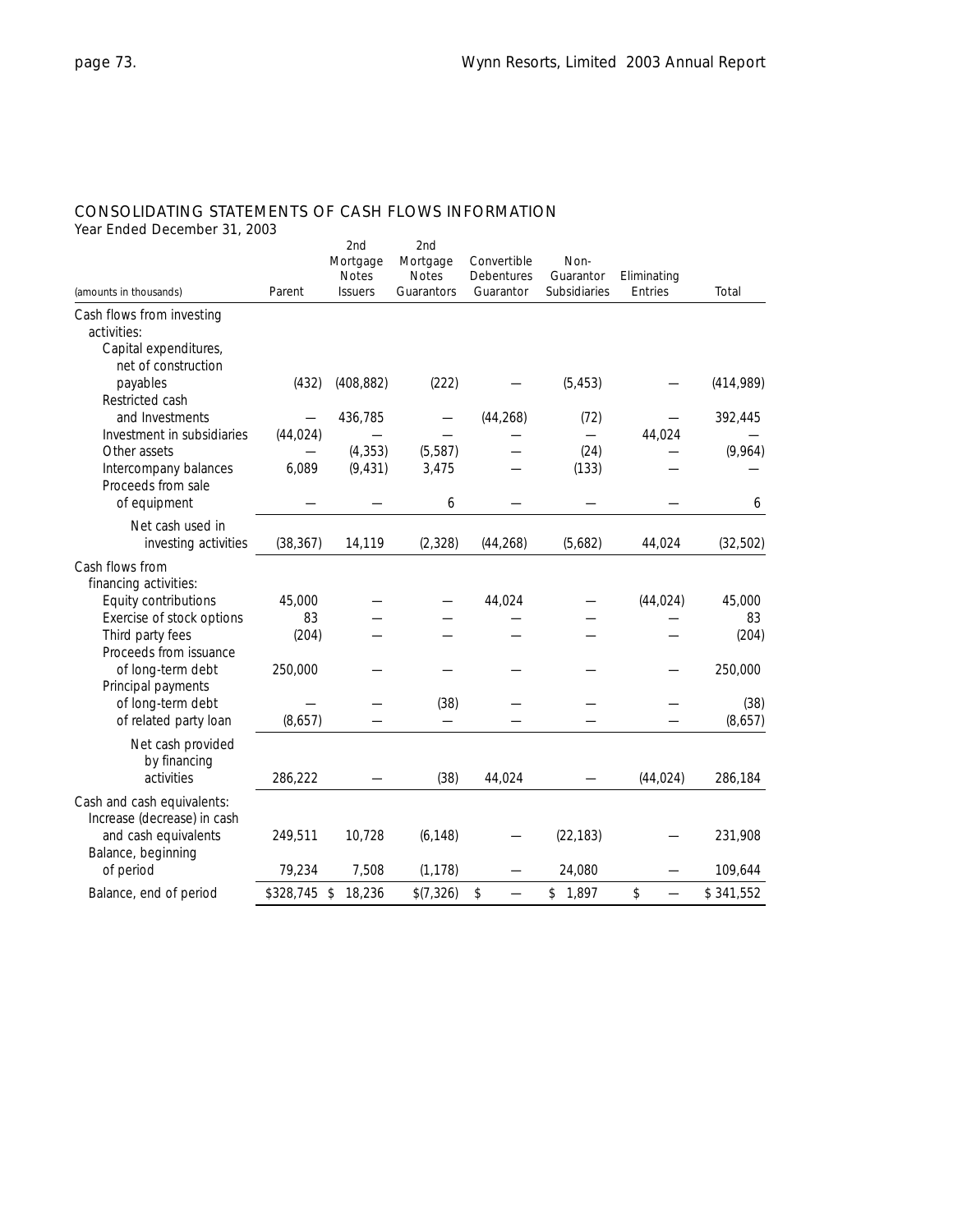## CONSOLIDATING STATEMENTS OF CASH FLOWS INFORMATION

Year Ended December 31, 2003

| (amounts in thousands) | Parent | 2nd Mortgage Notes Issuers | 2nd Mortgage Notes Guarantors | Convertible Debentures Guarantor | Non-Guarantor Subsidiaries | Eliminating Entries | Total |
|---|---|---|---|---|---|---|---|
| Cash flows from investing activities: | | | | | | | |
| Capital expenditures, net of construction payables | (432) | (408,882) | (222) | — | (5,453) | — | (414,989) |
| Restricted cash and Investments | — | 436,785 | — | (44,268) | (72) | — | 392,445 |
| Investment in subsidiaries | (44,024) | — | — | — | — | 44,024 | — |
| Other assets | — | (4,353) | (5,587) | — | (24) | — | (9,964) |
| Intercompany balances | 6,089 | (9,431) | 3,475 | — | (133) | — | — |
| Proceeds from sale of equipment | — | — | 6 | — | — | — | 6 |
| Net cash used in investing activities | (38,367) | 14,119 | (2,328) | (44,268) | (5,682) | 44,024 | (32,502) |
| Cash flows from financing activities: | | | | | | | |
| Equity contributions | 45,000 | — | — | 44,024 | — | (44,024) | 45,000 |
| Exercise of stock options | 83 | — | — | — | — | — | 83 |
| Third party fees | (204) | — | — | — | — | — | (204) |
| Proceeds from issuance of long-term debt | 250,000 | — | — | — | — | — | 250,000 |
| Principal payments of long-term debt | — | — | (38) | — | — | — | (38) |
| of related party loan | (8,657) | — | — | — | — | — | (8,657) |
| Net cash provided by financing activities | 286,222 | — | (38) | 44,024 | — | (44,024) | 286,184 |
| Cash and cash equivalents: | | | | | | | |
| Increase (decrease) in cash and cash equivalents | 249,511 | 10,728 | (6,148) | — | (22,183) | — | 231,908 |
| Balance, beginning of period | 79,234 | 7,508 | (1,178) | — | 24,080 | — | 109,644 |
| Balance, end of period | $328,745 | $ 18,236 | $(7,326) | $ — | $ 1,897 | $ — | $ 341,552 |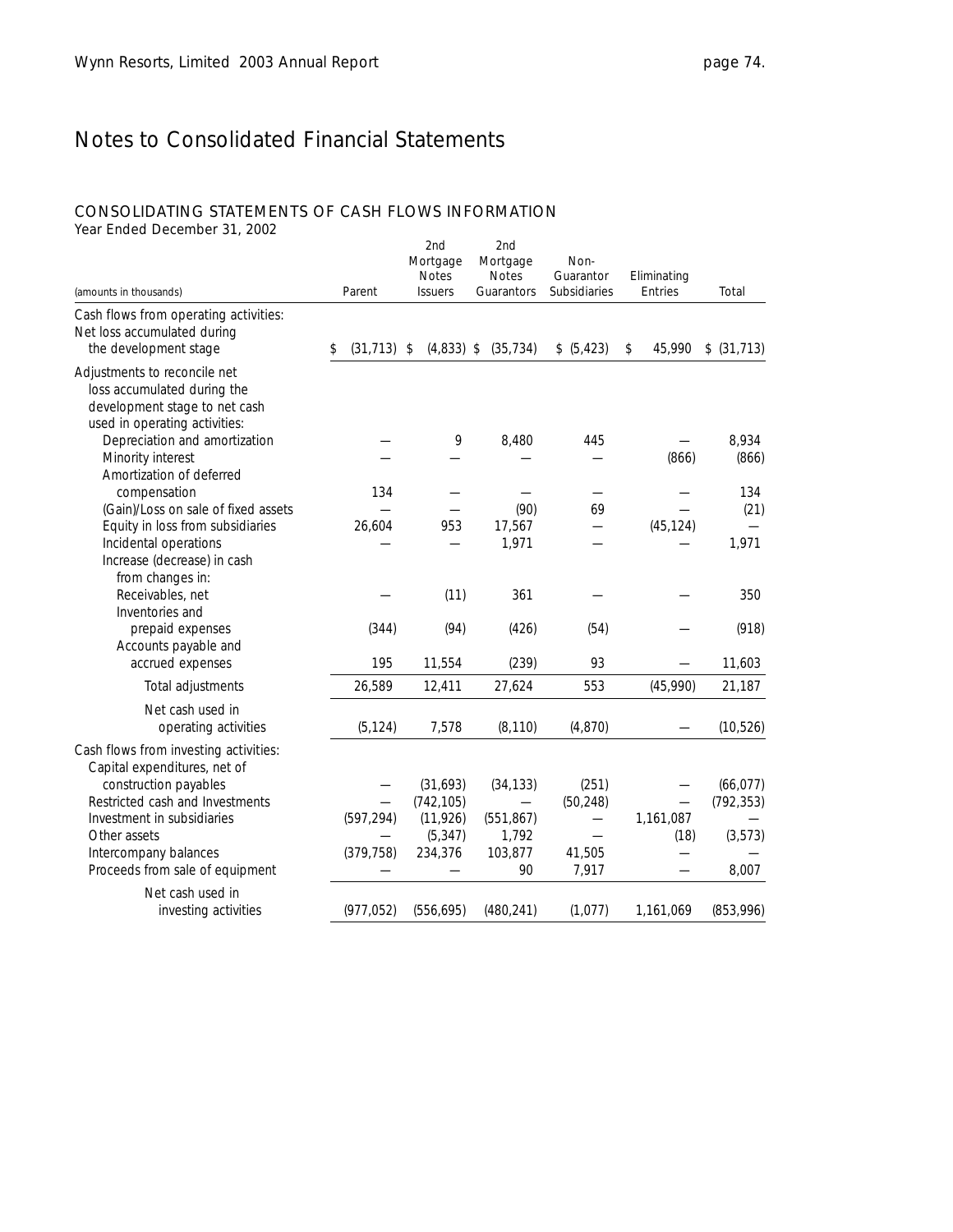# Notes to Consolidated Financial Statements

## CONSOLIDATING STATEMENTS OF CASH FLOWS INFORMATION

Year Ended December 31, 2002

| (amounts in thousands) | Parent | 2nd Mortgage Notes Issuers | 2nd Mortgage Notes Guarantors | Non-Guarantor Subsidiaries | Eliminating Entries | Total |
|---|---|---|---|---|---|---|
| Cash flows from operating activities: | | | | | | |
| Net loss accumulated during the development stage | $ (31,713) | $ (4,833) | $ (35,734) | $ (5,423) | $ 45,990 | $ (31,713) |
| Adjustments to reconcile net loss accumulated during the development stage to net cash used in operating activities: | | | | | | |
| Depreciation and amortization | — | 9 | 8,480 | 445 | — | 8,934 |
| Minority interest | — | — | — | — | (866) | (866) |
| Amortization of deferred compensation | 134 | — | — | — | — | 134 |
| (Gain)/Loss on sale of fixed assets | — | — | (90) | 69 | — | (21) |
| Equity in loss from subsidiaries | 26,604 | 953 | 17,567 | — | (45,124) | — |
| Incidental operations | — | — | 1,971 | — | — | 1,971 |
| Increase (decrease) in cash from changes in: | | | | | | |
| Receivables, net | — | (11) | 361 | — | — | 350 |
| Inventories and prepaid expenses | (344) | (94) | (426) | (54) | — | (918) |
| Accounts payable and accrued expenses | 195 | 11,554 | (239) | 93 | — | 11,603 |
| Total adjustments | 26,589 | 12,411 | 27,624 | 553 | (45,990) | 21,187 |
| Net cash used in operating activities | (5,124) | 7,578 | (8,110) | (4,870) | — | (10,526) |
| Cash flows from investing activities: | | | | | | |
| Capital expenditures, net of construction payables | — | (31,693) | (34,133) | (251) | — | (66,077) |
| Restricted cash and Investments | — | (742,105) | — | (50,248) | — | (792,353) |
| Investment in subsidiaries | (597,294) | (11,926) | (551,867) | — | 1,161,087 | — |
| Other assets | — | (5,347) | 1,792 | — | (18) | (3,573) |
| Intercompany balances | (379,758) | 234,376 | 103,877 | 41,505 | — | — |
| Proceeds from sale of equipment | — | — | 90 | 7,917 | — | 8,007 |
| Net cash used in investing activities | (977,052) | (556,695) | (480,241) | (1,077) | 1,161,069 | (853,996) |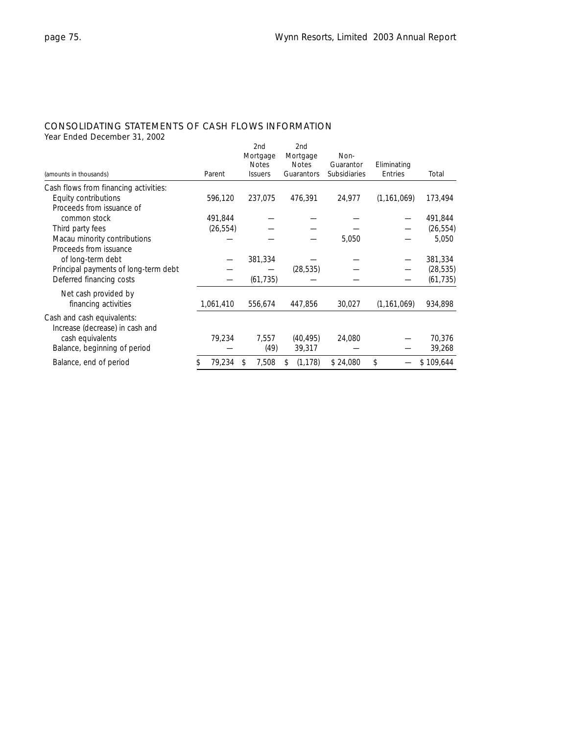## CONSOLIDATING STATEMENTS OF CASH FLOWS INFORMATION

Year Ended December 31, 2002

| (amounts in thousands) | Parent | 2nd Mortgage Notes Issuers | 2nd Mortgage Notes Guarantors | Non-Guarantor Subsidiaries | Eliminating Entries | Total |
|---|---|---|---|---|---|---|
| Cash flows from financing activities: | | | | | | |
| Equity contributions | 596,120 | 237,075 | 476,391 | 24,977 | (1,161,069) | 173,494 |
| Proceeds from issuance of common stock | 491,844 | — | — | — | — | 491,844 |
| Third party fees | (26,554) | — | — | — | — | (26,554) |
| Macau minority contributions | — | — | — | 5,050 | — | 5,050 |
| Proceeds from issuance of long-term debt | — | 381,334 | — | — | — | 381,334 |
| Principal payments of long-term debt | — | — | (28,535) | — | — | (28,535) |
| Deferred financing costs | — | (61,735) | — | — | — | (61,735) |
| Net cash provided by financing activities | 1,061,410 | 556,674 | 447,856 | 30,027 | (1,161,069) | 934,898 |
| Cash and cash equivalents: | | | | | | |
| Increase (decrease) in cash and cash equivalents | 79,234 | 7,557 | (40,495) | 24,080 | — | 70,376 |
| Balance, beginning of period | — | (49) | 39,317 | — | — | 39,268 |
| Balance, end of period | $ 79,234 | $ 7,508 | $ (1,178) | $ 24,080 | $ — | $ 109,644 |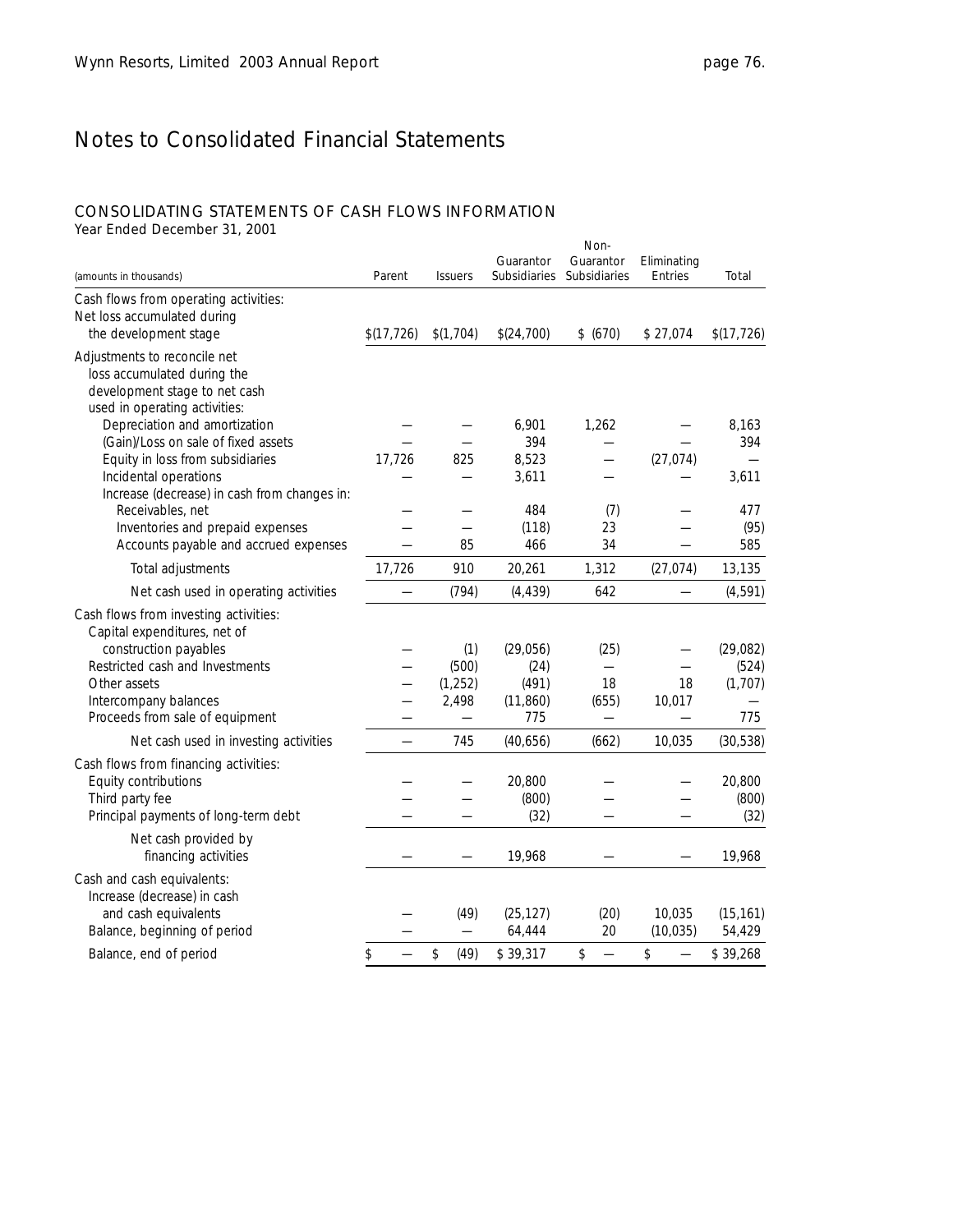# Notes to Consolidated Financial Statements

## CONSOLIDATING STATEMENTS OF CASH FLOWS INFORMATION

Year Ended December 31, 2001

| (amounts in thousands) | Parent | Issuers | Guarantor Subsidiaries | Non-Guarantor Subsidiaries | Eliminating Entries | Total |
|---|---|---|---|---|---|---|
| Cash flows from operating activities: | | | | | | |
| Net loss accumulated during the development stage | $(17,726) | $(1,704) | $(24,700) | $ (670) | $ 27,074 | $(17,726) |
| Adjustments to reconcile net loss accumulated during the development stage to net cash used in operating activities: | | | | | | |
| Depreciation and amortization | — | — | 6,901 | 1,262 | — | 8,163 |
| (Gain)/Loss on sale of fixed assets | — | — | 394 | — | — | 394 |
| Equity in loss from subsidiaries | 17,726 | 825 | 8,523 | — | (27,074) | — |
| Incidental operations | — | — | 3,611 | — | — | 3,611 |
| Increase (decrease) in cash from changes in: | | | | | | |
| Receivables, net | — | — | 484 | (7) | — | 477 |
| Inventories and prepaid expenses | — | — | (118) | 23 | — | (95) |
| Accounts payable and accrued expenses | — | 85 | 466 | 34 | — | 585 |
| Total adjustments | 17,726 | 910 | 20,261 | 1,312 | (27,074) | 13,135 |
| Net cash used in operating activities | — | (794) | (4,439) | 642 | — | (4,591) |
| Cash flows from investing activities: | | | | | | |
| Capital expenditures, net of construction payables | — | (1) | (29,056) | (25) | — | (29,082) |
| Restricted cash and Investments | — | (500) | (24) | — | — | (524) |
| Other assets | — | (1,252) | (491) | 18 | 18 | (1,707) |
| Intercompany balances | — | 2,498 | (11,860) | (655) | 10,017 | — |
| Proceeds from sale of equipment | — | — | 775 | — | — | 775 |
| Net cash used in investing activities | — | 745 | (40,656) | (662) | 10,035 | (30,538) |
| Cash flows from financing activities: | | | | | | |
| Equity contributions | — | — | 20,800 | — | — | 20,800 |
| Third party fee | — | — | (800) | — | — | (800) |
| Principal payments of long-term debt | — | — | (32) | — | — | (32) |
| Net cash provided by financing activities | — | — | 19,968 | — | — | 19,968 |
| Cash and cash equivalents: | | | | | | |
| Increase (decrease) in cash and cash equivalents | — | (49) | (25,127) | (20) | 10,035 | (15,161) |
| Balance, beginning of period | — | — | 64,444 | 20 | (10,035) | 54,429 |
| Balance, end of period | $ — | $ (49) | $ 39,317 | $ — | $ — | $ 39,268 |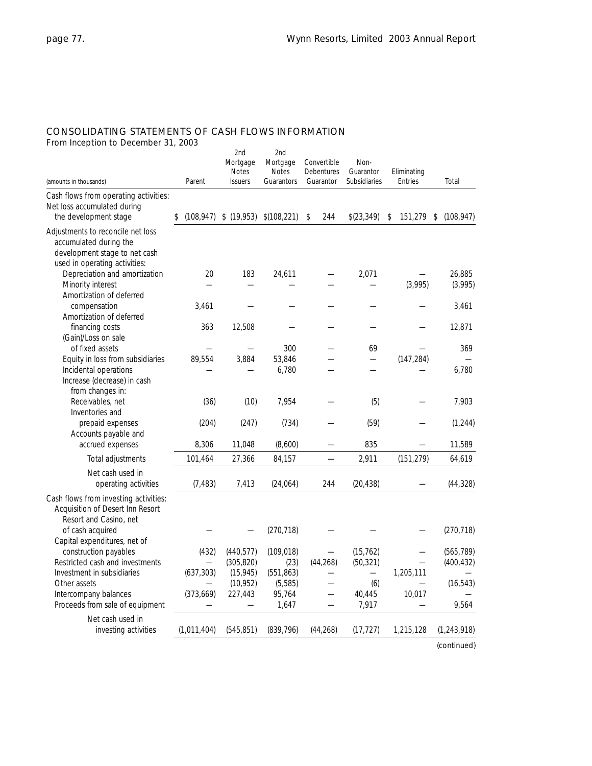## CONSOLIDATING STATEMENTS OF CASH FLOWS INFORMATION

From Inception to December 31, 2003

| (amounts in thousands) | Parent | 2nd Mortgage Notes Issuers | 2nd Mortgage Notes Guarantors | Convertible Debentures Guarantor | Non-Guarantor Subsidiaries | Eliminating Entries | Total |
|---|---|---|---|---|---|---|---|
| Cash flows from operating activities: | | | | | | | |
| Net loss accumulated during the development stage | $ (108,947) | $ (19,953) | $(108,221) | $ 244 | $(23,349) | $ 151,279 | $ (108,947) |
| Adjustments to reconcile net loss accumulated during the development stage to net cash used in operating activities: | | | | | | | |
| Depreciation and amortization | 20 | 183 | 24,611 | — | 2,071 | — | 26,885 |
| Minority interest | — | — | — | — | — | (3,995) | (3,995) |
| Amortization of deferred compensation | 3,461 | — | — | — | — | — | 3,461 |
| Amortization of deferred financing costs | 363 | 12,508 | — | — | — | — | 12,871 |
| (Gain)/Loss on sale of fixed assets | — | — | 300 | — | 69 | — | 369 |
| Equity in loss from subsidiaries | 89,554 | 3,884 | 53,846 | — | — | (147,284) | — |
| Incidental operations | — | — | 6,780 | — | — | — | 6,780 |
| Increase (decrease) in cash from changes in: | | | | | | | |
| Receivables, net | (36) | (10) | 7,954 | — | (5) | — | 7,903 |
| Inventories and prepaid expenses | (204) | (247) | (734) | — | (59) | — | (1,244) |
| Accounts payable and accrued expenses | 8,306 | 11,048 | (8,600) | — | 835 | — | 11,589 |
| Total adjustments | 101,464 | 27,366 | 84,157 | — | 2,911 | (151,279) | 64,619 |
| Net cash used in operating activities | (7,483) | 7,413 | (24,064) | 244 | (20,438) | — | (44,328) |
| Cash flows from investing activities: | | | | | | | |
| Acquisition of Desert Inn Resort and Casino, net of cash acquired | — | — | (270,718) | — | — | — | (270,718) |
| Capital expenditures, net of construction payables | (432) | (440,577) | (109,018) | — | (15,762) | — | (565,789) |
| Restricted cash and investments | — | (305,820) | (23) | (44,268) | (50,321) | — | (400,432) |
| Investment in subsidiaries | (637,303) | (15,945) | (551,863) | — | — | 1,205,111 | — |
| Other assets | — | (10,952) | (5,585) | — | (6) | — | (16,543) |
| Intercompany balances | (373,669) | 227,443 | 95,764 | — | 40,445 | 10,017 | — |
| Proceeds from sale of equipment | — | — | 1,647 | — | 7,917 | — | 9,564 |
| Net cash used in investing activities | (1,011,404) | (545,851) | (839,796) | (44,268) | (17,727) | 1,215,128 | (1,243,918) |

(continued)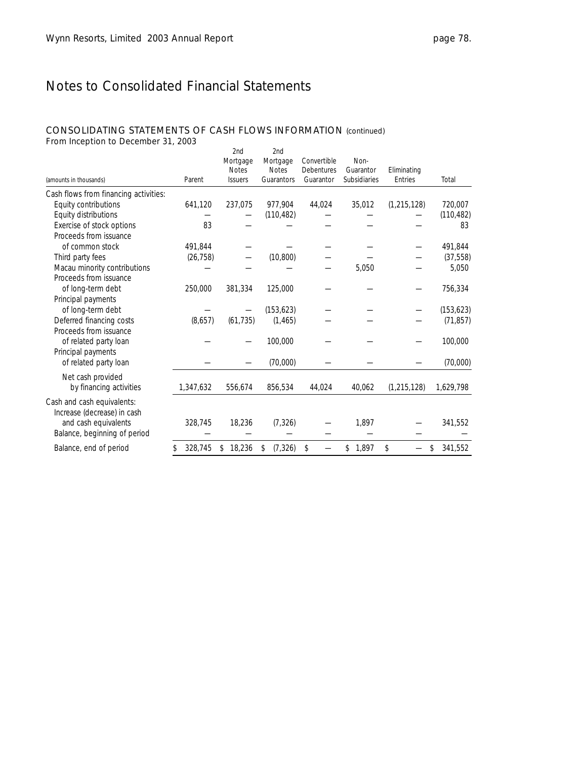# Notes to Consolidated Financial Statements

## CONSOLIDATING STATEMENTS OF CASH FLOWS INFORMATION (continued)

From Inception to December 31, 2003

| (amounts in thousands) | Parent | 2nd Mortgage Notes Issuers | 2nd Mortgage Notes Guarantors | Convertible Debentures Guarantor | Non-Guarantor Subsidiaries | Eliminating Entries | Total |
|---|---|---|---|---|---|---|---|
| Cash flows from financing activities: | | | | | | | |
| Equity contributions | 641,120 | 237,075 | 977,904 | 44,024 | 35,012 | (1,215,128) | 720,007 |
| Equity distributions | — | — | (110,482) | — | — | — | (110,482) |
| Exercise of stock options | 83 | — | — | — | — | — | 83 |
| Proceeds from issuance of common stock | 491,844 | — | — | — | — | — | 491,844 |
| Third party fees | (26,758) | — | (10,800) | — | — | — | (37,558) |
| Macau minority contributions | — | — | — | — | 5,050 | — | 5,050 |
| Proceeds from issuance of long-term debt | 250,000 | 381,334 | 125,000 | — | — | — | 756,334 |
| Principal payments of long-term debt | — | — | (153,623) | — | — | — | (153,623) |
| Deferred financing costs | (8,657) | (61,735) | (1,465) | — | — | — | (71,857) |
| Proceeds from issuance of related party loan | — | — | 100,000 | — | — | — | 100,000 |
| Principal payments of related party loan | — | — | (70,000) | — | — | — | (70,000) |
| Net cash provided by financing activities | 1,347,632 | 556,674 | 856,534 | 44,024 | 40,062 | (1,215,128) | 1,629,798 |
| Cash and cash equivalents: | | | | | | | |
| Increase (decrease) in cash and cash equivalents | 328,745 | 18,236 | (7,326) | — | 1,897 | — | 341,552 |
| Balance, beginning of period | — | — | — | — | — | — | — |
| Balance, end of period | $ 328,745 | $ 18,236 | $ (7,326) | $ — | $ 1,897 | $ — | $ 341,552 |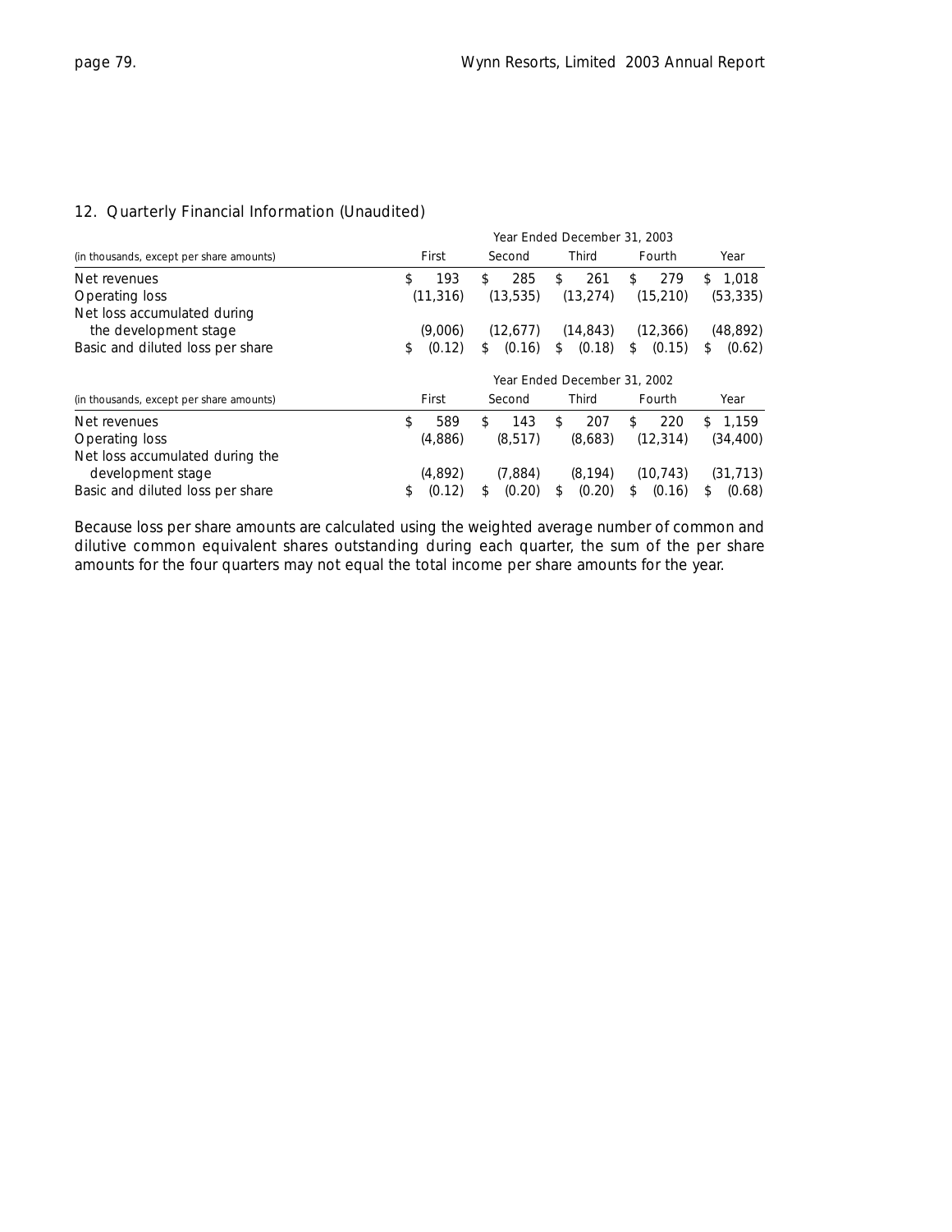## 12. Quarterly Financial Information (Unaudited)

| (in thousands, except per share amounts) | Year Ended December 31, 2003 | | | | |
|---|---|---|---|---|---|
| | First | Second | Third | Fourth | Year |
| Net revenues | $ 193 | $ 285 | $ 261 | $ 279 | $ 1,018 |
| Operating loss | (11,316) | (13,535) | (13,274) | (15,210) | (53,335) |
| Net loss accumulated during the development stage | (9,006) | (12,677) | (14,843) | (12,366) | (48,892) |
| Basic and diluted loss per share | $ (0.12) | $ (0.16) | $ (0.18) | $ (0.15) | $ (0.62) |

| (in thousands, except per share amounts) | Year Ended December 31, 2002 | | | | |
|---|---|---|---|---|---|
| | First | Second | Third | Fourth | Year |
| Net revenues | $ 589 | $ 143 | $ 207 | $ 220 | $ 1,159 |
| Operating loss | (4,886) | (8,517) | (8,683) | (12,314) | (34,400) |
| Net loss accumulated during the development stage | (4,892) | (7,884) | (8,194) | (10,743) | (31,713) |
| Basic and diluted loss per share | $ (0.12) | $ (0.20) | $ (0.20) | $ (0.16) | $ (0.68) |

Because loss per share amounts are calculated using the weighted average number of common and dilutive common equivalent shares outstanding during each quarter, the sum of the per share amounts for the four quarters may not equal the total income per share amounts for the year.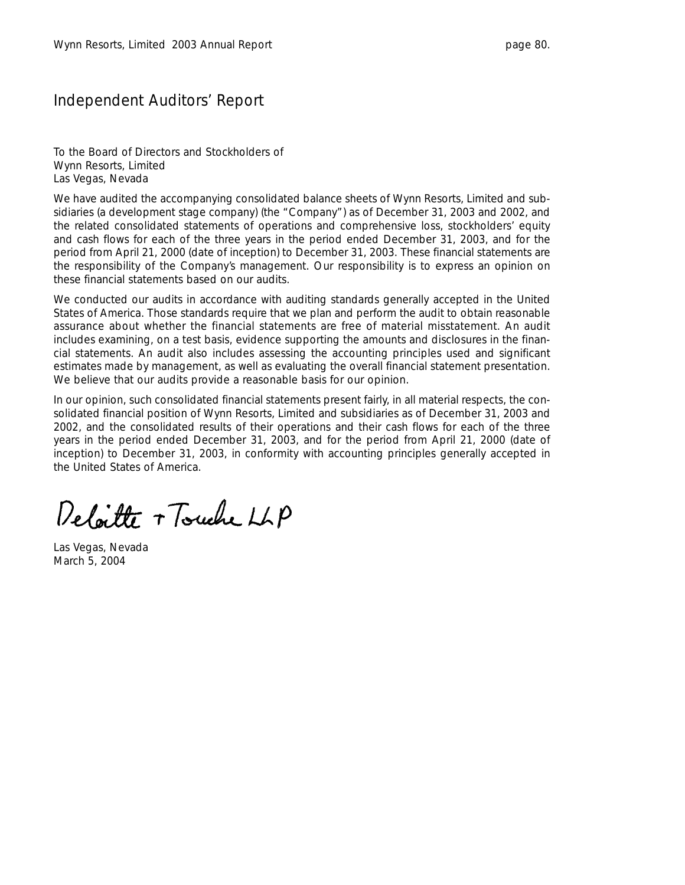# Independent Auditors' Report

To the Board of Directors and Stockholders of
Wynn Resorts, Limited
Las Vegas, Nevada

We have audited the accompanying consolidated balance sheets of Wynn Resorts, Limited and subsidiaries (a development stage company) (the "Company") as of December 31, 2003 and 2002, and the related consolidated statements of operations and comprehensive loss, stockholders' equity and cash flows for each of the three years in the period ended December 31, 2003, and for the period from April 21, 2000 (date of inception) to December 31, 2003. These financial statements are the responsibility of the Company's management. Our responsibility is to express an opinion on these financial statements based on our audits.

We conducted our audits in accordance with auditing standards generally accepted in the United States of America. Those standards require that we plan and perform the audit to obtain reasonable assurance about whether the financial statements are free of material misstatement. An audit includes examining, on a test basis, evidence supporting the amounts and disclosures in the financial statements. An audit also includes assessing the accounting principles used and significant estimates made by management, as well as evaluating the overall financial statement presentation. We believe that our audits provide a reasonable basis for our opinion.

In our opinion, such consolidated financial statements present fairly, in all material respects, the consolidated financial position of Wynn Resorts, Limited and subsidiaries as of December 31, 2003 and 2002, and the consolidated results of their operations and their cash flows for each of the three years in the period ended December 31, 2003, and for the period from April 21, 2000 (date of inception) to December 31, 2003, in conformity with accounting principles generally accepted in the United States of America.

Deloitte & Touche LLP

Las Vegas, Nevada
March 5, 2004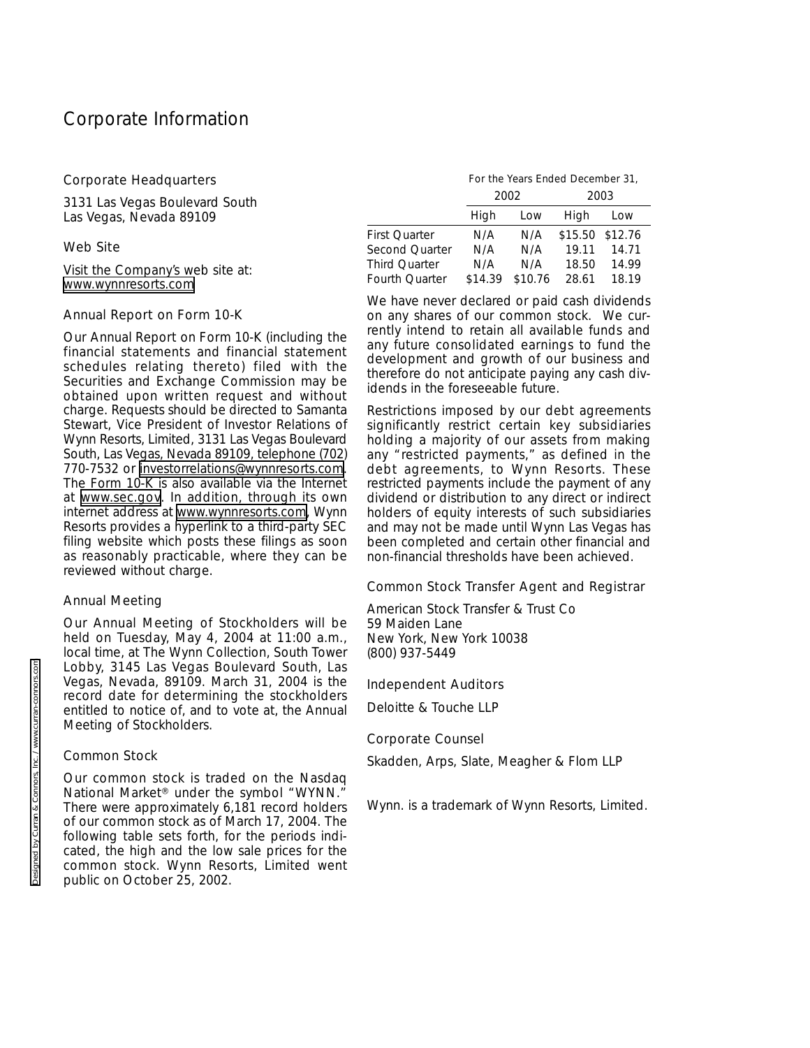# Corporate Information

## Corporate Headquarters

3131 Las Vegas Boulevard South
Las Vegas, Nevada 89109

## Web Site

Visit the Company's web site at:
www.wynnresorts.com

## Annual Report on Form 10-K

Our Annual Report on Form 10-K (including the financial statements and financial statement schedules relating thereto) filed with the Securities and Exchange Commission may be obtained upon written request and without charge. Requests should be directed to Samanta Stewart, Vice President of Investor Relations of Wynn Resorts, Limited, 3131 Las Vegas Boulevard South, Las Vegas, Nevada 89109, telephone (702) 770-7532 or investorrelations@wynnresorts.com. The Form 10-K is also available via the Internet at www.sec.gov. In addition, through its own internet address at www.wynnresorts.com, Wynn Resorts provides a hyperlink to a third-party SEC filing website which posts these filings as soon as reasonably practicable, where they can be reviewed without charge.

## Annual Meeting

Our Annual Meeting of Stockholders will be held on Tuesday, May 4, 2004 at 11:00 a.m., local time, at The Wynn Collection, South Tower Lobby, 3145 Las Vegas Boulevard South, Las Vegas, Nevada, 89109. March 31, 2004 is the record date for determining the stockholders entitled to notice of, and to vote at, the Annual Meeting of Stockholders.

## Common Stock

Our common stock is traded on the Nasdaq National Market® under the symbol "WYNN." There were approximately 6,181 record holders of our common stock as of March 17, 2004. The following table sets forth, for the periods indicated, the high and the low sale prices for the common stock. Wynn Resorts, Limited went public on October 25, 2002.

| | For the Years Ended December 31, | | | |
|---|---|---|---|---|
| | 2002 | | 2003 | |
| | High | Low | High | Low |
| First Quarter | N/A | N/A | $15.50 | $12.76 |
| Second Quarter | N/A | N/A | 19.11 | 14.71 |
| Third Quarter | N/A | N/A | 18.50 | 14.99 |
| Fourth Quarter | $14.39 | $10.76 | 28.61 | 18.19 |

We have never declared or paid cash dividends on any shares of our common stock. We currently intend to retain all available funds and any future consolidated earnings to fund the development and growth of our business and therefore do not anticipate paying any cash dividends in the foreseeable future.

Restrictions imposed by our debt agreements significantly restrict certain key subsidiaries holding a majority of our assets from making any "restricted payments," as defined in the debt agreements, to Wynn Resorts. These restricted payments include the payment of any dividend or distribution to any direct or indirect holders of equity interests of such subsidiaries and may not be made until Wynn Las Vegas has been completed and certain other financial and non-financial thresholds have been achieved.

## Common Stock Transfer Agent and Registrar

American Stock Transfer & Trust Co
59 Maiden Lane
New York, New York 10038
(800) 937-5449

## Independent Auditors

Deloitte & Touche LLP

## Corporate Counsel

Skadden, Arps, Slate, Meagher & Flom LLP

Wynn. is a trademark of Wynn Resorts, Limited.

Designed by Curran & Connors, Inc. / www.curran-connors.com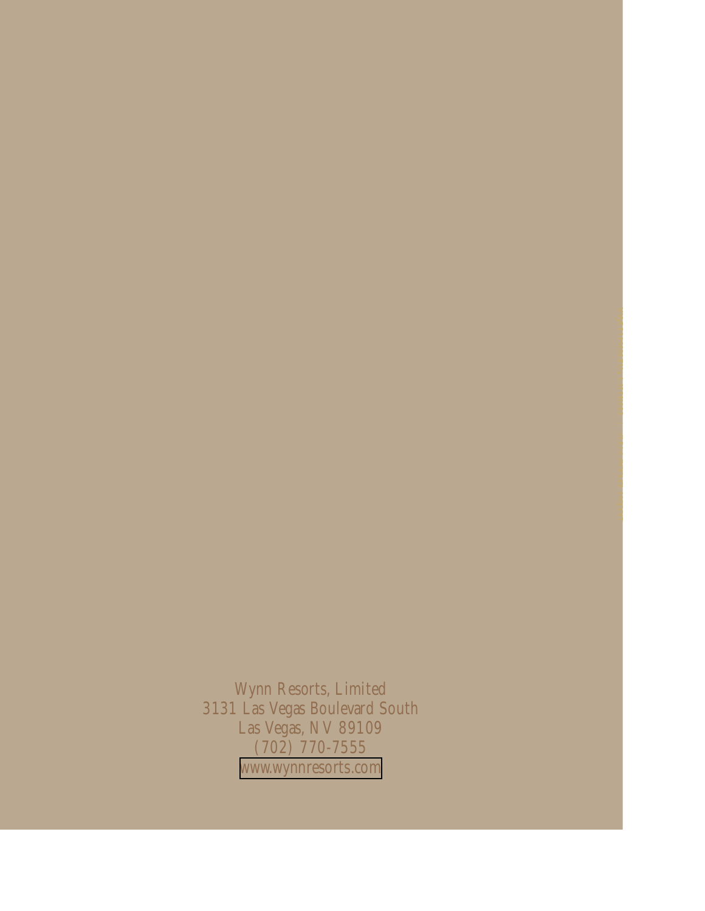Wynn Resorts, Limited
3131 Las Vegas Boulevard South
Las Vegas, NV 89109
(702) 770-7555
www.wynnresorts.com